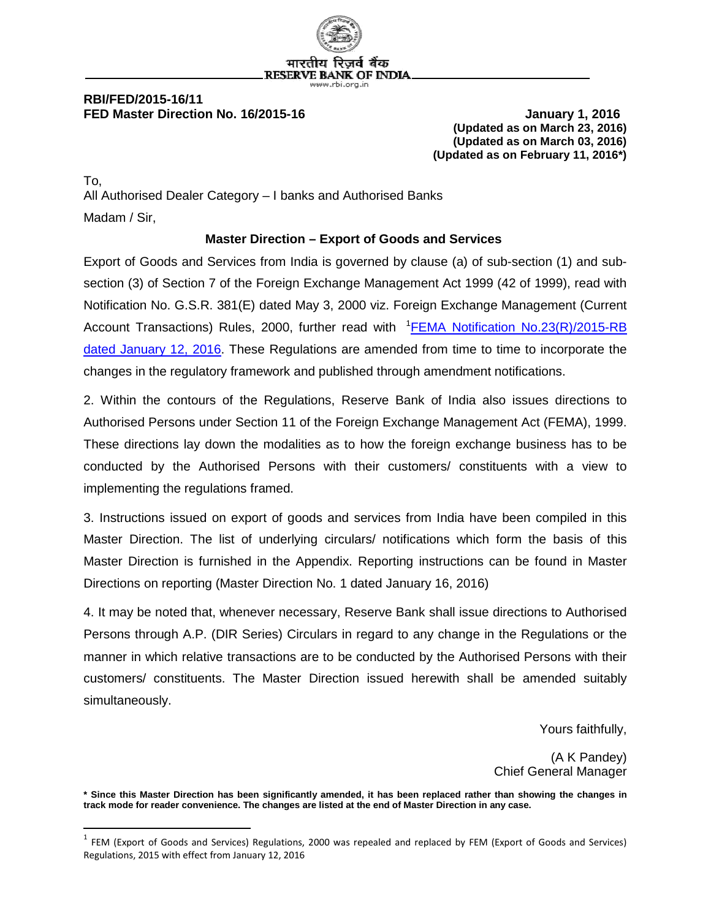भारतीय रिज़र्व बैंक
RESERVE BANK OF INDIA
www.rbi.org.in

**RBI/FED/2015-16/11**
**FED Master Direction No. 16/2015-16** **January 1, 2016**
**(Updated as on March 23, 2016)**
**(Updated as on March 03, 2016)**
**(Updated as on February 11, 2016*)**

To,
All Authorised Dealer Category – I banks and Authorised Banks

Madam / Sir,

**Master Direction – Export of Goods and Services**

Export of Goods and Services from India is governed by clause (a) of sub-section (1) and sub-section (3) of Section 7 of the Foreign Exchange Management Act 1999 (42 of 1999), read with Notification No. G.S.R. 381(E) dated May 3, 2000 viz. Foreign Exchange Management (Current Account Transactions) Rules, 2000, further read with [1]FEMA Notification No.23(R)/2015-RB dated January 12, 2016. These Regulations are amended from time to time to incorporate the changes in the regulatory framework and published through amendment notifications.

2. Within the contours of the Regulations, Reserve Bank of India also issues directions to Authorised Persons under Section 11 of the Foreign Exchange Management Act (FEMA), 1999. These directions lay down the modalities as to how the foreign exchange business has to be conducted by the Authorised Persons with their customers/ constituents with a view to implementing the regulations framed.

3. Instructions issued on export of goods and services from India have been compiled in this Master Direction. The list of underlying circulars/ notifications which form the basis of this Master Direction is furnished in the Appendix. Reporting instructions can be found in Master Directions on reporting (Master Direction No. 1 dated January 16, 2016)

4. It may be noted that, whenever necessary, Reserve Bank shall issue directions to Authorised Persons through A.P. (DIR Series) Circulars in regard to any change in the Regulations or the manner in which relative transactions are to be conducted by the Authorised Persons with their customers/ constituents. The Master Direction issued herewith shall be amended suitably simultaneously.

Yours faithfully,

(A K Pandey)
Chief General Manager

**\* Since this Master Direction has been significantly amended, it has been replaced rather than showing the changes in track mode for reader convenience. The changes are listed at the end of Master Direction in any case.**

[1] FEM (Export of Goods and Services) Regulations, 2000 was repealed and replaced by FEM (Export of Goods and Services) Regulations, 2015 with effect from January 12, 2016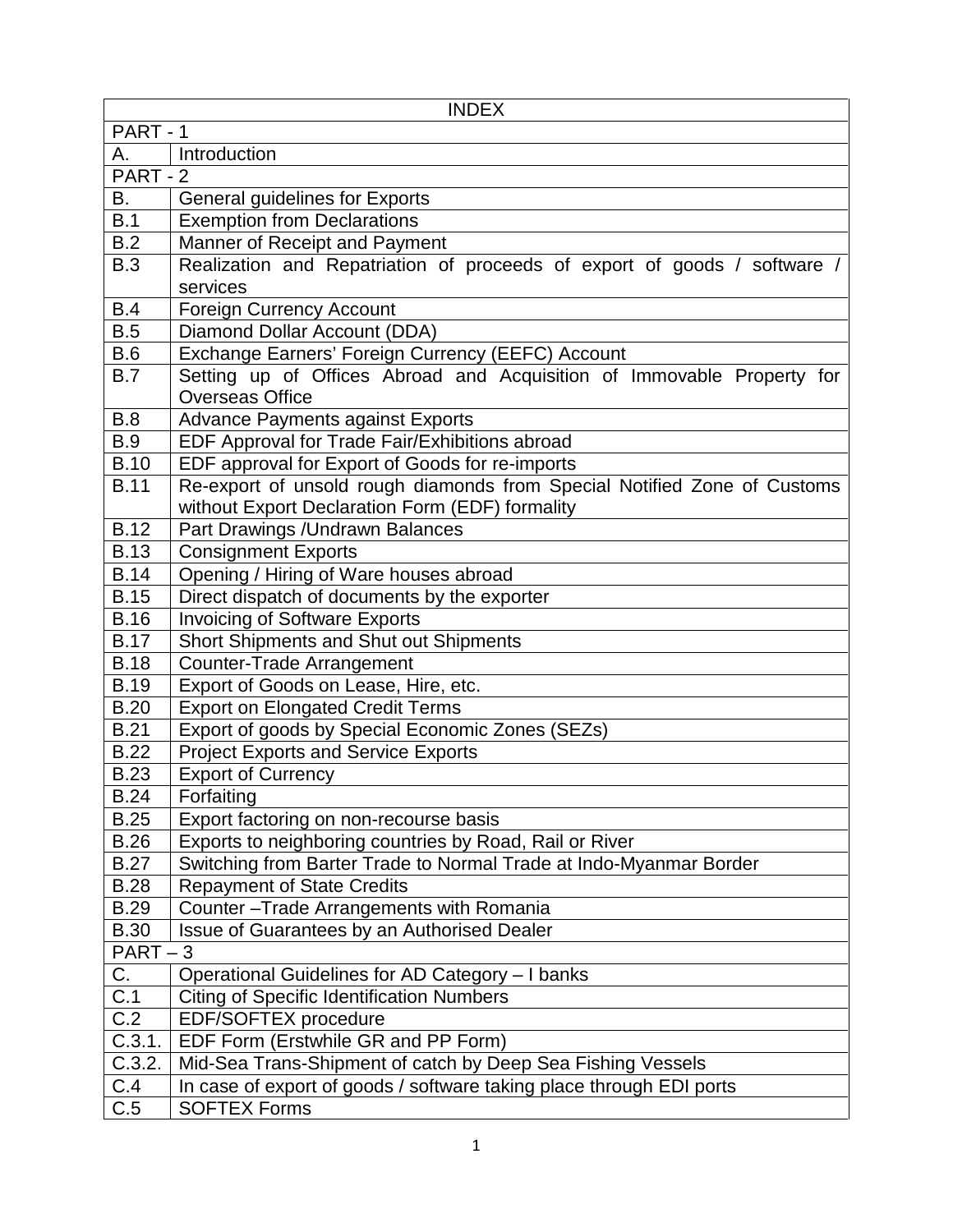| INDEX | |
|---|---|
| PART - 1 | |
| A. | Introduction |
| PART - 2 | |
| B. | General guidelines for Exports |
| B.1 | Exemption from Declarations |
| B.2 | Manner of Receipt and Payment |
| B.3 | Realization and Repatriation of proceeds of export of goods / software / services |
| B.4 | Foreign Currency Account |
| B.5 | Diamond Dollar Account (DDA) |
| B.6 | Exchange Earners' Foreign Currency (EEFC) Account |
| B.7 | Setting up of Offices Abroad and Acquisition of Immovable Property for Overseas Office |
| B.8 | Advance Payments against Exports |
| B.9 | EDF Approval for Trade Fair/Exhibitions abroad |
| B.10 | EDF approval for Export of Goods for re-imports |
| B.11 | Re-export of unsold rough diamonds from Special Notified Zone of Customs without Export Declaration Form (EDF) formality |
| B.12 | Part Drawings /Undrawn Balances |
| B.13 | Consignment Exports |
| B.14 | Opening / Hiring of Ware houses abroad |
| B.15 | Direct dispatch of documents by the exporter |
| B.16 | Invoicing of Software Exports |
| B.17 | Short Shipments and Shut out Shipments |
| B.18 | Counter-Trade Arrangement |
| B.19 | Export of Goods on Lease, Hire, etc. |
| B.20 | Export on Elongated Credit Terms |
| B.21 | Export of goods by Special Economic Zones (SEZs) |
| B.22 | Project Exports and Service Exports |
| B.23 | Export of Currency |
| B.24 | Forfaiting |
| B.25 | Export factoring on non-recourse basis |
| B.26 | Exports to neighboring countries by Road, Rail or River |
| B.27 | Switching from Barter Trade to Normal Trade at Indo-Myanmar Border |
| B.28 | Repayment of State Credits |
| B.29 | Counter –Trade Arrangements with Romania |
| B.30 | Issue of Guarantees by an Authorised Dealer |
| PART – 3 | |
| C. | Operational Guidelines for AD Category – I banks |
| C.1 | Citing of Specific Identification Numbers |
| C.2 | EDF/SOFTEX procedure |
| C.3.1. | EDF Form (Erstwhile GR and PP Form) |
| C.3.2. | Mid-Sea Trans-Shipment of catch by Deep Sea Fishing Vessels |
| C.4 | In case of export of goods / software taking place through EDI ports |
| C.5 | SOFTEX Forms |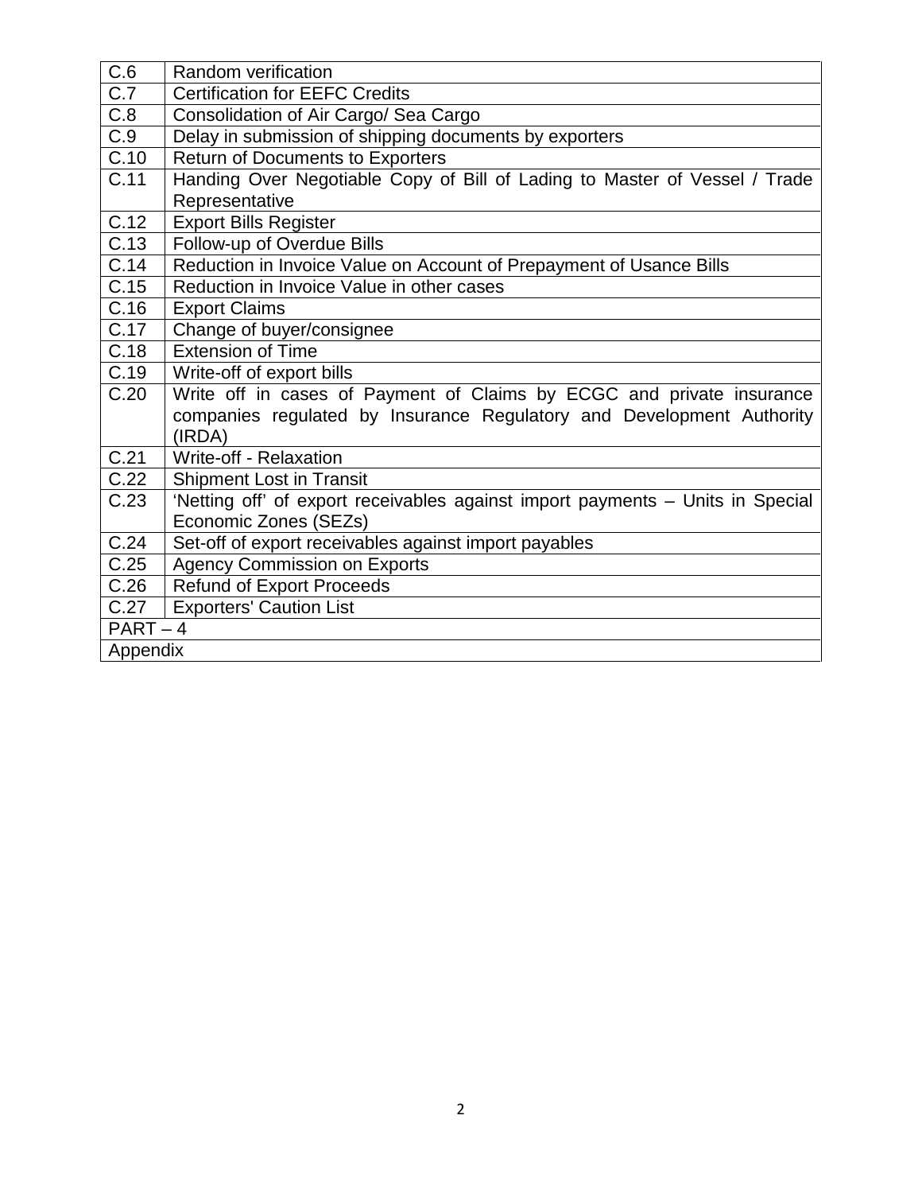| | |
|---|---|
| C.6 | Random verification |
| C.7 | Certification for EEFC Credits |
| C.8 | Consolidation of Air Cargo/ Sea Cargo |
| C.9 | Delay in submission of shipping documents by exporters |
| C.10 | Return of Documents to Exporters |
| C.11 | Handing Over Negotiable Copy of Bill of Lading to Master of Vessel / Trade Representative |
| C.12 | Export Bills Register |
| C.13 | Follow-up of Overdue Bills |
| C.14 | Reduction in Invoice Value on Account of Prepayment of Usance Bills |
| C.15 | Reduction in Invoice Value in other cases |
| C.16 | Export Claims |
| C.17 | Change of buyer/consignee |
| C.18 | Extension of Time |
| C.19 | Write-off of export bills |
| C.20 | Write off in cases of Payment of Claims by ECGC and private insurance companies regulated by Insurance Regulatory and Development Authority (IRDA) |
| C.21 | Write-off - Relaxation |
| C.22 | Shipment Lost in Transit |
| C.23 | 'Netting off' of export receivables against import payments – Units in Special Economic Zones (SEZs) |
| C.24 | Set-off of export receivables against import payables |
| C.25 | Agency Commission on Exports |
| C.26 | Refund of Export Proceeds |
| C.27 | Exporters' Caution List |
| PART – 4 | |
| Appendix | |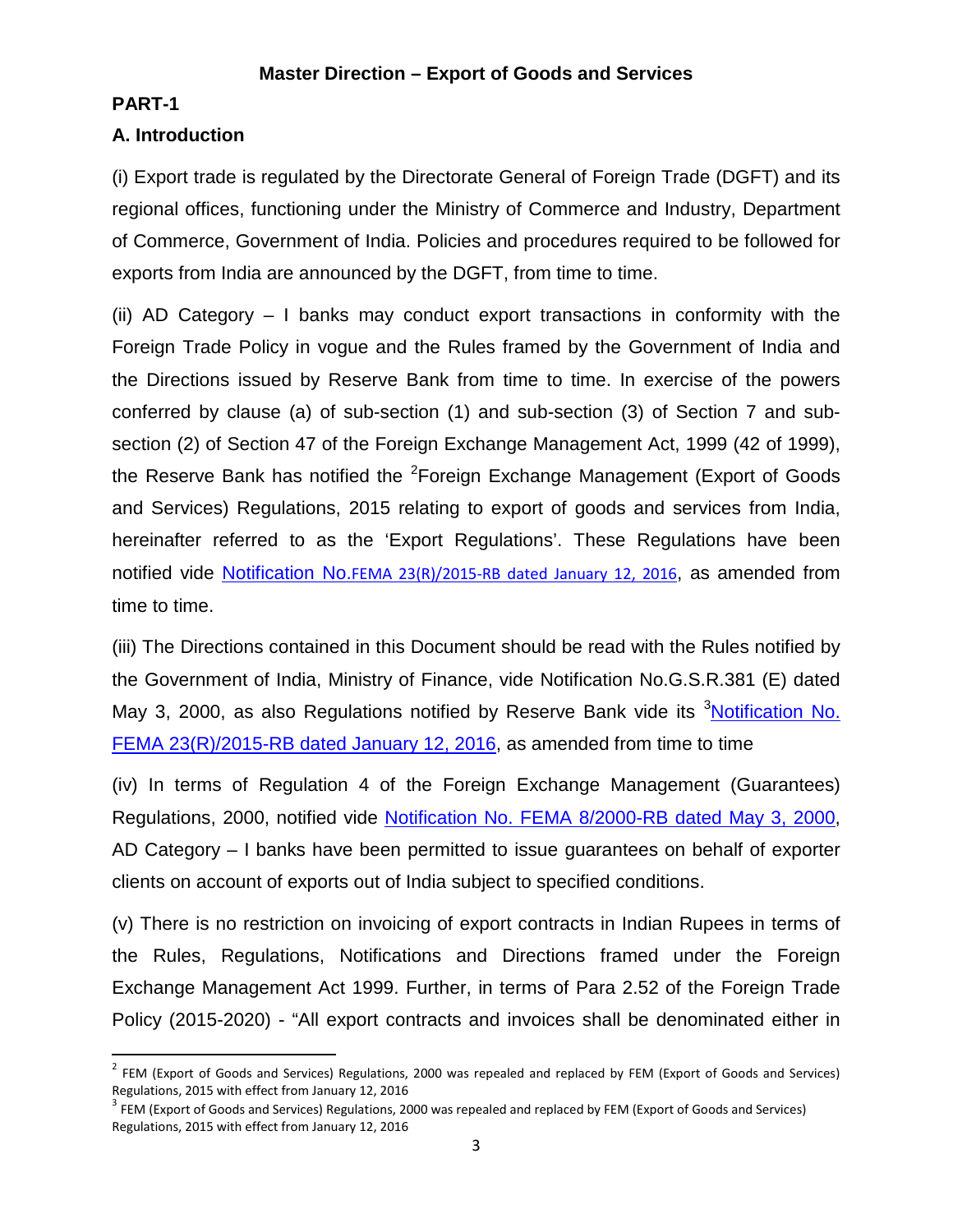## Master Direction – Export of Goods and Services

## PART-1

### A. Introduction

(i) Export trade is regulated by the Directorate General of Foreign Trade (DGFT) and its regional offices, functioning under the Ministry of Commerce and Industry, Department of Commerce, Government of India. Policies and procedures required to be followed for exports from India are announced by the DGFT, from time to time.

(ii) AD Category – I banks may conduct export transactions in conformity with the Foreign Trade Policy in vogue and the Rules framed by the Government of India and the Directions issued by Reserve Bank from time to time. In exercise of the powers conferred by clause (a) of sub-section (1) and sub-section (3) of Section 7 and sub-section (2) of Section 47 of the Foreign Exchange Management Act, 1999 (42 of 1999), the Reserve Bank has notified the [2]Foreign Exchange Management (Export of Goods and Services) Regulations, 2015 relating to export of goods and services from India, hereinafter referred to as the 'Export Regulations'. These Regulations have been notified vide Notification No.FEMA 23(R)/2015-RB dated January 12, 2016, as amended from time to time.

(iii) The Directions contained in this Document should be read with the Rules notified by the Government of India, Ministry of Finance, vide Notification No.G.S.R.381 (E) dated May 3, 2000, as also Regulations notified by Reserve Bank vide its [3]Notification No. FEMA 23(R)/2015-RB dated January 12, 2016, as amended from time to time

(iv) In terms of Regulation 4 of the Foreign Exchange Management (Guarantees) Regulations, 2000, notified vide Notification No. FEMA 8/2000-RB dated May 3, 2000, AD Category – I banks have been permitted to issue guarantees on behalf of exporter clients on account of exports out of India subject to specified conditions.

(v) There is no restriction on invoicing of export contracts in Indian Rupees in terms of the Rules, Regulations, Notifications and Directions framed under the Foreign Exchange Management Act 1999. Further, in terms of Para 2.52 of the Foreign Trade Policy (2015-2020) - "All export contracts and invoices shall be denominated either in

---

[2] FEM (Export of Goods and Services) Regulations, 2000 was repealed and replaced by FEM (Export of Goods and Services) Regulations, 2015 with effect from January 12, 2016

[3] FEM (Export of Goods and Services) Regulations, 2000 was repealed and replaced by FEM (Export of Goods and Services) Regulations, 2015 with effect from January 12, 2016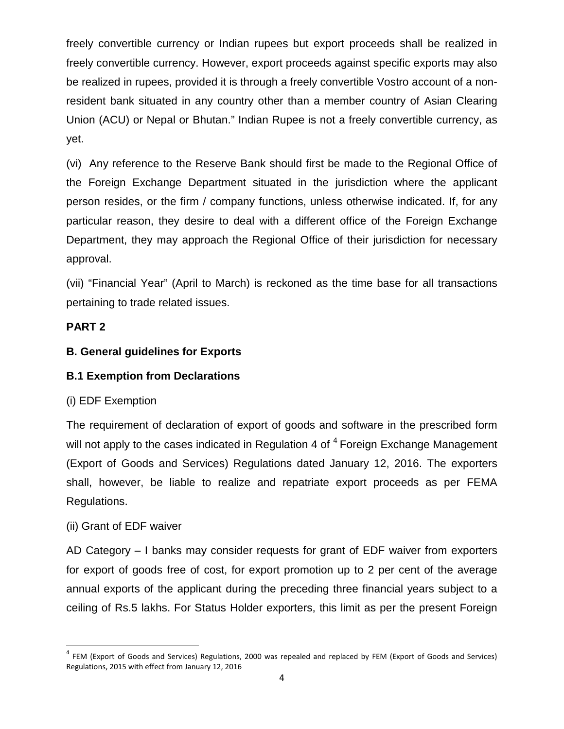freely convertible currency or Indian rupees but export proceeds shall be realized in freely convertible currency. However, export proceeds against specific exports may also be realized in rupees, provided it is through a freely convertible Vostro account of a non-resident bank situated in any country other than a member country of Asian Clearing Union (ACU) or Nepal or Bhutan." Indian Rupee is not a freely convertible currency, as yet.

(vi) Any reference to the Reserve Bank should first be made to the Regional Office of the Foreign Exchange Department situated in the jurisdiction where the applicant person resides, or the firm / company functions, unless otherwise indicated. If, for any particular reason, they desire to deal with a different office of the Foreign Exchange Department, they may approach the Regional Office of their jurisdiction for necessary approval.

(vii) "Financial Year" (April to March) is reckoned as the time base for all transactions pertaining to trade related issues.

## PART 2

### B. General guidelines for Exports

#### B.1 Exemption from Declarations

(i) EDF Exemption

The requirement of declaration of export of goods and software in the prescribed form will not apply to the cases indicated in Regulation 4 of [4] Foreign Exchange Management (Export of Goods and Services) Regulations dated January 12, 2016. The exporters shall, however, be liable to realize and repatriate export proceeds as per FEMA Regulations.

(ii) Grant of EDF waiver

AD Category – I banks may consider requests for grant of EDF waiver from exporters for export of goods free of cost, for export promotion up to 2 per cent of the average annual exports of the applicant during the preceding three financial years subject to a ceiling of Rs.5 lakhs. For Status Holder exporters, this limit as per the present Foreign

---

[4] FEM (Export of Goods and Services) Regulations, 2000 was repealed and replaced by FEM (Export of Goods and Services) Regulations, 2015 with effect from January 12, 2016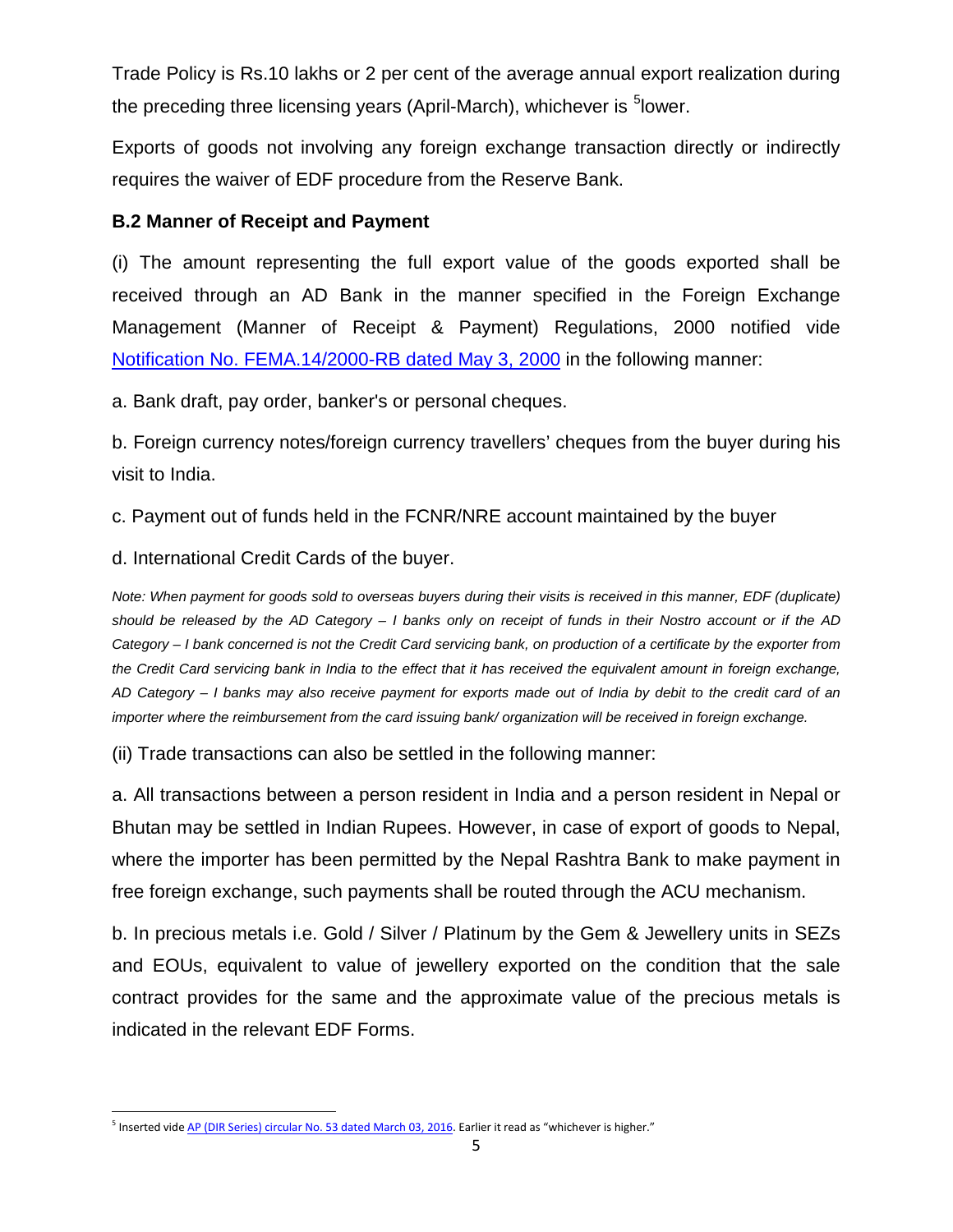Trade Policy is Rs.10 lakhs or 2 per cent of the average annual export realization during the preceding three licensing years (April-March), whichever is [5]lower.

Exports of goods not involving any foreign exchange transaction directly or indirectly requires the waiver of EDF procedure from the Reserve Bank.

### B.2 Manner of Receipt and Payment

(i) The amount representing the full export value of the goods exported shall be received through an AD Bank in the manner specified in the Foreign Exchange Management (Manner of Receipt & Payment) Regulations, 2000 notified vide Notification No. FEMA.14/2000-RB dated May 3, 2000 in the following manner:

a. Bank draft, pay order, banker's or personal cheques.

b. Foreign currency notes/foreign currency travellers' cheques from the buyer during his visit to India.

c. Payment out of funds held in the FCNR/NRE account maintained by the buyer

d. International Credit Cards of the buyer.

*Note: When payment for goods sold to overseas buyers during their visits is received in this manner, EDF (duplicate) should be released by the AD Category – I banks only on receipt of funds in their Nostro account or if the AD Category – I bank concerned is not the Credit Card servicing bank, on production of a certificate by the exporter from the Credit Card servicing bank in India to the effect that it has received the equivalent amount in foreign exchange, AD Category – I banks may also receive payment for exports made out of India by debit to the credit card of an importer where the reimbursement from the card issuing bank/ organization will be received in foreign exchange.*

(ii) Trade transactions can also be settled in the following manner:

a. All transactions between a person resident in India and a person resident in Nepal or Bhutan may be settled in Indian Rupees. However, in case of export of goods to Nepal, where the importer has been permitted by the Nepal Rashtra Bank to make payment in free foreign exchange, such payments shall be routed through the ACU mechanism.

b. In precious metals i.e. Gold / Silver / Platinum by the Gem & Jewellery units in SEZs and EOUs, equivalent to value of jewellery exported on the condition that the sale contract provides for the same and the approximate value of the precious metals is indicated in the relevant EDF Forms.

---

[5] Inserted vide AP (DIR Series) circular No. 53 dated March 03, 2016. Earlier it read as "whichever is higher."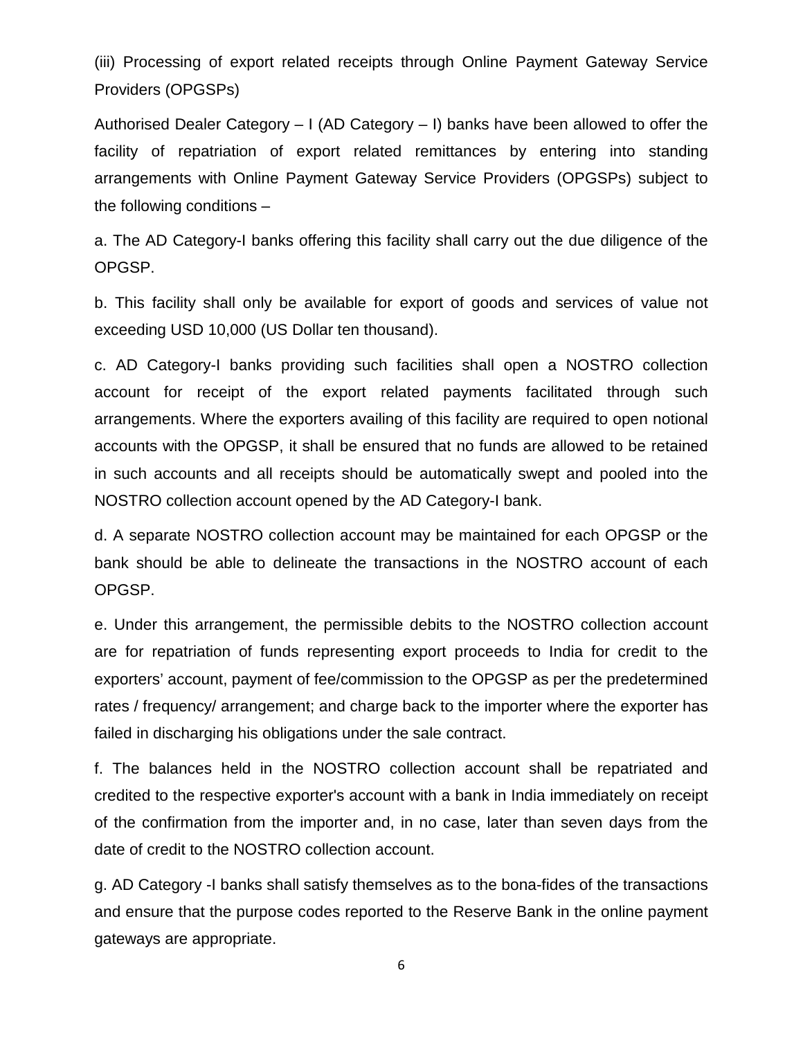(iii) Processing of export related receipts through Online Payment Gateway Service Providers (OPGSPs)

Authorised Dealer Category – I (AD Category – I) banks have been allowed to offer the facility of repatriation of export related remittances by entering into standing arrangements with Online Payment Gateway Service Providers (OPGSPs) subject to the following conditions –

a. The AD Category-I banks offering this facility shall carry out the due diligence of the OPGSP.

b. This facility shall only be available for export of goods and services of value not exceeding USD 10,000 (US Dollar ten thousand).

c. AD Category-I banks providing such facilities shall open a NOSTRO collection account for receipt of the export related payments facilitated through such arrangements. Where the exporters availing of this facility are required to open notional accounts with the OPGSP, it shall be ensured that no funds are allowed to be retained in such accounts and all receipts should be automatically swept and pooled into the NOSTRO collection account opened by the AD Category-I bank.

d. A separate NOSTRO collection account may be maintained for each OPGSP or the bank should be able to delineate the transactions in the NOSTRO account of each OPGSP.

e. Under this arrangement, the permissible debits to the NOSTRO collection account are for repatriation of funds representing export proceeds to India for credit to the exporters' account, payment of fee/commission to the OPGSP as per the predetermined rates / frequency/ arrangement; and charge back to the importer where the exporter has failed in discharging his obligations under the sale contract.

f. The balances held in the NOSTRO collection account shall be repatriated and credited to the respective exporter's account with a bank in India immediately on receipt of the confirmation from the importer and, in no case, later than seven days from the date of credit to the NOSTRO collection account.

g. AD Category -I banks shall satisfy themselves as to the bona-fides of the transactions and ensure that the purpose codes reported to the Reserve Bank in the online payment gateways are appropriate.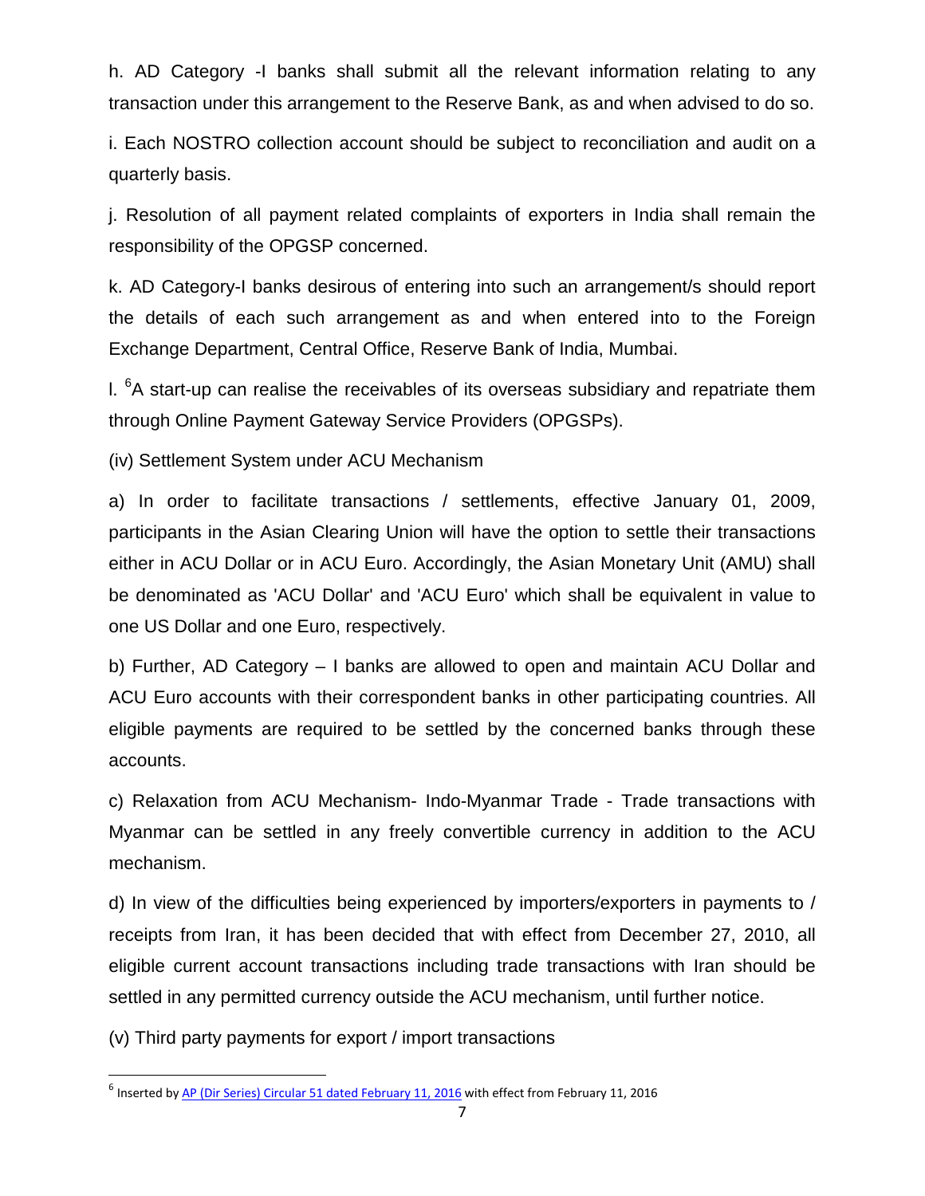h. AD Category -I banks shall submit all the relevant information relating to any transaction under this arrangement to the Reserve Bank, as and when advised to do so.

i. Each NOSTRO collection account should be subject to reconciliation and audit on a quarterly basis.

j. Resolution of all payment related complaints of exporters in India shall remain the responsibility of the OPGSP concerned.

k. AD Category-I banks desirous of entering into such an arrangement/s should report the details of each such arrangement as and when entered into to the Foreign Exchange Department, Central Office, Reserve Bank of India, Mumbai.

l. [6]A start-up can realise the receivables of its overseas subsidiary and repatriate them through Online Payment Gateway Service Providers (OPGSPs).

(iv) Settlement System under ACU Mechanism

a) In order to facilitate transactions / settlements, effective January 01, 2009, participants in the Asian Clearing Union will have the option to settle their transactions either in ACU Dollar or in ACU Euro. Accordingly, the Asian Monetary Unit (AMU) shall be denominated as 'ACU Dollar' and 'ACU Euro' which shall be equivalent in value to one US Dollar and one Euro, respectively.

b) Further, AD Category – I banks are allowed to open and maintain ACU Dollar and ACU Euro accounts with their correspondent banks in other participating countries. All eligible payments are required to be settled by the concerned banks through these accounts.

c) Relaxation from ACU Mechanism- Indo-Myanmar Trade - Trade transactions with Myanmar can be settled in any freely convertible currency in addition to the ACU mechanism.

d) In view of the difficulties being experienced by importers/exporters in payments to / receipts from Iran, it has been decided that with effect from December 27, 2010, all eligible current account transactions including trade transactions with Iran should be settled in any permitted currency outside the ACU mechanism, until further notice.

(v) Third party payments for export / import transactions

---

[6] Inserted by AP (Dir Series) Circular 51 dated February 11, 2016 with effect from February 11, 2016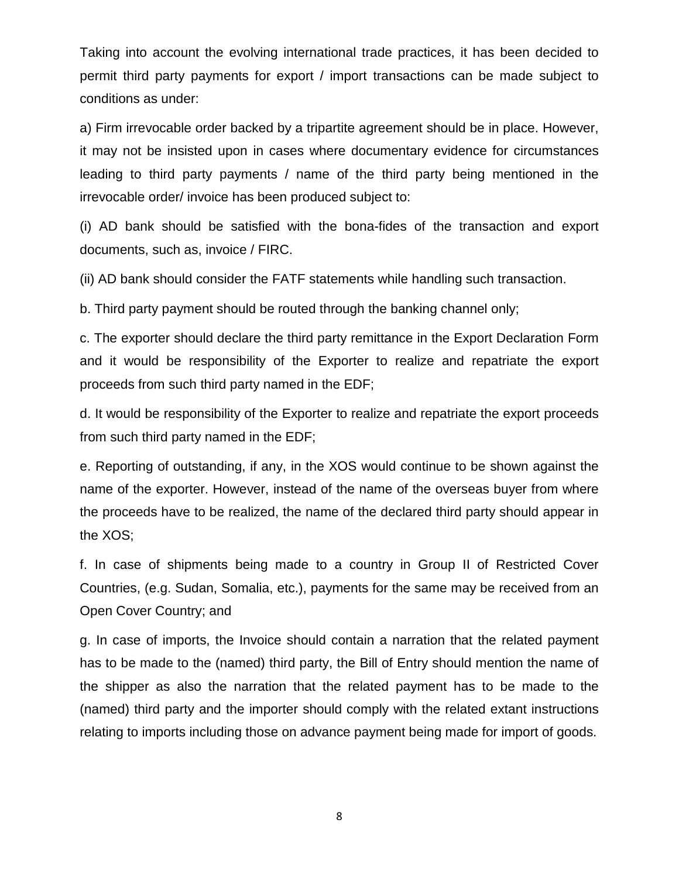Taking into account the evolving international trade practices, it has been decided to permit third party payments for export / import transactions can be made subject to conditions as under:

a) Firm irrevocable order backed by a tripartite agreement should be in place. However, it may not be insisted upon in cases where documentary evidence for circumstances leading to third party payments / name of the third party being mentioned in the irrevocable order/ invoice has been produced subject to:

(i) AD bank should be satisfied with the bona-fides of the transaction and export documents, such as, invoice / FIRC.

(ii) AD bank should consider the FATF statements while handling such transaction.

b. Third party payment should be routed through the banking channel only;

c. The exporter should declare the third party remittance in the Export Declaration Form and it would be responsibility of the Exporter to realize and repatriate the export proceeds from such third party named in the EDF;

d. It would be responsibility of the Exporter to realize and repatriate the export proceeds from such third party named in the EDF;

e. Reporting of outstanding, if any, in the XOS would continue to be shown against the name of the exporter. However, instead of the name of the overseas buyer from where the proceeds have to be realized, the name of the declared third party should appear in the XOS;

f. In case of shipments being made to a country in Group II of Restricted Cover Countries, (e.g. Sudan, Somalia, etc.), payments for the same may be received from an Open Cover Country; and

g. In case of imports, the Invoice should contain a narration that the related payment has to be made to the (named) third party, the Bill of Entry should mention the name of the shipper as also the narration that the related payment has to be made to the (named) third party and the importer should comply with the related extant instructions relating to imports including those on advance payment being made for import of goods.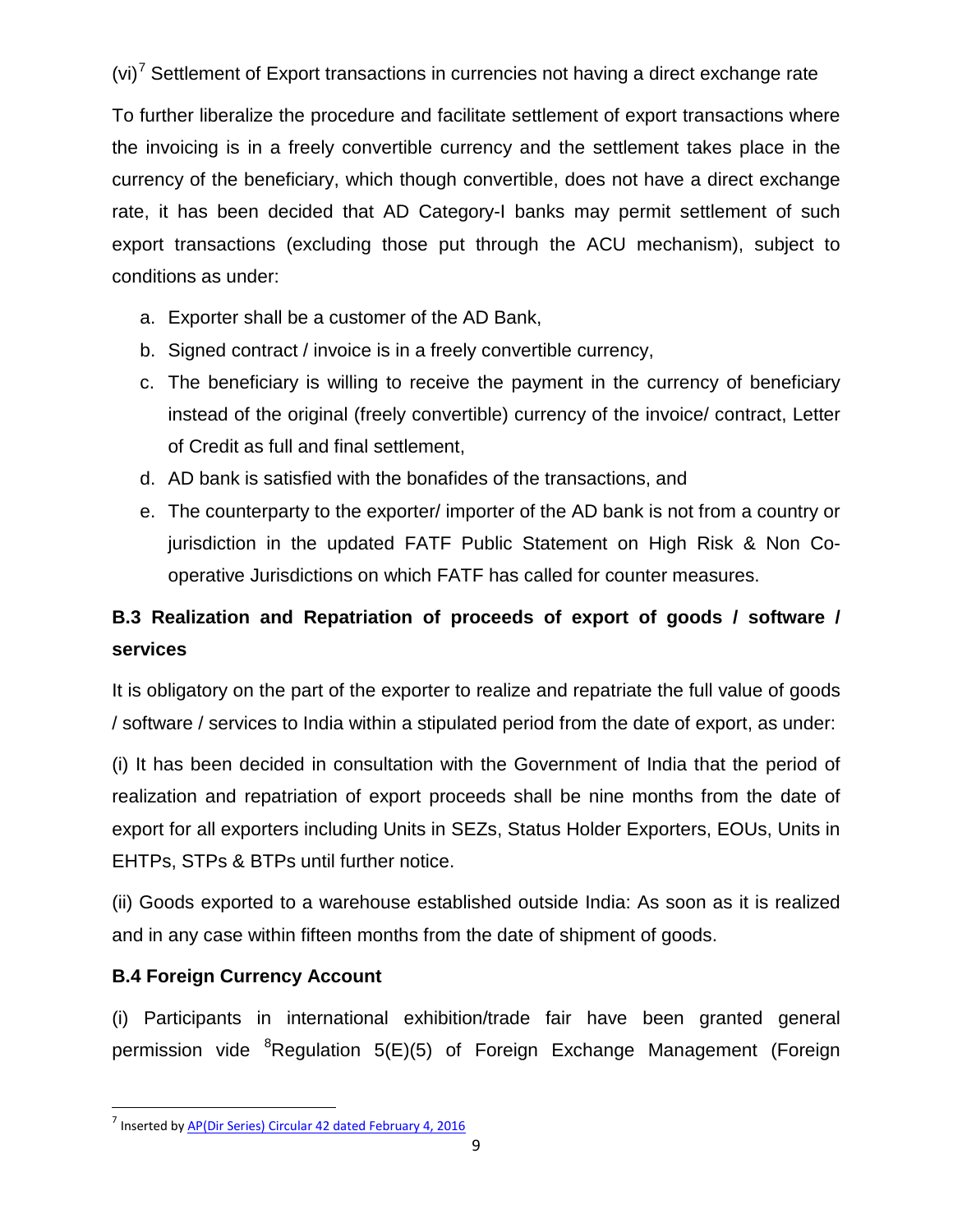(vi)[7] Settlement of Export transactions in currencies not having a direct exchange rate

To further liberalize the procedure and facilitate settlement of export transactions where the invoicing is in a freely convertible currency and the settlement takes place in the currency of the beneficiary, which though convertible, does not have a direct exchange rate, it has been decided that AD Category-I banks may permit settlement of such export transactions (excluding those put through the ACU mechanism), subject to conditions as under:

a. Exporter shall be a customer of the AD Bank,
b. Signed contract / invoice is in a freely convertible currency,
c. The beneficiary is willing to receive the payment in the currency of beneficiary instead of the original (freely convertible) currency of the invoice/ contract, Letter of Credit as full and final settlement,
d. AD bank is satisfied with the bonafides of the transactions, and
e. The counterparty to the exporter/ importer of the AD bank is not from a country or jurisdiction in the updated FATF Public Statement on High Risk & Non Co-operative Jurisdictions on which FATF has called for counter measures.

### B.3 Realization and Repatriation of proceeds of export of goods / software / services

It is obligatory on the part of the exporter to realize and repatriate the full value of goods / software / services to India within a stipulated period from the date of export, as under:

(i) It has been decided in consultation with the Government of India that the period of realization and repatriation of export proceeds shall be nine months from the date of export for all exporters including Units in SEZs, Status Holder Exporters, EOUs, Units in EHTPs, STPs & BTPs until further notice.

(ii) Goods exported to a warehouse established outside India: As soon as it is realized and in any case within fifteen months from the date of shipment of goods.

### B.4 Foreign Currency Account

(i) Participants in international exhibition/trade fair have been granted general permission vide [8]Regulation 5(E)(5) of Foreign Exchange Management (Foreign

[7] Inserted by AP(Dir Series) Circular 42 dated February 4, 2016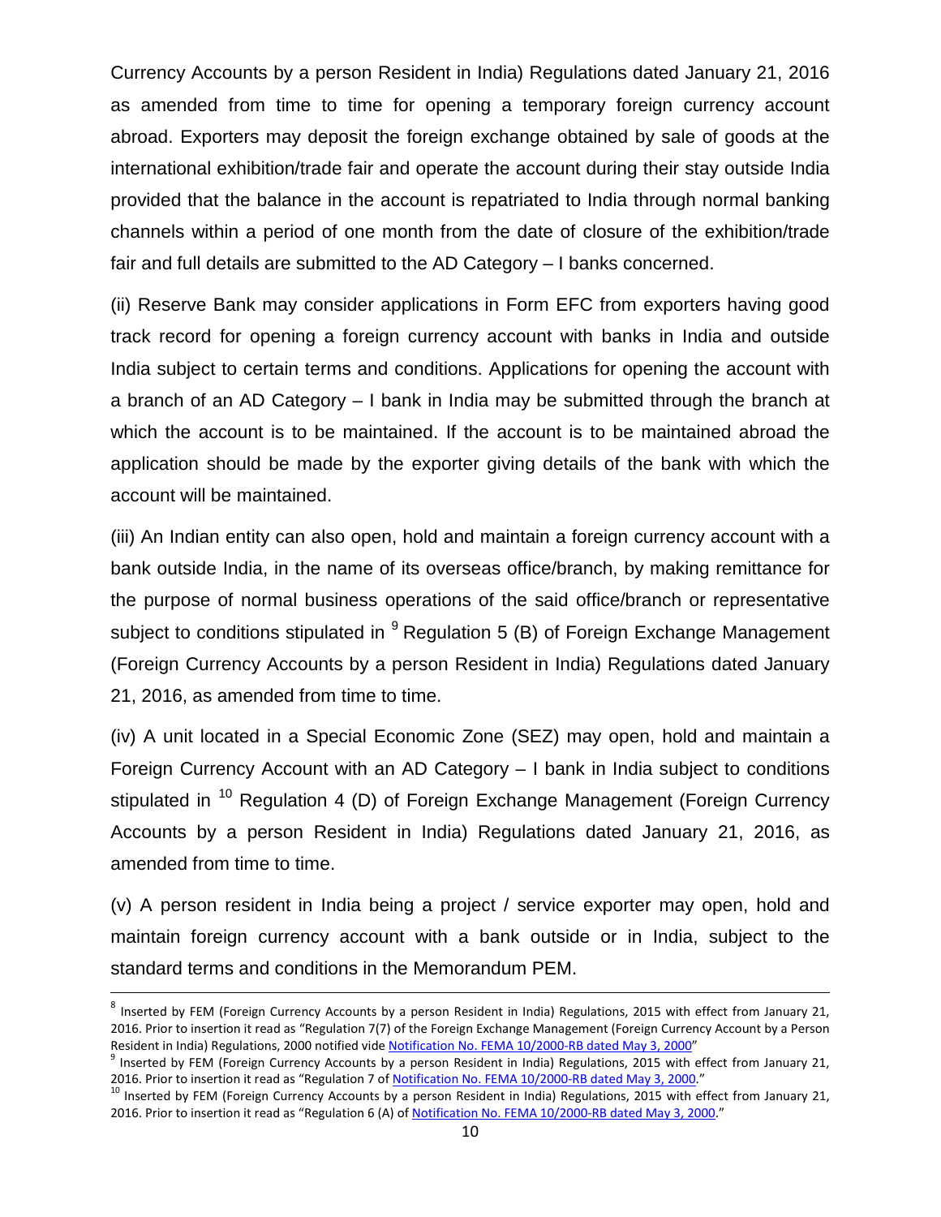Currency Accounts by a person Resident in India) Regulations dated January 21, 2016 as amended from time to time for opening a temporary foreign currency account abroad. Exporters may deposit the foreign exchange obtained by sale of goods at the international exhibition/trade fair and operate the account during their stay outside India provided that the balance in the account is repatriated to India through normal banking channels within a period of one month from the date of closure of the exhibition/trade fair and full details are submitted to the AD Category – I banks concerned.

(ii) Reserve Bank may consider applications in Form EFC from exporters having good track record for opening a foreign currency account with banks in India and outside India subject to certain terms and conditions. Applications for opening the account with a branch of an AD Category – I bank in India may be submitted through the branch at which the account is to be maintained. If the account is to be maintained abroad the application should be made by the exporter giving details of the bank with which the account will be maintained.

(iii) An Indian entity can also open, hold and maintain a foreign currency account with a bank outside India, in the name of its overseas office/branch, by making remittance for the purpose of normal business operations of the said office/branch or representative subject to conditions stipulated in [9] Regulation 5 (B) of Foreign Exchange Management (Foreign Currency Accounts by a person Resident in India) Regulations dated January 21, 2016, as amended from time to time.

(iv) A unit located in a Special Economic Zone (SEZ) may open, hold and maintain a Foreign Currency Account with an AD Category – I bank in India subject to conditions stipulated in [10] Regulation 4 (D) of Foreign Exchange Management (Foreign Currency Accounts by a person Resident in India) Regulations dated January 21, 2016, as amended from time to time.

(v) A person resident in India being a project / service exporter may open, hold and maintain foreign currency account with a bank outside or in India, subject to the standard terms and conditions in the Memorandum PEM.

---

[8] Inserted by FEM (Foreign Currency Accounts by a person Resident in India) Regulations, 2015 with effect from January 21, 2016. Prior to insertion it read as "Regulation 7(7) of the Foreign Exchange Management (Foreign Currency Account by a Person Resident in India) Regulations, 2000 notified vide Notification No. FEMA 10/2000-RB dated May 3, 2000"

[9] Inserted by FEM (Foreign Currency Accounts by a person Resident in India) Regulations, 2015 with effect from January 21, 2016. Prior to insertion it read as "Regulation 7 of Notification No. FEMA 10/2000-RB dated May 3, 2000."

[10] Inserted by FEM (Foreign Currency Accounts by a person Resident in India) Regulations, 2015 with effect from January 21, 2016. Prior to insertion it read as "Regulation 6 (A) of Notification No. FEMA 10/2000-RB dated May 3, 2000."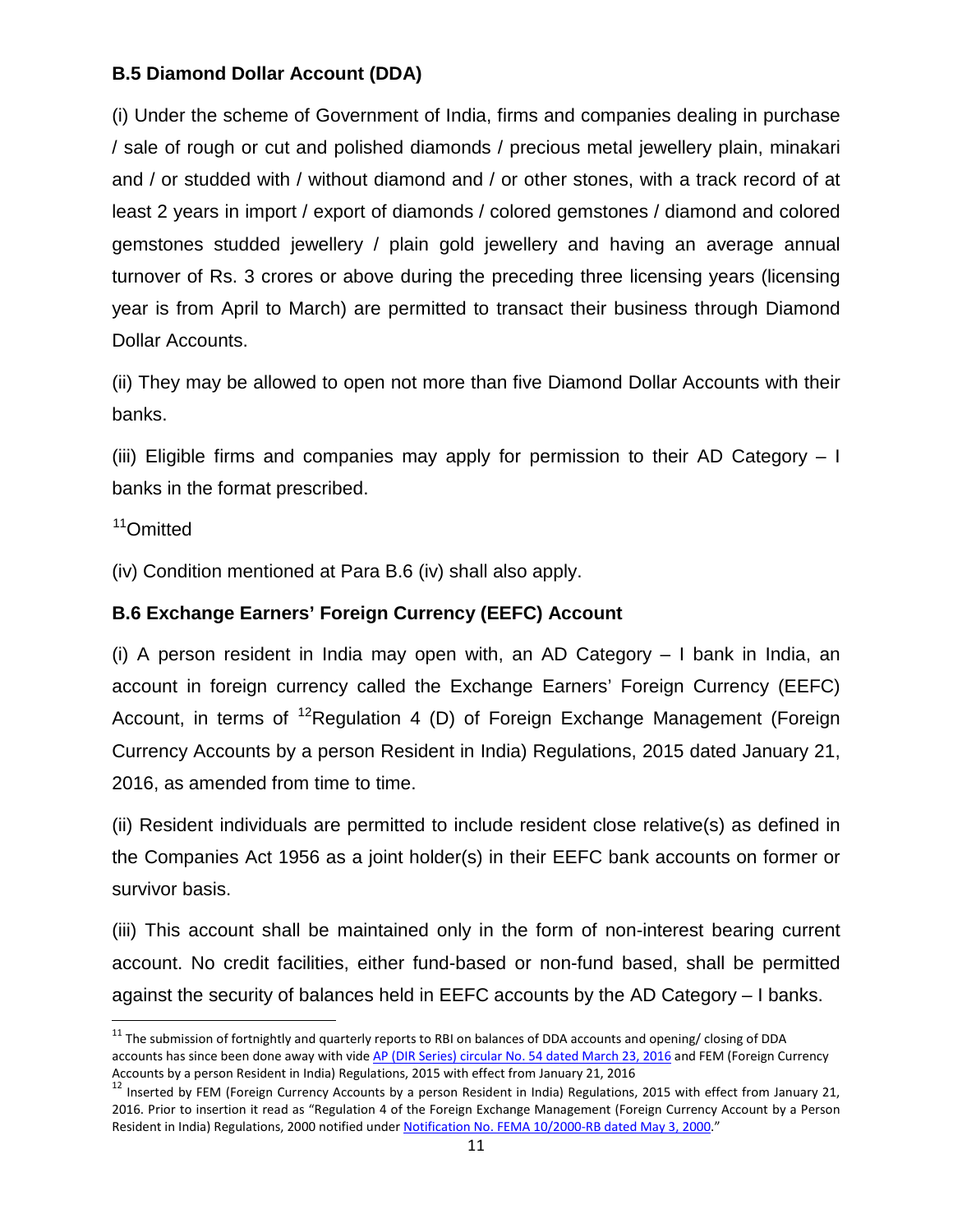### B.5 Diamond Dollar Account (DDA)

(i) Under the scheme of Government of India, firms and companies dealing in purchase / sale of rough or cut and polished diamonds / precious metal jewellery plain, minakari and / or studded with / without diamond and / or other stones, with a track record of at least 2 years in import / export of diamonds / colored gemstones / diamond and colored gemstones studded jewellery / plain gold jewellery and having an average annual turnover of Rs. 3 crores or above during the preceding three licensing years (licensing year is from April to March) are permitted to transact their business through Diamond Dollar Accounts.

(ii) They may be allowed to open not more than five Diamond Dollar Accounts with their banks.

(iii) Eligible firms and companies may apply for permission to their AD Category – I banks in the format prescribed.

[11]Omitted

(iv) Condition mentioned at Para B.6 (iv) shall also apply.

### B.6 Exchange Earners' Foreign Currency (EEFC) Account

(i) A person resident in India may open with, an AD Category – I bank in India, an account in foreign currency called the Exchange Earners' Foreign Currency (EEFC) Account, in terms of [12]Regulation 4 (D) of Foreign Exchange Management (Foreign Currency Accounts by a person Resident in India) Regulations, 2015 dated January 21, 2016, as amended from time to time.

(ii) Resident individuals are permitted to include resident close relative(s) as defined in the Companies Act 1956 as a joint holder(s) in their EEFC bank accounts on former or survivor basis.

(iii) This account shall be maintained only in the form of non-interest bearing current account. No credit facilities, either fund-based or non-fund based, shall be permitted against the security of balances held in EEFC accounts by the AD Category – I banks.

---

[11] The submission of fortnightly and quarterly reports to RBI on balances of DDA accounts and opening/ closing of DDA accounts has since been done away with vide AP (DIR Series) circular No. 54 dated March 23, 2016 and FEM (Foreign Currency Accounts by a person Resident in India) Regulations, 2015 with effect from January 21, 2016

[12] Inserted by FEM (Foreign Currency Accounts by a person Resident in India) Regulations, 2015 with effect from January 21, 2016. Prior to insertion it read as "Regulation 4 of the Foreign Exchange Management (Foreign Currency Account by a Person Resident in India) Regulations, 2000 notified under Notification No. FEMA 10/2000-RB dated May 3, 2000."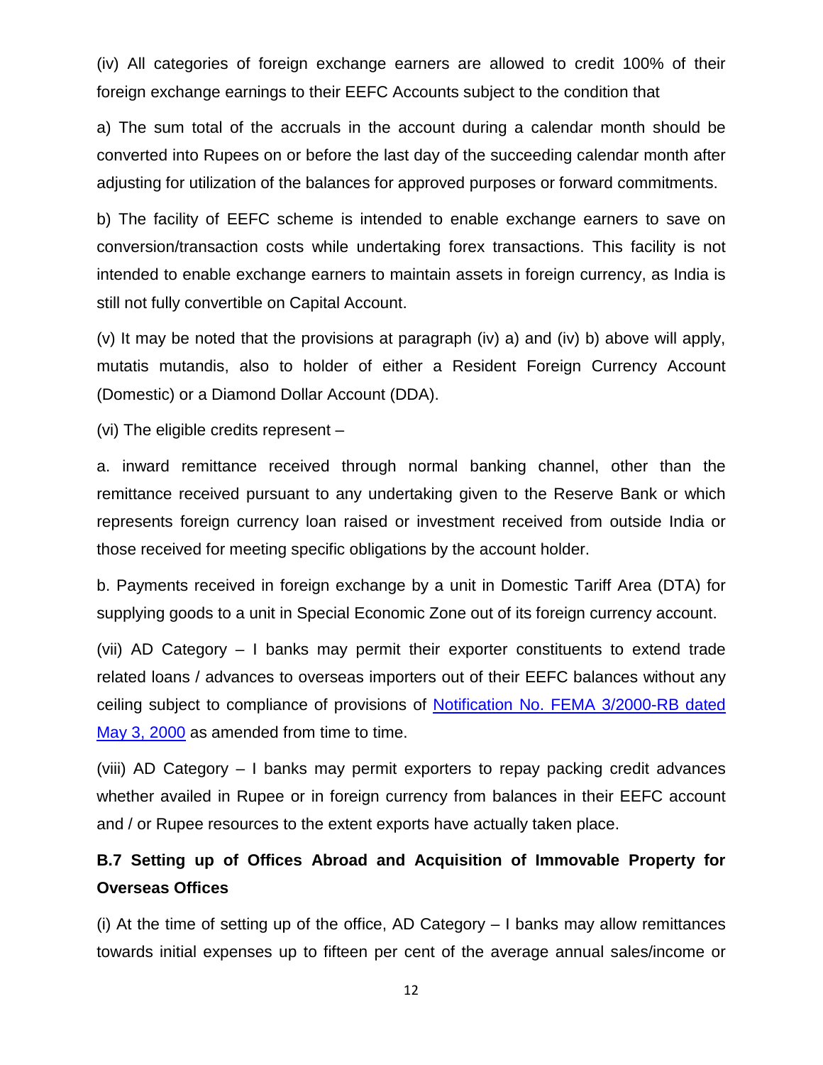(iv) All categories of foreign exchange earners are allowed to credit 100% of their foreign exchange earnings to their EEFC Accounts subject to the condition that

a) The sum total of the accruals in the account during a calendar month should be converted into Rupees on or before the last day of the succeeding calendar month after adjusting for utilization of the balances for approved purposes or forward commitments.

b) The facility of EEFC scheme is intended to enable exchange earners to save on conversion/transaction costs while undertaking forex transactions. This facility is not intended to enable exchange earners to maintain assets in foreign currency, as India is still not fully convertible on Capital Account.

(v) It may be noted that the provisions at paragraph (iv) a) and (iv) b) above will apply, mutatis mutandis, also to holder of either a Resident Foreign Currency Account (Domestic) or a Diamond Dollar Account (DDA).

(vi) The eligible credits represent –

a. inward remittance received through normal banking channel, other than the remittance received pursuant to any undertaking given to the Reserve Bank or which represents foreign currency loan raised or investment received from outside India or those received for meeting specific obligations by the account holder.

b. Payments received in foreign exchange by a unit in Domestic Tariff Area (DTA) for supplying goods to a unit in Special Economic Zone out of its foreign currency account.

(vii) AD Category – I banks may permit their exporter constituents to extend trade related loans / advances to overseas importers out of their EEFC balances without any ceiling subject to compliance of provisions of Notification No. FEMA 3/2000-RB dated May 3, 2000 as amended from time to time.

(viii) AD Category – I banks may permit exporters to repay packing credit advances whether availed in Rupee or in foreign currency from balances in their EEFC account and / or Rupee resources to the extent exports have actually taken place.

### B.7 Setting up of Offices Abroad and Acquisition of Immovable Property for Overseas Offices

(i) At the time of setting up of the office, AD Category – I banks may allow remittances towards initial expenses up to fifteen per cent of the average annual sales/income or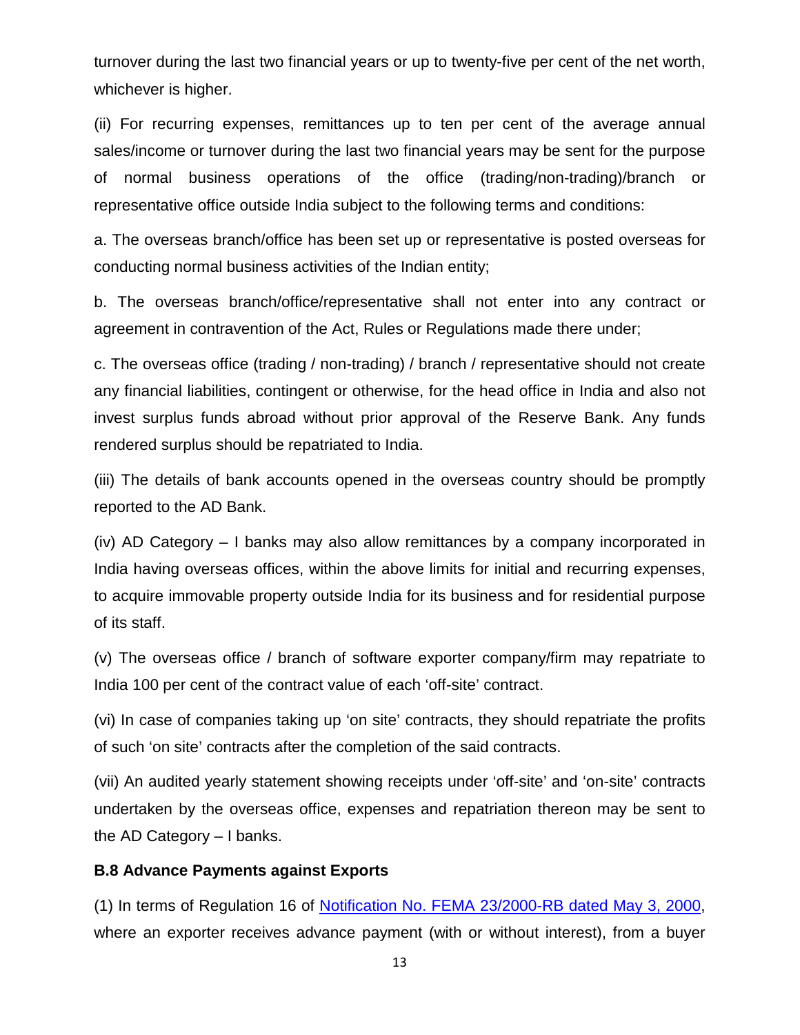turnover during the last two financial years or up to twenty-five per cent of the net worth, whichever is higher.

(ii) For recurring expenses, remittances up to ten per cent of the average annual sales/income or turnover during the last two financial years may be sent for the purpose of normal business operations of the office (trading/non-trading)/branch or representative office outside India subject to the following terms and conditions:

a. The overseas branch/office has been set up or representative is posted overseas for conducting normal business activities of the Indian entity;

b. The overseas branch/office/representative shall not enter into any contract or agreement in contravention of the Act, Rules or Regulations made there under;

c. The overseas office (trading / non-trading) / branch / representative should not create any financial liabilities, contingent or otherwise, for the head office in India and also not invest surplus funds abroad without prior approval of the Reserve Bank. Any funds rendered surplus should be repatriated to India.

(iii) The details of bank accounts opened in the overseas country should be promptly reported to the AD Bank.

(iv) AD Category – I banks may also allow remittances by a company incorporated in India having overseas offices, within the above limits for initial and recurring expenses, to acquire immovable property outside India for its business and for residential purpose of its staff.

(v) The overseas office / branch of software exporter company/firm may repatriate to India 100 per cent of the contract value of each 'off-site' contract.

(vi) In case of companies taking up 'on site' contracts, they should repatriate the profits of such 'on site' contracts after the completion of the said contracts.

(vii) An audited yearly statement showing receipts under 'off-site' and 'on-site' contracts undertaken by the overseas office, expenses and repatriation thereon may be sent to the AD Category – I banks.

**B.8 Advance Payments against Exports**

(1) In terms of Regulation 16 of Notification No. FEMA 23/2000-RB dated May 3, 2000, where an exporter receives advance payment (with or without interest), from a buyer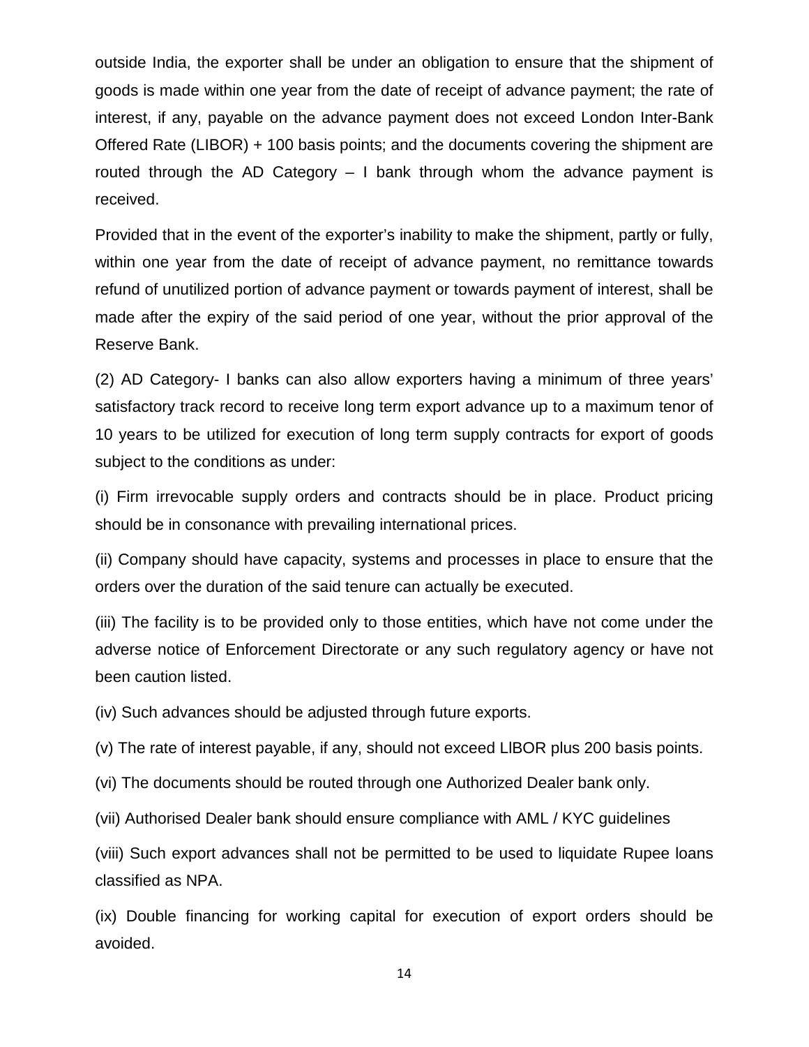outside India, the exporter shall be under an obligation to ensure that the shipment of goods is made within one year from the date of receipt of advance payment; the rate of interest, if any, payable on the advance payment does not exceed London Inter-Bank Offered Rate (LIBOR) + 100 basis points; and the documents covering the shipment are routed through the AD Category – I bank through whom the advance payment is received.

Provided that in the event of the exporter's inability to make the shipment, partly or fully, within one year from the date of receipt of advance payment, no remittance towards refund of unutilized portion of advance payment or towards payment of interest, shall be made after the expiry of the said period of one year, without the prior approval of the Reserve Bank.

(2) AD Category- I banks can also allow exporters having a minimum of three years' satisfactory track record to receive long term export advance up to a maximum tenor of 10 years to be utilized for execution of long term supply contracts for export of goods subject to the conditions as under:

(i) Firm irrevocable supply orders and contracts should be in place. Product pricing should be in consonance with prevailing international prices.

(ii) Company should have capacity, systems and processes in place to ensure that the orders over the duration of the said tenure can actually be executed.

(iii) The facility is to be provided only to those entities, which have not come under the adverse notice of Enforcement Directorate or any such regulatory agency or have not been caution listed.

(iv) Such advances should be adjusted through future exports.

(v) The rate of interest payable, if any, should not exceed LIBOR plus 200 basis points.

(vi) The documents should be routed through one Authorized Dealer bank only.

(vii) Authorised Dealer bank should ensure compliance with AML / KYC guidelines

(viii) Such export advances shall not be permitted to be used to liquidate Rupee loans classified as NPA.

(ix) Double financing for working capital for execution of export orders should be avoided.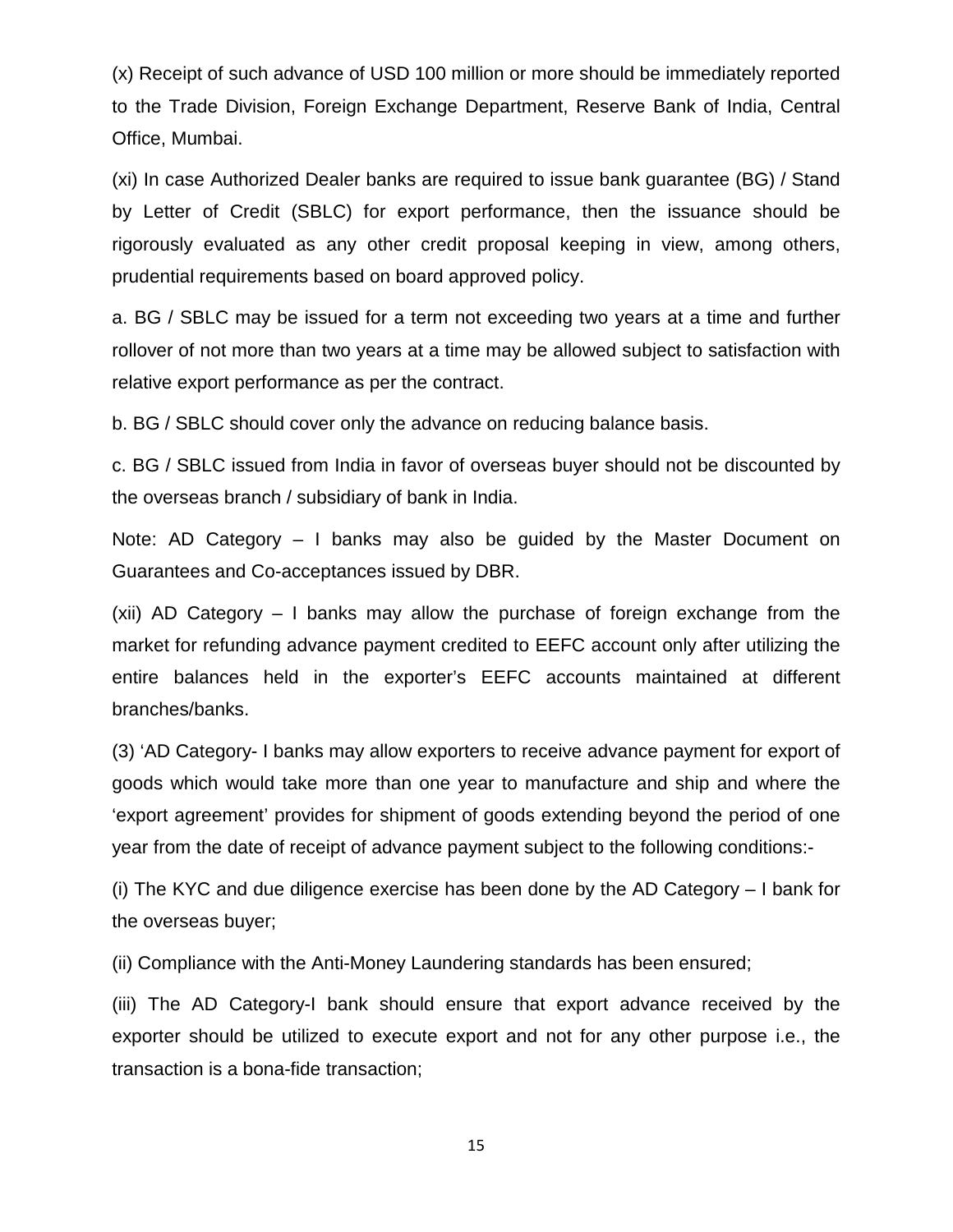(x) Receipt of such advance of USD 100 million or more should be immediately reported to the Trade Division, Foreign Exchange Department, Reserve Bank of India, Central Office, Mumbai.

(xi) In case Authorized Dealer banks are required to issue bank guarantee (BG) / Stand by Letter of Credit (SBLC) for export performance, then the issuance should be rigorously evaluated as any other credit proposal keeping in view, among others, prudential requirements based on board approved policy.

a. BG / SBLC may be issued for a term not exceeding two years at a time and further rollover of not more than two years at a time may be allowed subject to satisfaction with relative export performance as per the contract.

b. BG / SBLC should cover only the advance on reducing balance basis.

c. BG / SBLC issued from India in favor of overseas buyer should not be discounted by the overseas branch / subsidiary of bank in India.

Note: AD Category – I banks may also be guided by the Master Document on Guarantees and Co-acceptances issued by DBR.

(xii) AD Category – I banks may allow the purchase of foreign exchange from the market for refunding advance payment credited to EEFC account only after utilizing the entire balances held in the exporter's EEFC accounts maintained at different branches/banks.

(3) 'AD Category- I banks may allow exporters to receive advance payment for export of goods which would take more than one year to manufacture and ship and where the 'export agreement' provides for shipment of goods extending beyond the period of one year from the date of receipt of advance payment subject to the following conditions:-

(i) The KYC and due diligence exercise has been done by the AD Category – I bank for the overseas buyer;

(ii) Compliance with the Anti-Money Laundering standards has been ensured;

(iii) The AD Category-I bank should ensure that export advance received by the exporter should be utilized to execute export and not for any other purpose i.e., the transaction is a bona-fide transaction;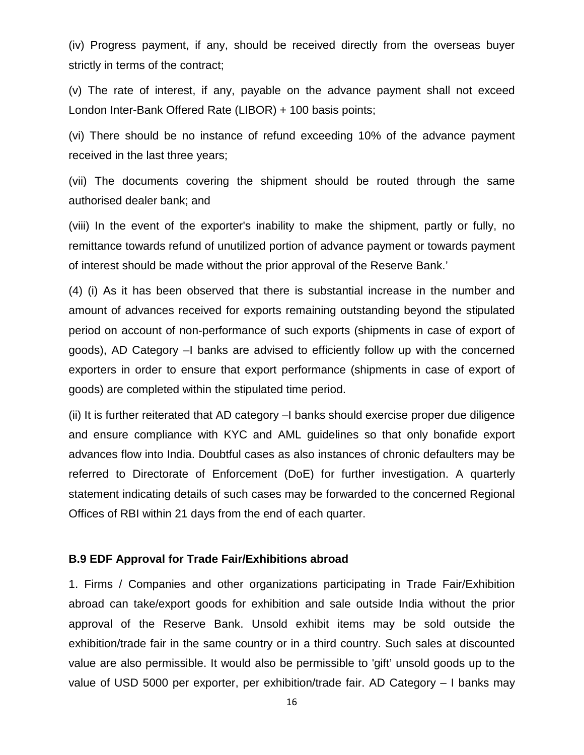(iv) Progress payment, if any, should be received directly from the overseas buyer strictly in terms of the contract;

(v) The rate of interest, if any, payable on the advance payment shall not exceed London Inter-Bank Offered Rate (LIBOR) + 100 basis points;

(vi) There should be no instance of refund exceeding 10% of the advance payment received in the last three years;

(vii) The documents covering the shipment should be routed through the same authorised dealer bank; and

(viii) In the event of the exporter's inability to make the shipment, partly or fully, no remittance towards refund of unutilized portion of advance payment or towards payment of interest should be made without the prior approval of the Reserve Bank.'

(4) (i) As it has been observed that there is substantial increase in the number and amount of advances received for exports remaining outstanding beyond the stipulated period on account of non-performance of such exports (shipments in case of export of goods), AD Category –I banks are advised to efficiently follow up with the concerned exporters in order to ensure that export performance (shipments in case of export of goods) are completed within the stipulated time period.

(ii) It is further reiterated that AD category –I banks should exercise proper due diligence and ensure compliance with KYC and AML guidelines so that only bonafide export advances flow into India. Doubtful cases as also instances of chronic defaulters may be referred to Directorate of Enforcement (DoE) for further investigation. A quarterly statement indicating details of such cases may be forwarded to the concerned Regional Offices of RBI within 21 days from the end of each quarter.

### B.9 EDF Approval for Trade Fair/Exhibitions abroad

1. Firms / Companies and other organizations participating in Trade Fair/Exhibition abroad can take/export goods for exhibition and sale outside India without the prior approval of the Reserve Bank. Unsold exhibit items may be sold outside the exhibition/trade fair in the same country or in a third country. Such sales at discounted value are also permissible. It would also be permissible to 'gift' unsold goods up to the value of USD 5000 per exporter, per exhibition/trade fair. AD Category – I banks may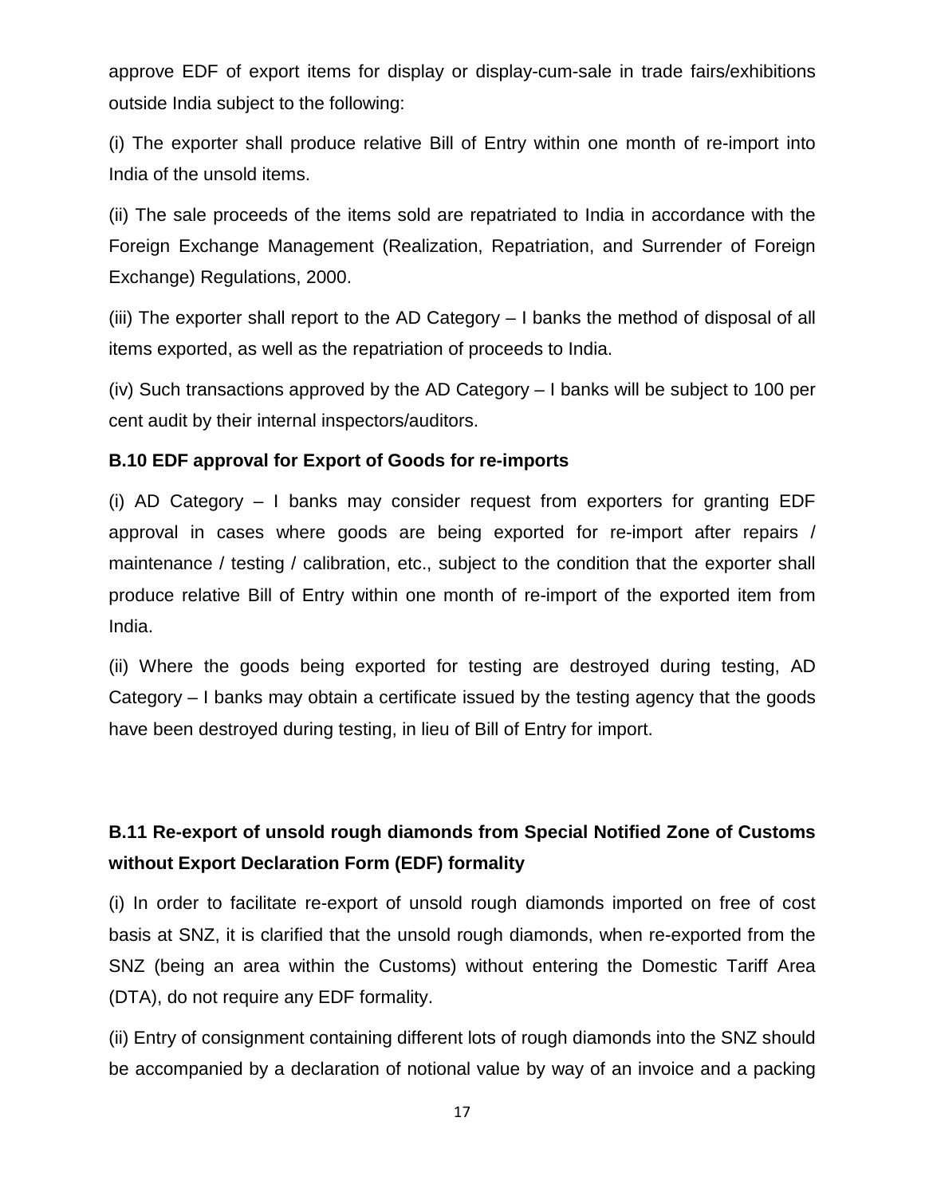approve EDF of export items for display or display-cum-sale in trade fairs/exhibitions outside India subject to the following:

(i) The exporter shall produce relative Bill of Entry within one month of re-import into India of the unsold items.

(ii) The sale proceeds of the items sold are repatriated to India in accordance with the Foreign Exchange Management (Realization, Repatriation, and Surrender of Foreign Exchange) Regulations, 2000.

(iii) The exporter shall report to the AD Category – I banks the method of disposal of all items exported, as well as the repatriation of proceeds to India.

(iv) Such transactions approved by the AD Category – I banks will be subject to 100 per cent audit by their internal inspectors/auditors.

**B.10 EDF approval for Export of Goods for re-imports**

(i) AD Category – I banks may consider request from exporters for granting EDF approval in cases where goods are being exported for re-import after repairs / maintenance / testing / calibration, etc., subject to the condition that the exporter shall produce relative Bill of Entry within one month of re-import of the exported item from India.

(ii) Where the goods being exported for testing are destroyed during testing, AD Category – I banks may obtain a certificate issued by the testing agency that the goods have been destroyed during testing, in lieu of Bill of Entry for import.

**B.11 Re-export of unsold rough diamonds from Special Notified Zone of Customs without Export Declaration Form (EDF) formality**

(i) In order to facilitate re-export of unsold rough diamonds imported on free of cost basis at SNZ, it is clarified that the unsold rough diamonds, when re-exported from the SNZ (being an area within the Customs) without entering the Domestic Tariff Area (DTA), do not require any EDF formality.

(ii) Entry of consignment containing different lots of rough diamonds into the SNZ should be accompanied by a declaration of notional value by way of an invoice and a packing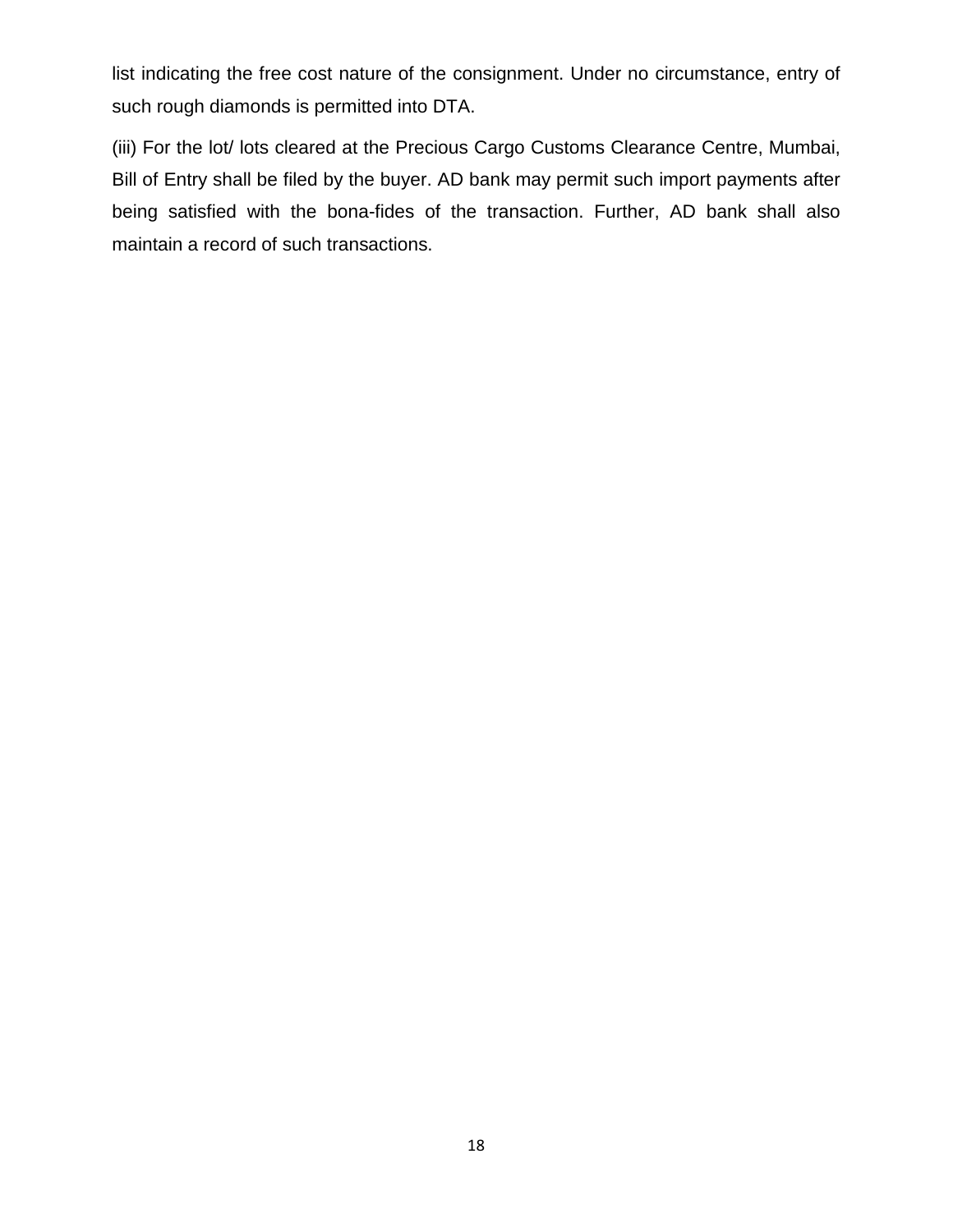list indicating the free cost nature of the consignment. Under no circumstance, entry of such rough diamonds is permitted into DTA.

(iii) For the lot/ lots cleared at the Precious Cargo Customs Clearance Centre, Mumbai, Bill of Entry shall be filed by the buyer. AD bank may permit such import payments after being satisfied with the bona-fides of the transaction. Further, AD bank shall also maintain a record of such transactions.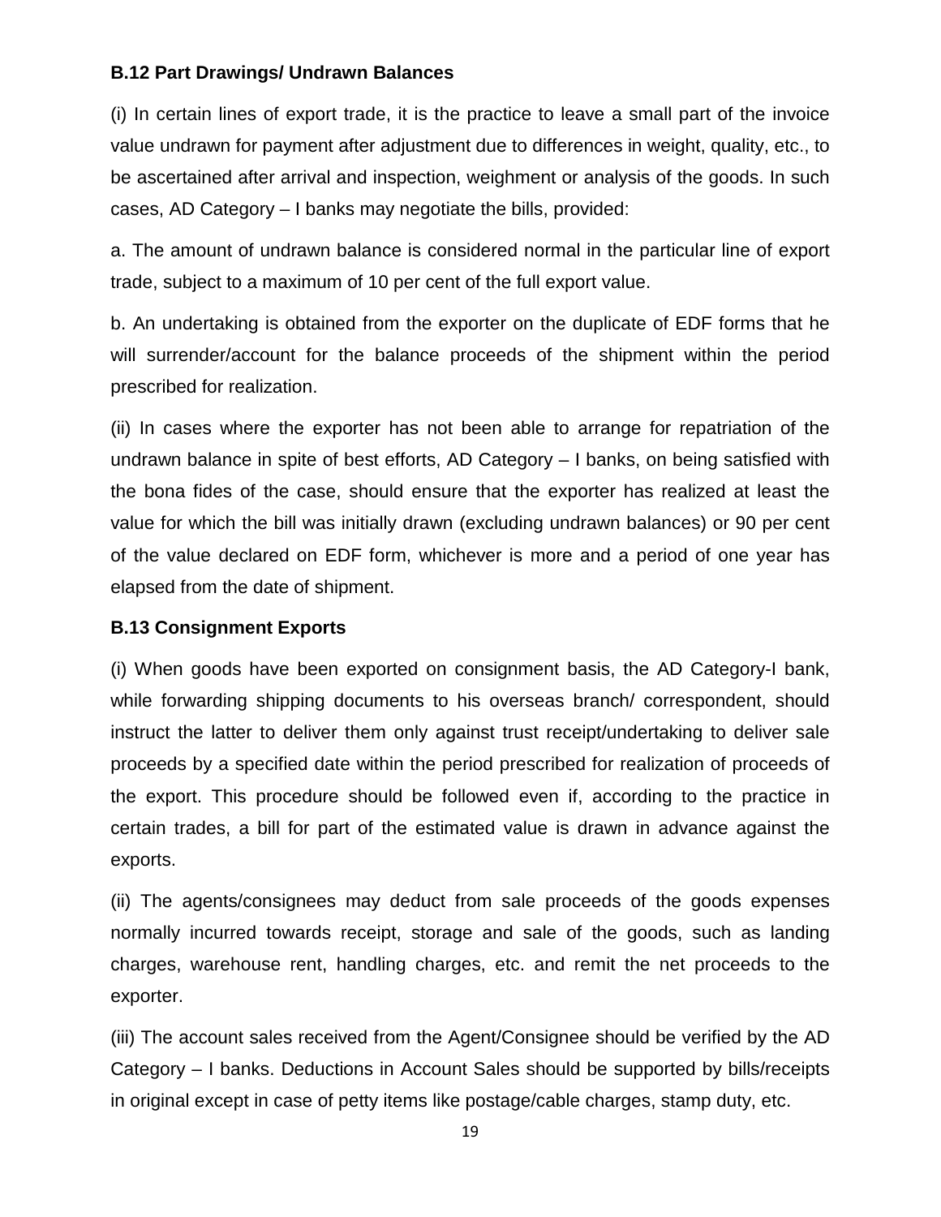### B.12 Part Drawings/ Undrawn Balances

(i) In certain lines of export trade, it is the practice to leave a small part of the invoice value undrawn for payment after adjustment due to differences in weight, quality, etc., to be ascertained after arrival and inspection, weighment or analysis of the goods. In such cases, AD Category – I banks may negotiate the bills, provided:

a. The amount of undrawn balance is considered normal in the particular line of export trade, subject to a maximum of 10 per cent of the full export value.

b. An undertaking is obtained from the exporter on the duplicate of EDF forms that he will surrender/account for the balance proceeds of the shipment within the period prescribed for realization.

(ii) In cases where the exporter has not been able to arrange for repatriation of the undrawn balance in spite of best efforts, AD Category – I banks, on being satisfied with the bona fides of the case, should ensure that the exporter has realized at least the value for which the bill was initially drawn (excluding undrawn balances) or 90 per cent of the value declared on EDF form, whichever is more and a period of one year has elapsed from the date of shipment.

### B.13 Consignment Exports

(i) When goods have been exported on consignment basis, the AD Category-I bank, while forwarding shipping documents to his overseas branch/ correspondent, should instruct the latter to deliver them only against trust receipt/undertaking to deliver sale proceeds by a specified date within the period prescribed for realization of proceeds of the export. This procedure should be followed even if, according to the practice in certain trades, a bill for part of the estimated value is drawn in advance against the exports.

(ii) The agents/consignees may deduct from sale proceeds of the goods expenses normally incurred towards receipt, storage and sale of the goods, such as landing charges, warehouse rent, handling charges, etc. and remit the net proceeds to the exporter.

(iii) The account sales received from the Agent/Consignee should be verified by the AD Category – I banks. Deductions in Account Sales should be supported by bills/receipts in original except in case of petty items like postage/cable charges, stamp duty, etc.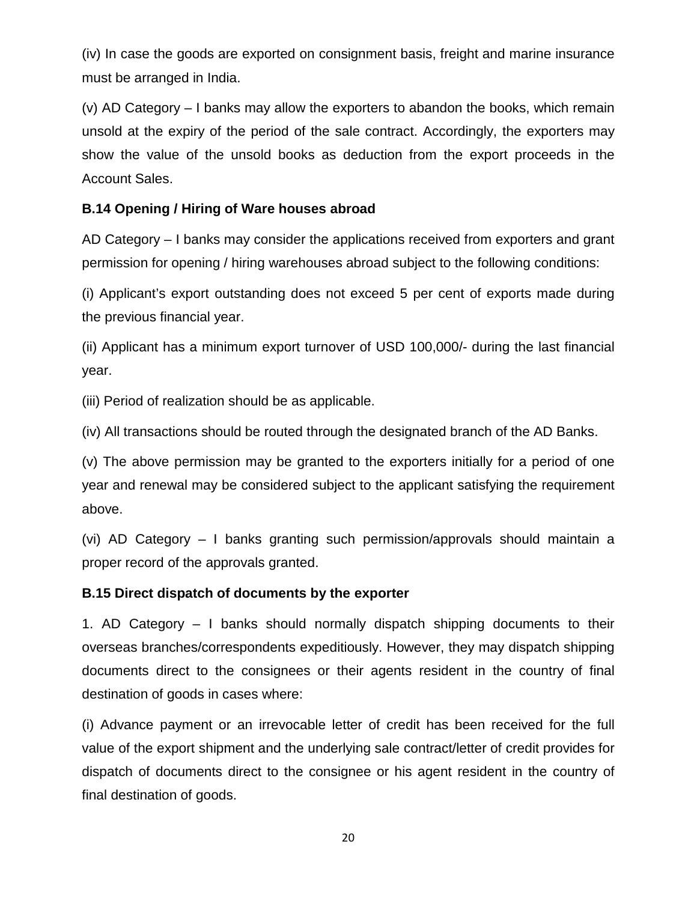(iv) In case the goods are exported on consignment basis, freight and marine insurance must be arranged in India.

(v) AD Category – I banks may allow the exporters to abandon the books, which remain unsold at the expiry of the period of the sale contract. Accordingly, the exporters may show the value of the unsold books as deduction from the export proceeds in the Account Sales.

**B.14 Opening / Hiring of Ware houses abroad**

AD Category – I banks may consider the applications received from exporters and grant permission for opening / hiring warehouses abroad subject to the following conditions:

(i) Applicant's export outstanding does not exceed 5 per cent of exports made during the previous financial year.

(ii) Applicant has a minimum export turnover of USD 100,000/- during the last financial year.

(iii) Period of realization should be as applicable.

(iv) All transactions should be routed through the designated branch of the AD Banks.

(v) The above permission may be granted to the exporters initially for a period of one year and renewal may be considered subject to the applicant satisfying the requirement above.

(vi) AD Category – I banks granting such permission/approvals should maintain a proper record of the approvals granted.

**B.15 Direct dispatch of documents by the exporter**

1. AD Category – I banks should normally dispatch shipping documents to their overseas branches/correspondents expeditiously. However, they may dispatch shipping documents direct to the consignees or their agents resident in the country of final destination of goods in cases where:

(i) Advance payment or an irrevocable letter of credit has been received for the full value of the export shipment and the underlying sale contract/letter of credit provides for dispatch of documents direct to the consignee or his agent resident in the country of final destination of goods.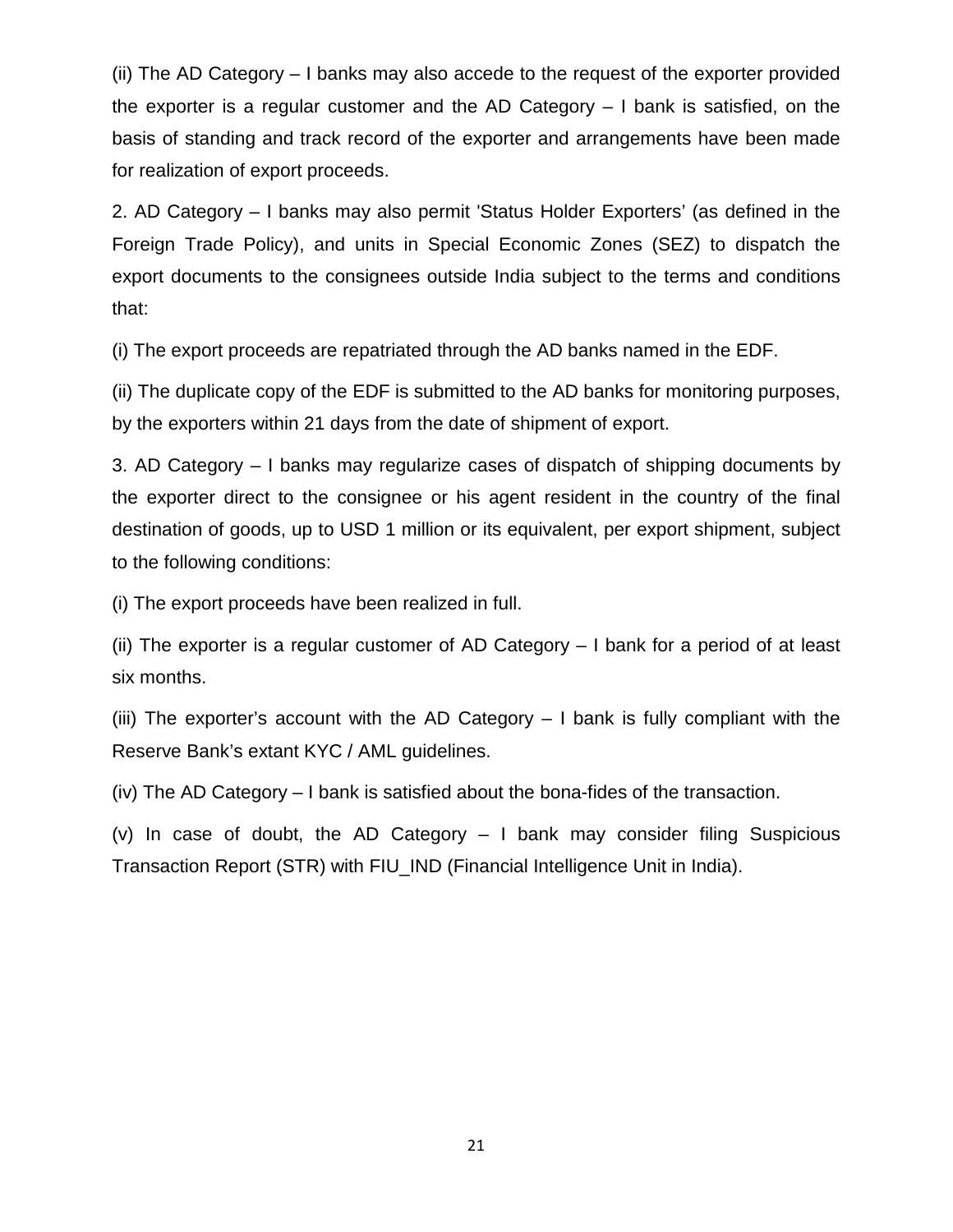(ii) The AD Category – I banks may also accede to the request of the exporter provided the exporter is a regular customer and the AD Category – I bank is satisfied, on the basis of standing and track record of the exporter and arrangements have been made for realization of export proceeds.

2. AD Category – I banks may also permit 'Status Holder Exporters' (as defined in the Foreign Trade Policy), and units in Special Economic Zones (SEZ) to dispatch the export documents to the consignees outside India subject to the terms and conditions that:

(i) The export proceeds are repatriated through the AD banks named in the EDF.

(ii) The duplicate copy of the EDF is submitted to the AD banks for monitoring purposes, by the exporters within 21 days from the date of shipment of export.

3. AD Category – I banks may regularize cases of dispatch of shipping documents by the exporter direct to the consignee or his agent resident in the country of the final destination of goods, up to USD 1 million or its equivalent, per export shipment, subject to the following conditions:

(i) The export proceeds have been realized in full.

(ii) The exporter is a regular customer of AD Category – I bank for a period of at least six months.

(iii) The exporter's account with the AD Category – I bank is fully compliant with the Reserve Bank's extant KYC / AML guidelines.

(iv) The AD Category – I bank is satisfied about the bona-fides of the transaction.

(v) In case of doubt, the AD Category – I bank may consider filing Suspicious Transaction Report (STR) with FIU_IND (Financial Intelligence Unit in India).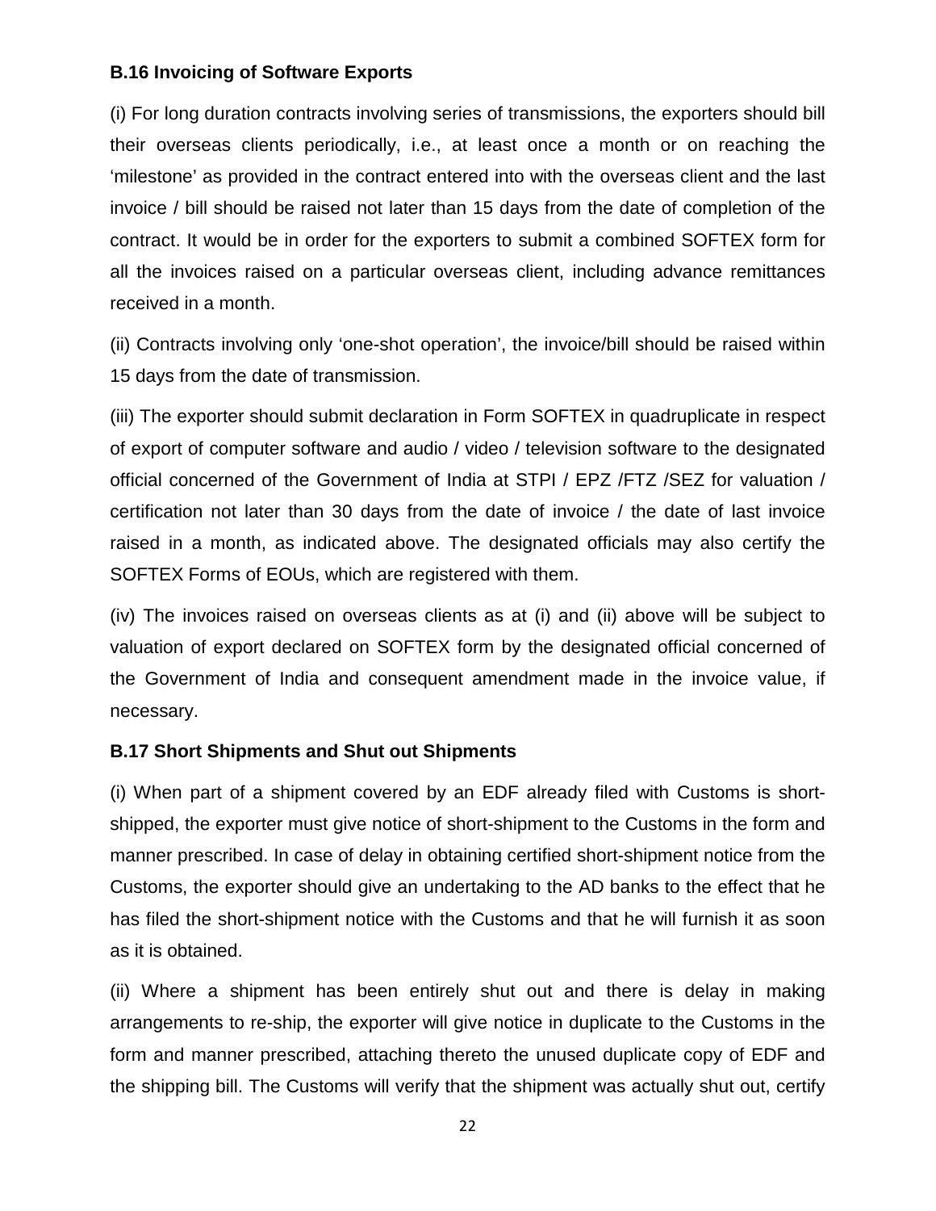**B.16 Invoicing of Software Exports**

(i) For long duration contracts involving series of transmissions, the exporters should bill their overseas clients periodically, i.e., at least once a month or on reaching the 'milestone' as provided in the contract entered into with the overseas client and the last invoice / bill should be raised not later than 15 days from the date of completion of the contract. It would be in order for the exporters to submit a combined SOFTEX form for all the invoices raised on a particular overseas client, including advance remittances received in a month.

(ii) Contracts involving only 'one-shot operation', the invoice/bill should be raised within 15 days from the date of transmission.

(iii) The exporter should submit declaration in Form SOFTEX in quadruplicate in respect of export of computer software and audio / video / television software to the designated official concerned of the Government of India at STPI / EPZ /FTZ /SEZ for valuation / certification not later than 30 days from the date of invoice / the date of last invoice raised in a month, as indicated above. The designated officials may also certify the SOFTEX Forms of EOUs, which are registered with them.

(iv) The invoices raised on overseas clients as at (i) and (ii) above will be subject to valuation of export declared on SOFTEX form by the designated official concerned of the Government of India and consequent amendment made in the invoice value, if necessary.

**B.17 Short Shipments and Shut out Shipments**

(i) When part of a shipment covered by an EDF already filed with Customs is short-shipped, the exporter must give notice of short-shipment to the Customs in the form and manner prescribed. In case of delay in obtaining certified short-shipment notice from the Customs, the exporter should give an undertaking to the AD banks to the effect that he has filed the short-shipment notice with the Customs and that he will furnish it as soon as it is obtained.

(ii) Where a shipment has been entirely shut out and there is delay in making arrangements to re-ship, the exporter will give notice in duplicate to the Customs in the form and manner prescribed, attaching thereto the unused duplicate copy of EDF and the shipping bill. The Customs will verify that the shipment was actually shut out, certify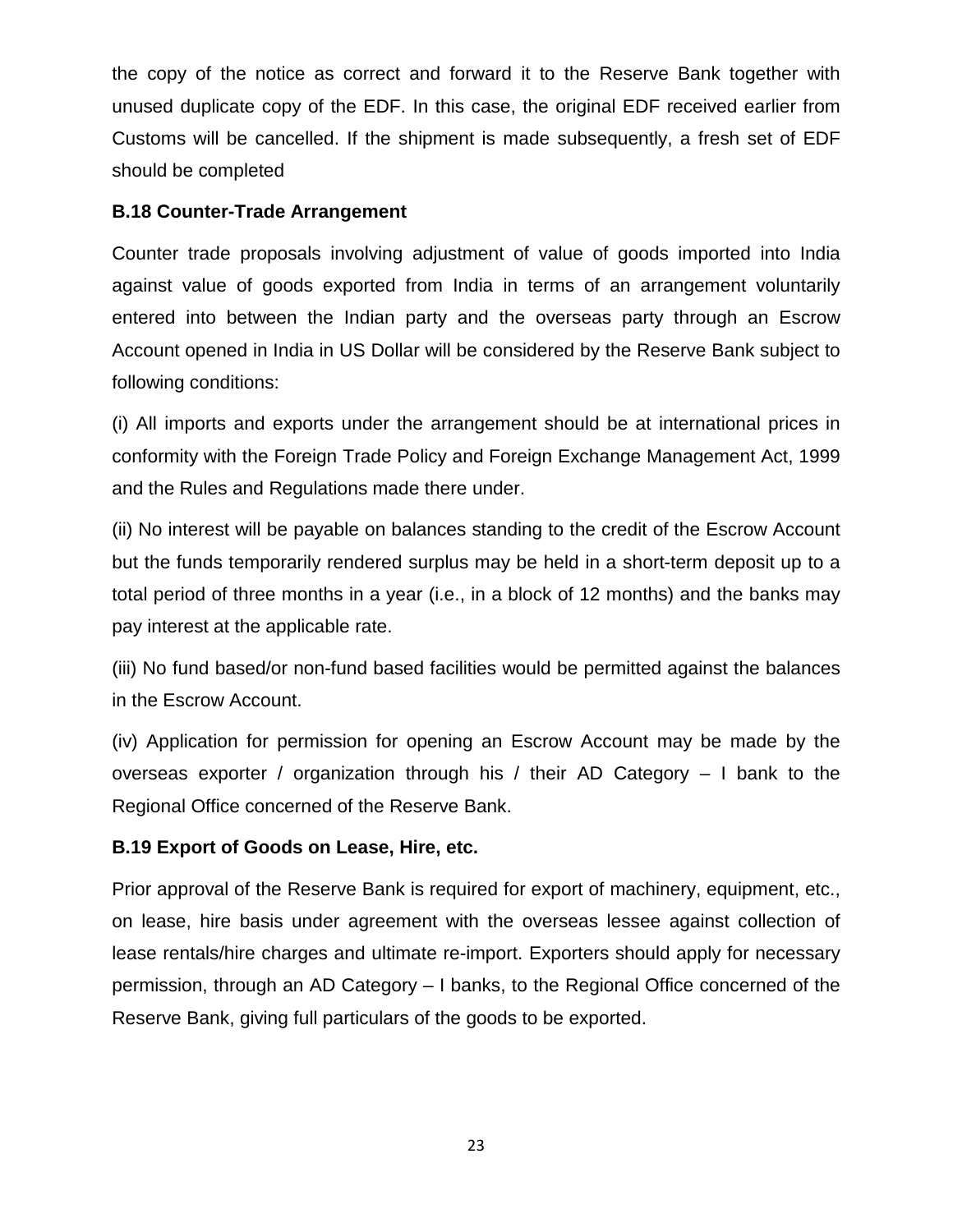the copy of the notice as correct and forward it to the Reserve Bank together with unused duplicate copy of the EDF. In this case, the original EDF received earlier from Customs will be cancelled. If the shipment is made subsequently, a fresh set of EDF should be completed

**B.18 Counter-Trade Arrangement**

Counter trade proposals involving adjustment of value of goods imported into India against value of goods exported from India in terms of an arrangement voluntarily entered into between the Indian party and the overseas party through an Escrow Account opened in India in US Dollar will be considered by the Reserve Bank subject to following conditions:

(i) All imports and exports under the arrangement should be at international prices in conformity with the Foreign Trade Policy and Foreign Exchange Management Act, 1999 and the Rules and Regulations made there under.

(ii) No interest will be payable on balances standing to the credit of the Escrow Account but the funds temporarily rendered surplus may be held in a short-term deposit up to a total period of three months in a year (i.e., in a block of 12 months) and the banks may pay interest at the applicable rate.

(iii) No fund based/or non-fund based facilities would be permitted against the balances in the Escrow Account.

(iv) Application for permission for opening an Escrow Account may be made by the overseas exporter / organization through his / their AD Category – I bank to the Regional Office concerned of the Reserve Bank.

**B.19 Export of Goods on Lease, Hire, etc.**

Prior approval of the Reserve Bank is required for export of machinery, equipment, etc., on lease, hire basis under agreement with the overseas lessee against collection of lease rentals/hire charges and ultimate re-import. Exporters should apply for necessary permission, through an AD Category – I banks, to the Regional Office concerned of the Reserve Bank, giving full particulars of the goods to be exported.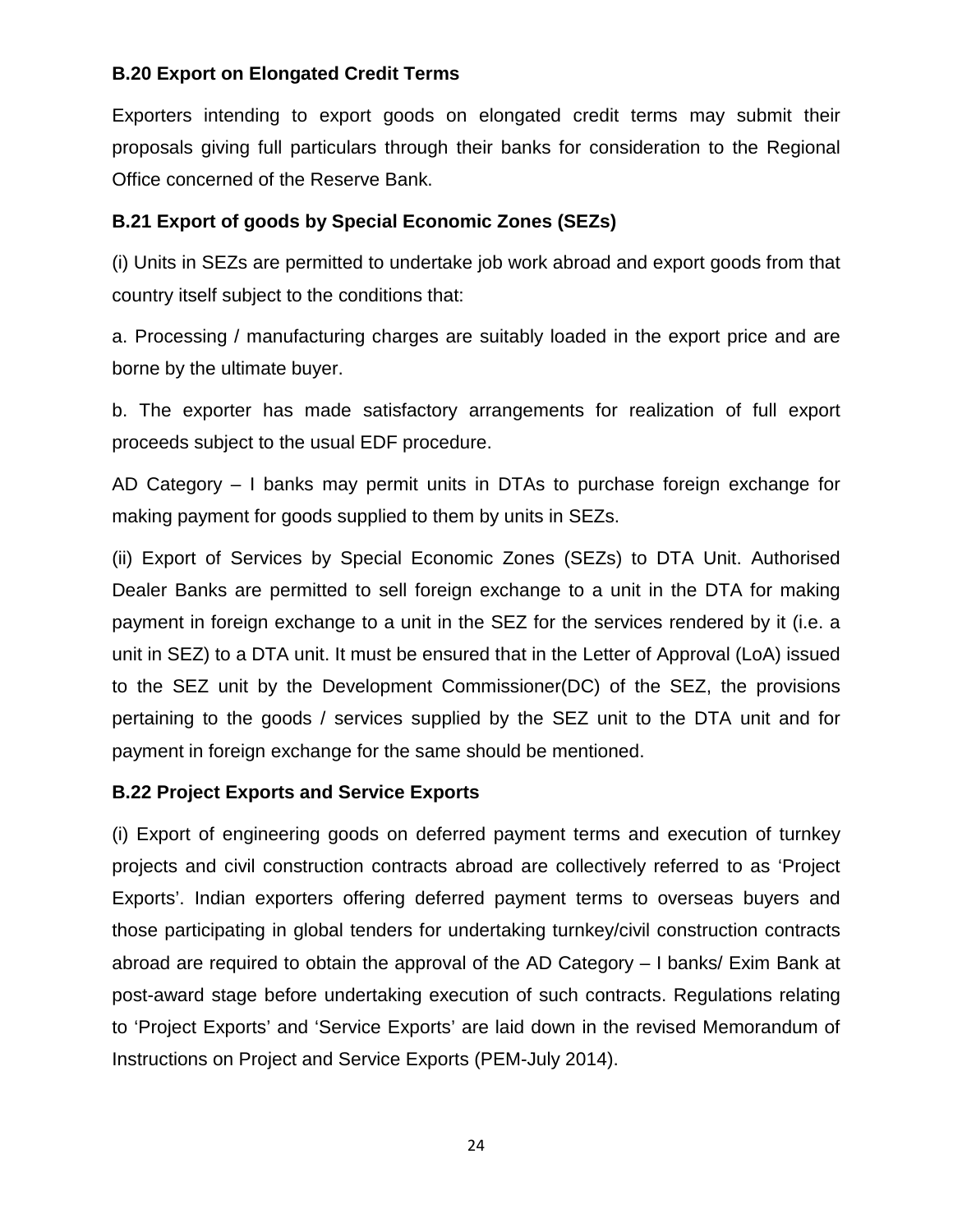### B.20 Export on Elongated Credit Terms

Exporters intending to export goods on elongated credit terms may submit their proposals giving full particulars through their banks for consideration to the Regional Office concerned of the Reserve Bank.

### B.21 Export of goods by Special Economic Zones (SEZs)

(i) Units in SEZs are permitted to undertake job work abroad and export goods from that country itself subject to the conditions that:

a. Processing / manufacturing charges are suitably loaded in the export price and are borne by the ultimate buyer.

b. The exporter has made satisfactory arrangements for realization of full export proceeds subject to the usual EDF procedure.

AD Category – I banks may permit units in DTAs to purchase foreign exchange for making payment for goods supplied to them by units in SEZs.

(ii) Export of Services by Special Economic Zones (SEZs) to DTA Unit. Authorised Dealer Banks are permitted to sell foreign exchange to a unit in the DTA for making payment in foreign exchange to a unit in the SEZ for the services rendered by it (i.e. a unit in SEZ) to a DTA unit. It must be ensured that in the Letter of Approval (LoA) issued to the SEZ unit by the Development Commissioner(DC) of the SEZ, the provisions pertaining to the goods / services supplied by the SEZ unit to the DTA unit and for payment in foreign exchange for the same should be mentioned.

### B.22 Project Exports and Service Exports

(i) Export of engineering goods on deferred payment terms and execution of turnkey projects and civil construction contracts abroad are collectively referred to as 'Project Exports'. Indian exporters offering deferred payment terms to overseas buyers and those participating in global tenders for undertaking turnkey/civil construction contracts abroad are required to obtain the approval of the AD Category – I banks/ Exim Bank at post-award stage before undertaking execution of such contracts. Regulations relating to 'Project Exports' and 'Service Exports' are laid down in the revised Memorandum of Instructions on Project and Service Exports (PEM-July 2014).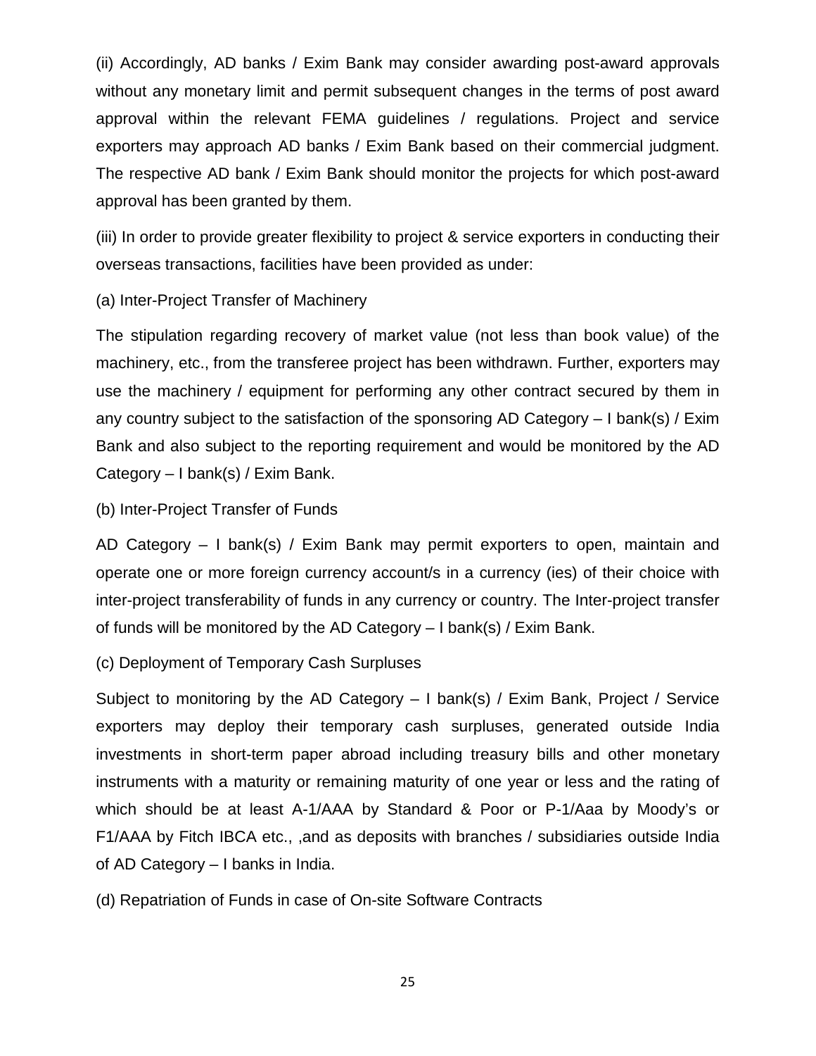(ii) Accordingly, AD banks / Exim Bank may consider awarding post-award approvals without any monetary limit and permit subsequent changes in the terms of post award approval within the relevant FEMA guidelines / regulations. Project and service exporters may approach AD banks / Exim Bank based on their commercial judgment. The respective AD bank / Exim Bank should monitor the projects for which post-award approval has been granted by them.

(iii) In order to provide greater flexibility to project & service exporters in conducting their overseas transactions, facilities have been provided as under:

(a) Inter-Project Transfer of Machinery

The stipulation regarding recovery of market value (not less than book value) of the machinery, etc., from the transferee project has been withdrawn. Further, exporters may use the machinery / equipment for performing any other contract secured by them in any country subject to the satisfaction of the sponsoring AD Category – I bank(s) / Exim Bank and also subject to the reporting requirement and would be monitored by the AD Category – I bank(s) / Exim Bank.

(b) Inter-Project Transfer of Funds

AD Category – I bank(s) / Exim Bank may permit exporters to open, maintain and operate one or more foreign currency account/s in a currency (ies) of their choice with inter-project transferability of funds in any currency or country. The Inter-project transfer of funds will be monitored by the AD Category – I bank(s) / Exim Bank.

(c) Deployment of Temporary Cash Surpluses

Subject to monitoring by the AD Category – I bank(s) / Exim Bank, Project / Service exporters may deploy their temporary cash surpluses, generated outside India investments in short-term paper abroad including treasury bills and other monetary instruments with a maturity or remaining maturity of one year or less and the rating of which should be at least A-1/AAA by Standard & Poor or P-1/Aaa by Moody's or F1/AAA by Fitch IBCA etc., ,and as deposits with branches / subsidiaries outside India of AD Category – I banks in India.

(d) Repatriation of Funds in case of On-site Software Contracts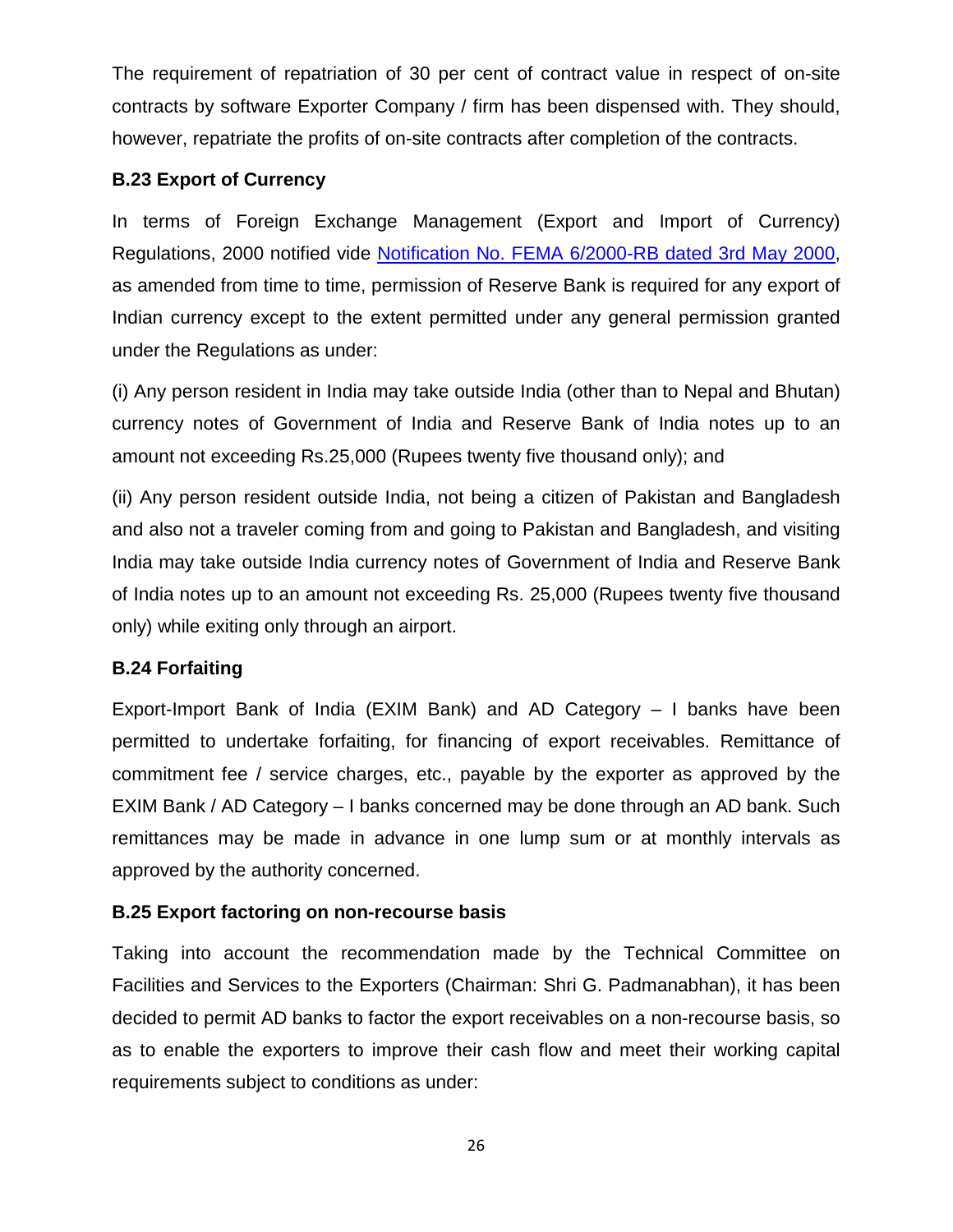The requirement of repatriation of 30 per cent of contract value in respect of on-site contracts by software Exporter Company / firm has been dispensed with. They should, however, repatriate the profits of on-site contracts after completion of the contracts.

**B.23 Export of Currency**

In terms of Foreign Exchange Management (Export and Import of Currency) Regulations, 2000 notified vide Notification No. FEMA 6/2000-RB dated 3rd May 2000, as amended from time to time, permission of Reserve Bank is required for any export of Indian currency except to the extent permitted under any general permission granted under the Regulations as under:

(i) Any person resident in India may take outside India (other than to Nepal and Bhutan) currency notes of Government of India and Reserve Bank of India notes up to an amount not exceeding Rs.25,000 (Rupees twenty five thousand only); and

(ii) Any person resident outside India, not being a citizen of Pakistan and Bangladesh and also not a traveler coming from and going to Pakistan and Bangladesh, and visiting India may take outside India currency notes of Government of India and Reserve Bank of India notes up to an amount not exceeding Rs. 25,000 (Rupees twenty five thousand only) while exiting only through an airport.

**B.24 Forfaiting**

Export-Import Bank of India (EXIM Bank) and AD Category – I banks have been permitted to undertake forfaiting, for financing of export receivables. Remittance of commitment fee / service charges, etc., payable by the exporter as approved by the EXIM Bank / AD Category – I banks concerned may be done through an AD bank. Such remittances may be made in advance in one lump sum or at monthly intervals as approved by the authority concerned.

**B.25 Export factoring on non-recourse basis**

Taking into account the recommendation made by the Technical Committee on Facilities and Services to the Exporters (Chairman: Shri G. Padmanabhan), it has been decided to permit AD banks to factor the export receivables on a non-recourse basis, so as to enable the exporters to improve their cash flow and meet their working capital requirements subject to conditions as under: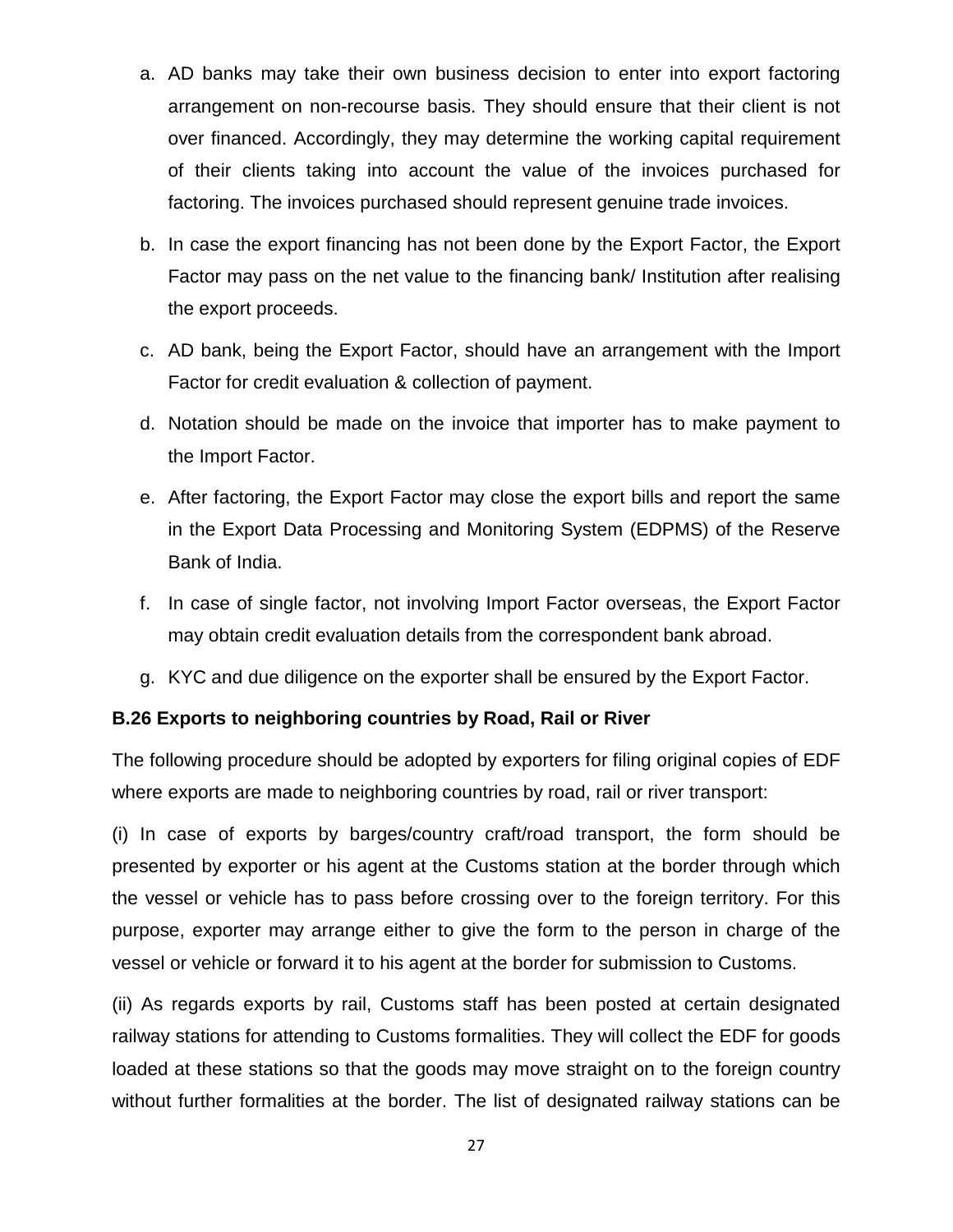a. AD banks may take their own business decision to enter into export factoring arrangement on non-recourse basis. They should ensure that their client is not over financed. Accordingly, they may determine the working capital requirement of their clients taking into account the value of the invoices purchased for factoring. The invoices purchased should represent genuine trade invoices.

b. In case the export financing has not been done by the Export Factor, the Export Factor may pass on the net value to the financing bank/ Institution after realising the export proceeds.

c. AD bank, being the Export Factor, should have an arrangement with the Import Factor for credit evaluation & collection of payment.

d. Notation should be made on the invoice that importer has to make payment to the Import Factor.

e. After factoring, the Export Factor may close the export bills and report the same in the Export Data Processing and Monitoring System (EDPMS) of the Reserve Bank of India.

f. In case of single factor, not involving Import Factor overseas, the Export Factor may obtain credit evaluation details from the correspondent bank abroad.

g. KYC and due diligence on the exporter shall be ensured by the Export Factor.

**B.26 Exports to neighboring countries by Road, Rail or River**

The following procedure should be adopted by exporters for filing original copies of EDF where exports are made to neighboring countries by road, rail or river transport:

(i) In case of exports by barges/country craft/road transport, the form should be presented by exporter or his agent at the Customs station at the border through which the vessel or vehicle has to pass before crossing over to the foreign territory. For this purpose, exporter may arrange either to give the form to the person in charge of the vessel or vehicle or forward it to his agent at the border for submission to Customs.

(ii) As regards exports by rail, Customs staff has been posted at certain designated railway stations for attending to Customs formalities. They will collect the EDF for goods loaded at these stations so that the goods may move straight on to the foreign country without further formalities at the border. The list of designated railway stations can be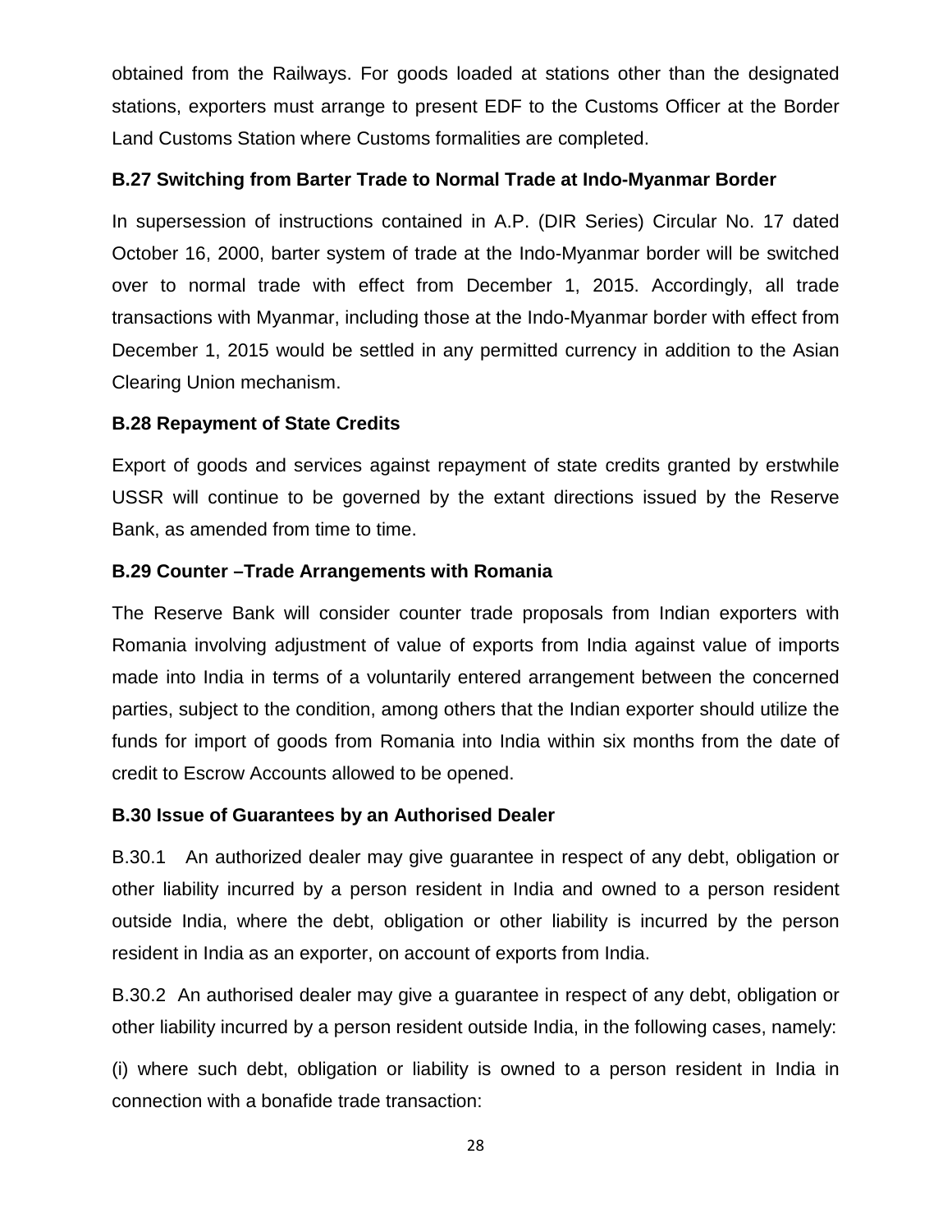obtained from the Railways. For goods loaded at stations other than the designated stations, exporters must arrange to present EDF to the Customs Officer at the Border Land Customs Station where Customs formalities are completed.

### B.27 Switching from Barter Trade to Normal Trade at Indo-Myanmar Border

In supersession of instructions contained in A.P. (DIR Series) Circular No. 17 dated October 16, 2000, barter system of trade at the Indo-Myanmar border will be switched over to normal trade with effect from December 1, 2015. Accordingly, all trade transactions with Myanmar, including those at the Indo-Myanmar border with effect from December 1, 2015 would be settled in any permitted currency in addition to the Asian Clearing Union mechanism.

### B.28 Repayment of State Credits

Export of goods and services against repayment of state credits granted by erstwhile USSR will continue to be governed by the extant directions issued by the Reserve Bank, as amended from time to time.

### B.29 Counter –Trade Arrangements with Romania

The Reserve Bank will consider counter trade proposals from Indian exporters with Romania involving adjustment of value of exports from India against value of imports made into India in terms of a voluntarily entered arrangement between the concerned parties, subject to the condition, among others that the Indian exporter should utilize the funds for import of goods from Romania into India within six months from the date of credit to Escrow Accounts allowed to be opened.

### B.30 Issue of Guarantees by an Authorised Dealer

B.30.1 An authorized dealer may give guarantee in respect of any debt, obligation or other liability incurred by a person resident in India and owned to a person resident outside India, where the debt, obligation or other liability is incurred by the person resident in India as an exporter, on account of exports from India.

B.30.2 An authorised dealer may give a guarantee in respect of any debt, obligation or other liability incurred by a person resident outside India, in the following cases, namely:

(i) where such debt, obligation or liability is owned to a person resident in India in connection with a bonafide trade transaction: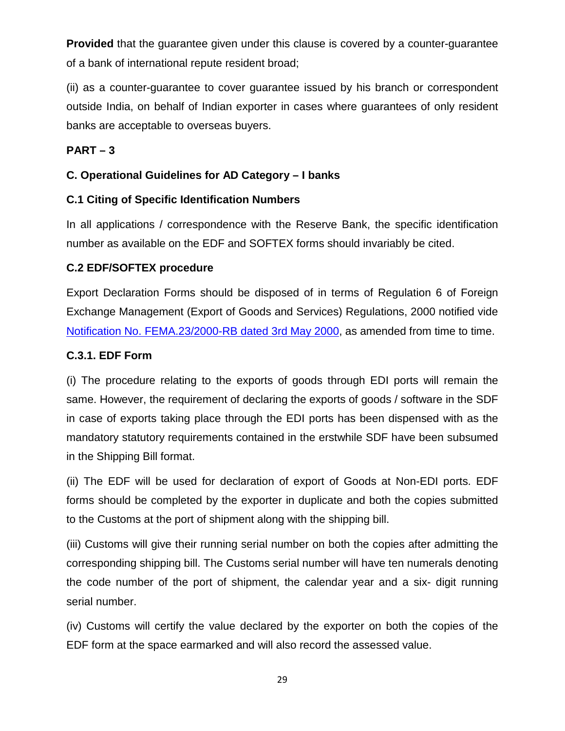**Provided** that the guarantee given under this clause is covered by a counter-guarantee of a bank of international repute resident broad;

(ii) as a counter-guarantee to cover guarantee issued by his branch or correspondent outside India, on behalf of Indian exporter in cases where guarantees of only resident banks are acceptable to overseas buyers.

**PART – 3**

**C. Operational Guidelines for AD Category – I banks**

**C.1 Citing of Specific Identification Numbers**

In all applications / correspondence with the Reserve Bank, the specific identification number as available on the EDF and SOFTEX forms should invariably be cited.

**C.2 EDF/SOFTEX procedure**

Export Declaration Forms should be disposed of in terms of Regulation 6 of Foreign Exchange Management (Export of Goods and Services) Regulations, 2000 notified vide Notification No. FEMA.23/2000-RB dated 3rd May 2000, as amended from time to time.

**C.3.1. EDF Form**

(i) The procedure relating to the exports of goods through EDI ports will remain the same. However, the requirement of declaring the exports of goods / software in the SDF in case of exports taking place through the EDI ports has been dispensed with as the mandatory statutory requirements contained in the erstwhile SDF have been subsumed in the Shipping Bill format.

(ii) The EDF will be used for declaration of export of Goods at Non-EDI ports. EDF forms should be completed by the exporter in duplicate and both the copies submitted to the Customs at the port of shipment along with the shipping bill.

(iii) Customs will give their running serial number on both the copies after admitting the corresponding shipping bill. The Customs serial number will have ten numerals denoting the code number of the port of shipment, the calendar year and a six- digit running serial number.

(iv) Customs will certify the value declared by the exporter on both the copies of the EDF form at the space earmarked and will also record the assessed value.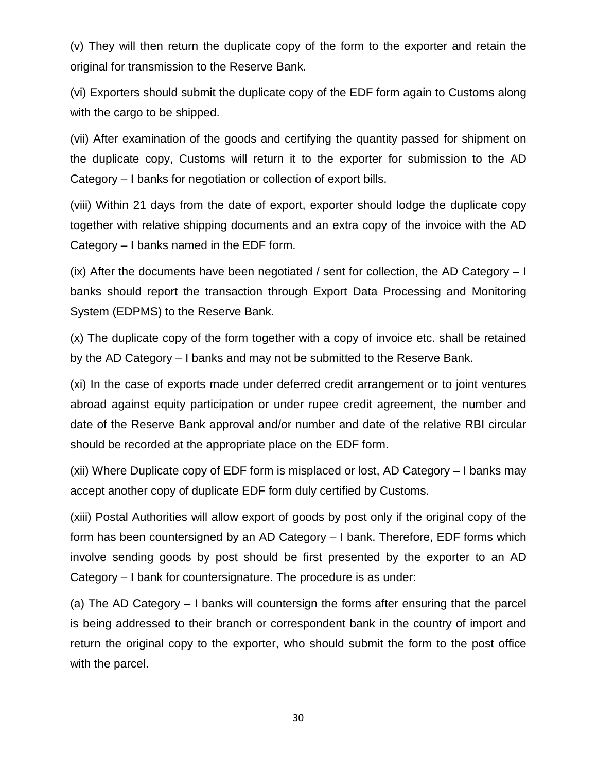(v) They will then return the duplicate copy of the form to the exporter and retain the original for transmission to the Reserve Bank.

(vi) Exporters should submit the duplicate copy of the EDF form again to Customs along with the cargo to be shipped.

(vii) After examination of the goods and certifying the quantity passed for shipment on the duplicate copy, Customs will return it to the exporter for submission to the AD Category – I banks for negotiation or collection of export bills.

(viii) Within 21 days from the date of export, exporter should lodge the duplicate copy together with relative shipping documents and an extra copy of the invoice with the AD Category – I banks named in the EDF form.

(ix) After the documents have been negotiated / sent for collection, the AD Category – I banks should report the transaction through Export Data Processing and Monitoring System (EDPMS) to the Reserve Bank.

(x) The duplicate copy of the form together with a copy of invoice etc. shall be retained by the AD Category – I banks and may not be submitted to the Reserve Bank.

(xi) In the case of exports made under deferred credit arrangement or to joint ventures abroad against equity participation or under rupee credit agreement, the number and date of the Reserve Bank approval and/or number and date of the relative RBI circular should be recorded at the appropriate place on the EDF form.

(xii) Where Duplicate copy of EDF form is misplaced or lost, AD Category – I banks may accept another copy of duplicate EDF form duly certified by Customs.

(xiii) Postal Authorities will allow export of goods by post only if the original copy of the form has been countersigned by an AD Category – I bank. Therefore, EDF forms which involve sending goods by post should be first presented by the exporter to an AD Category – I bank for countersignature. The procedure is as under:

(a) The AD Category – I banks will countersign the forms after ensuring that the parcel is being addressed to their branch or correspondent bank in the country of import and return the original copy to the exporter, who should submit the form to the post office with the parcel.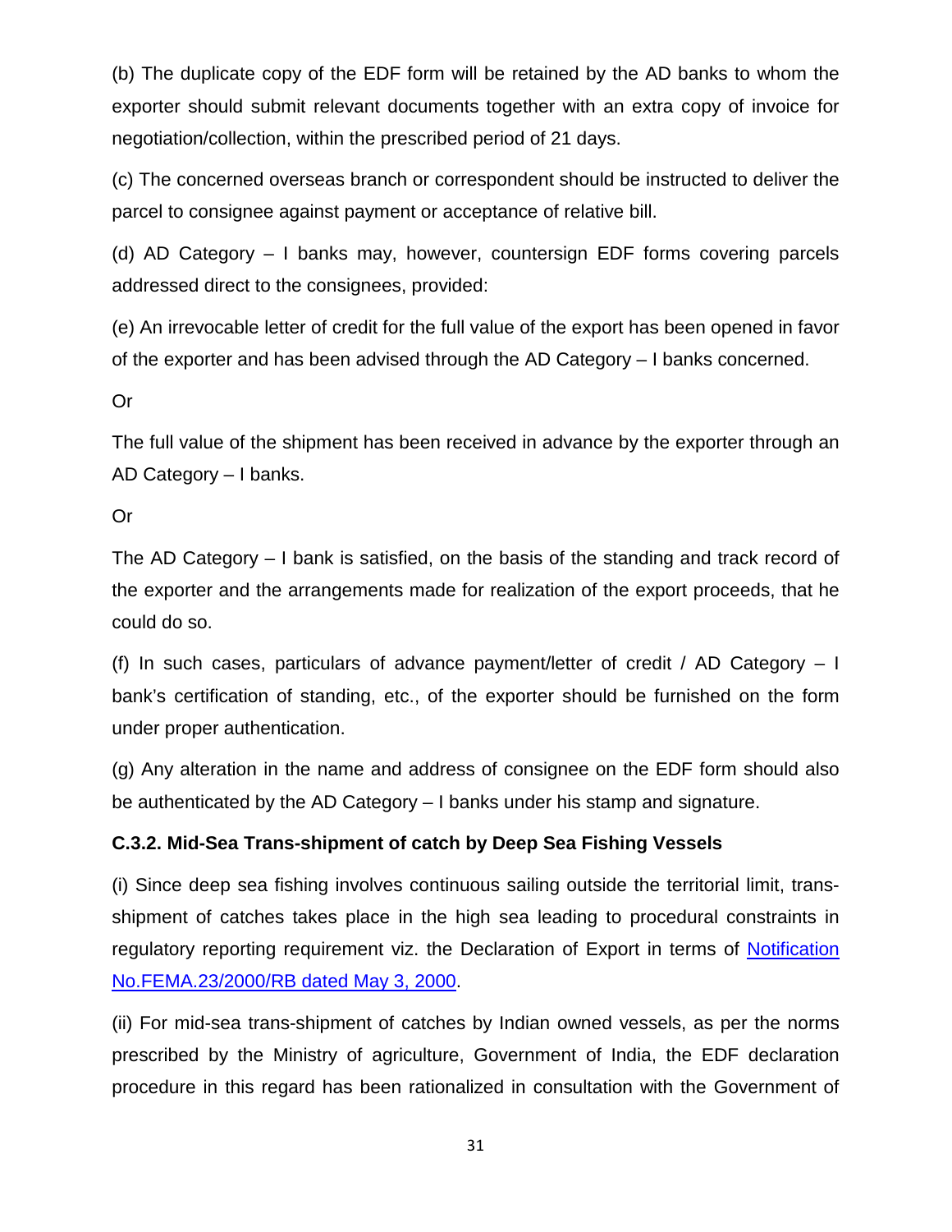(b) The duplicate copy of the EDF form will be retained by the AD banks to whom the exporter should submit relevant documents together with an extra copy of invoice for negotiation/collection, within the prescribed period of 21 days.

(c) The concerned overseas branch or correspondent should be instructed to deliver the parcel to consignee against payment or acceptance of relative bill.

(d) AD Category – I banks may, however, countersign EDF forms covering parcels addressed direct to the consignees, provided:

(e) An irrevocable letter of credit for the full value of the export has been opened in favor of the exporter and has been advised through the AD Category – I banks concerned.

Or

The full value of the shipment has been received in advance by the exporter through an AD Category – I banks.

Or

The AD Category – I bank is satisfied, on the basis of the standing and track record of the exporter and the arrangements made for realization of the export proceeds, that he could do so.

(f) In such cases, particulars of advance payment/letter of credit / AD Category – I bank's certification of standing, etc., of the exporter should be furnished on the form under proper authentication.

(g) Any alteration in the name and address of consignee on the EDF form should also be authenticated by the AD Category – I banks under his stamp and signature.

**C.3.2. Mid-Sea Trans-shipment of catch by Deep Sea Fishing Vessels**

(i) Since deep sea fishing involves continuous sailing outside the territorial limit, trans-shipment of catches takes place in the high sea leading to procedural constraints in regulatory reporting requirement viz. the Declaration of Export in terms of Notification No.FEMA.23/2000/RB dated May 3, 2000.

(ii) For mid-sea trans-shipment of catches by Indian owned vessels, as per the norms prescribed by the Ministry of agriculture, Government of India, the EDF declaration procedure in this regard has been rationalized in consultation with the Government of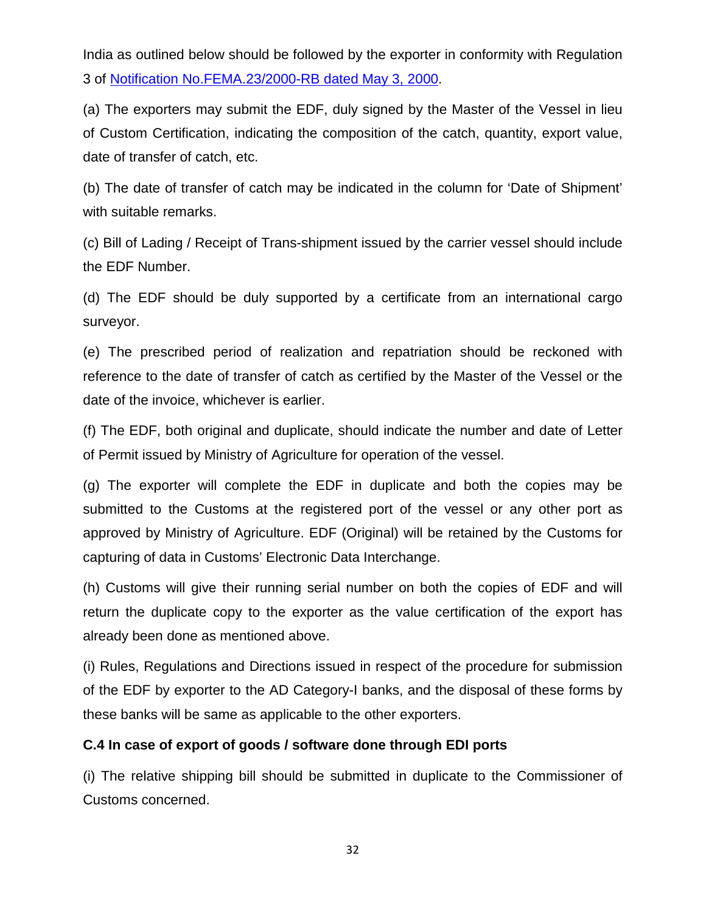India as outlined below should be followed by the exporter in conformity with Regulation 3 of [Notification No.FEMA.23/2000-RB dated May 3, 2000](#).

(a) The exporters may submit the EDF, duly signed by the Master of the Vessel in lieu of Custom Certification, indicating the composition of the catch, quantity, export value, date of transfer of catch, etc.

(b) The date of transfer of catch may be indicated in the column for 'Date of Shipment' with suitable remarks.

(c) Bill of Lading / Receipt of Trans-shipment issued by the carrier vessel should include the EDF Number.

(d) The EDF should be duly supported by a certificate from an international cargo surveyor.

(e) The prescribed period of realization and repatriation should be reckoned with reference to the date of transfer of catch as certified by the Master of the Vessel or the date of the invoice, whichever is earlier.

(f) The EDF, both original and duplicate, should indicate the number and date of Letter of Permit issued by Ministry of Agriculture for operation of the vessel.

(g) The exporter will complete the EDF in duplicate and both the copies may be submitted to the Customs at the registered port of the vessel or any other port as approved by Ministry of Agriculture. EDF (Original) will be retained by the Customs for capturing of data in Customs' Electronic Data Interchange.

(h) Customs will give their running serial number on both the copies of EDF and will return the duplicate copy to the exporter as the value certification of the export has already been done as mentioned above.

(i) Rules, Regulations and Directions issued in respect of the procedure for submission of the EDF by exporter to the AD Category-I banks, and the disposal of these forms by these banks will be same as applicable to the other exporters.

**C.4 In case of export of goods / software done through EDI ports**

(i) The relative shipping bill should be submitted in duplicate to the Commissioner of Customs concerned.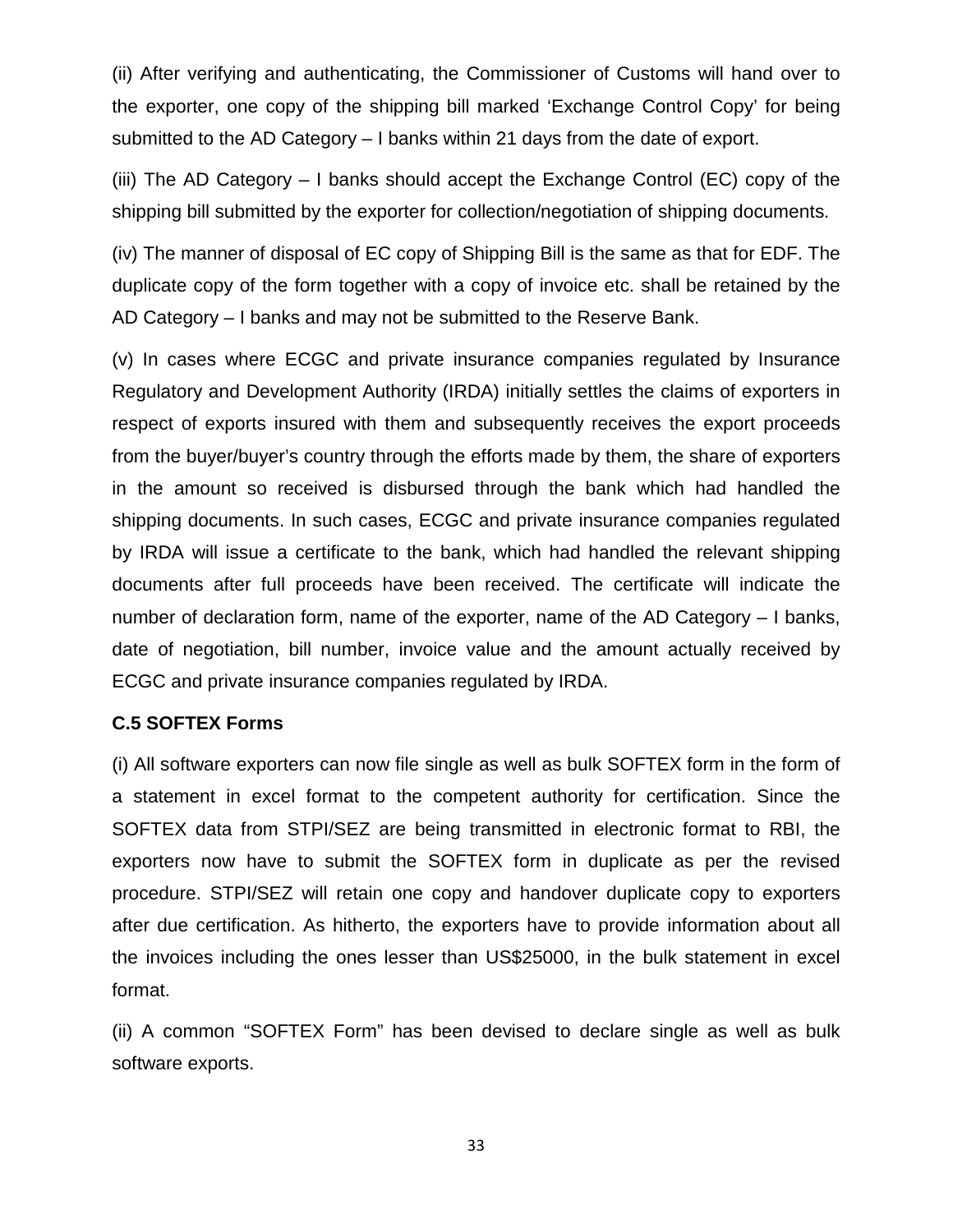(ii) After verifying and authenticating, the Commissioner of Customs will hand over to the exporter, one copy of the shipping bill marked 'Exchange Control Copy' for being submitted to the AD Category – I banks within 21 days from the date of export.

(iii) The AD Category – I banks should accept the Exchange Control (EC) copy of the shipping bill submitted by the exporter for collection/negotiation of shipping documents.

(iv) The manner of disposal of EC copy of Shipping Bill is the same as that for EDF. The duplicate copy of the form together with a copy of invoice etc. shall be retained by the AD Category – I banks and may not be submitted to the Reserve Bank.

(v) In cases where ECGC and private insurance companies regulated by Insurance Regulatory and Development Authority (IRDA) initially settles the claims of exporters in respect of exports insured with them and subsequently receives the export proceeds from the buyer/buyer's country through the efforts made by them, the share of exporters in the amount so received is disbursed through the bank which had handled the shipping documents. In such cases, ECGC and private insurance companies regulated by IRDA will issue a certificate to the bank, which had handled the relevant shipping documents after full proceeds have been received. The certificate will indicate the number of declaration form, name of the exporter, name of the AD Category – I banks, date of negotiation, bill number, invoice value and the amount actually received by ECGC and private insurance companies regulated by IRDA.

**C.5 SOFTEX Forms**

(i) All software exporters can now file single as well as bulk SOFTEX form in the form of a statement in excel format to the competent authority for certification. Since the SOFTEX data from STPI/SEZ are being transmitted in electronic format to RBI, the exporters now have to submit the SOFTEX form in duplicate as per the revised procedure. STPI/SEZ will retain one copy and handover duplicate copy to exporters after due certification. As hitherto, the exporters have to provide information about all the invoices including the ones lesser than US$25000, in the bulk statement in excel format.

(ii) A common "SOFTEX Form" has been devised to declare single as well as bulk software exports.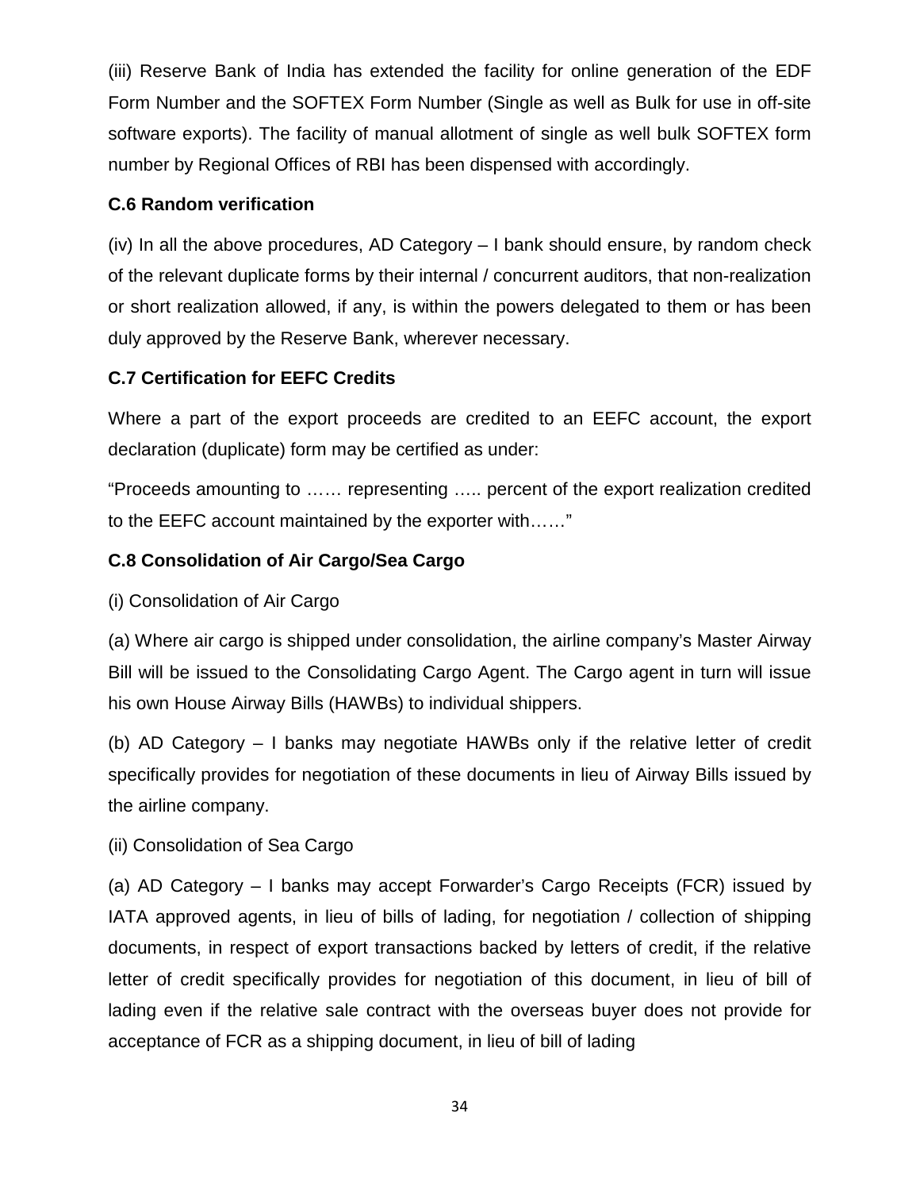(iii) Reserve Bank of India has extended the facility for online generation of the EDF Form Number and the SOFTEX Form Number (Single as well as Bulk for use in off-site software exports). The facility of manual allotment of single as well bulk SOFTEX form number by Regional Offices of RBI has been dispensed with accordingly.

**C.6 Random verification**

(iv) In all the above procedures, AD Category – I bank should ensure, by random check of the relevant duplicate forms by their internal / concurrent auditors, that non-realization or short realization allowed, if any, is within the powers delegated to them or has been duly approved by the Reserve Bank, wherever necessary.

**C.7 Certification for EEFC Credits**

Where a part of the export proceeds are credited to an EEFC account, the export declaration (duplicate) form may be certified as under:

"Proceeds amounting to …… representing ….. percent of the export realization credited to the EEFC account maintained by the exporter with……"

**C.8 Consolidation of Air Cargo/Sea Cargo**

(i) Consolidation of Air Cargo

(a) Where air cargo is shipped under consolidation, the airline company's Master Airway Bill will be issued to the Consolidating Cargo Agent. The Cargo agent in turn will issue his own House Airway Bills (HAWBs) to individual shippers.

(b) AD Category – I banks may negotiate HAWBs only if the relative letter of credit specifically provides for negotiation of these documents in lieu of Airway Bills issued by the airline company.

(ii) Consolidation of Sea Cargo

(a) AD Category – I banks may accept Forwarder's Cargo Receipts (FCR) issued by IATA approved agents, in lieu of bills of lading, for negotiation / collection of shipping documents, in respect of export transactions backed by letters of credit, if the relative letter of credit specifically provides for negotiation of this document, in lieu of bill of lading even if the relative sale contract with the overseas buyer does not provide for acceptance of FCR as a shipping document, in lieu of bill of lading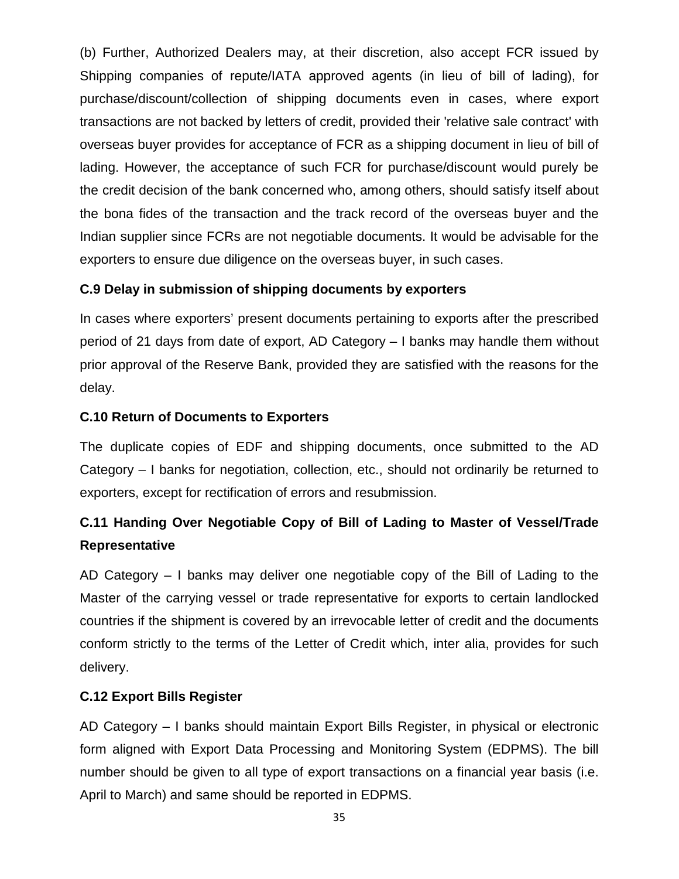(b) Further, Authorized Dealers may, at their discretion, also accept FCR issued by Shipping companies of repute/IATA approved agents (in lieu of bill of lading), for purchase/discount/collection of shipping documents even in cases, where export transactions are not backed by letters of credit, provided their 'relative sale contract' with overseas buyer provides for acceptance of FCR as a shipping document in lieu of bill of lading. However, the acceptance of such FCR for purchase/discount would purely be the credit decision of the bank concerned who, among others, should satisfy itself about the bona fides of the transaction and the track record of the overseas buyer and the Indian supplier since FCRs are not negotiable documents. It would be advisable for the exporters to ensure due diligence on the overseas buyer, in such cases.

### C.9 Delay in submission of shipping documents by exporters

In cases where exporters' present documents pertaining to exports after the prescribed period of 21 days from date of export, AD Category – I banks may handle them without prior approval of the Reserve Bank, provided they are satisfied with the reasons for the delay.

### C.10 Return of Documents to Exporters

The duplicate copies of EDF and shipping documents, once submitted to the AD Category – I banks for negotiation, collection, etc., should not ordinarily be returned to exporters, except for rectification of errors and resubmission.

### C.11 Handing Over Negotiable Copy of Bill of Lading to Master of Vessel/Trade Representative

AD Category – I banks may deliver one negotiable copy of the Bill of Lading to the Master of the carrying vessel or trade representative for exports to certain landlocked countries if the shipment is covered by an irrevocable letter of credit and the documents conform strictly to the terms of the Letter of Credit which, inter alia, provides for such delivery.

### C.12 Export Bills Register

AD Category – I banks should maintain Export Bills Register, in physical or electronic form aligned with Export Data Processing and Monitoring System (EDPMS). The bill number should be given to all type of export transactions on a financial year basis (i.e. April to March) and same should be reported in EDPMS.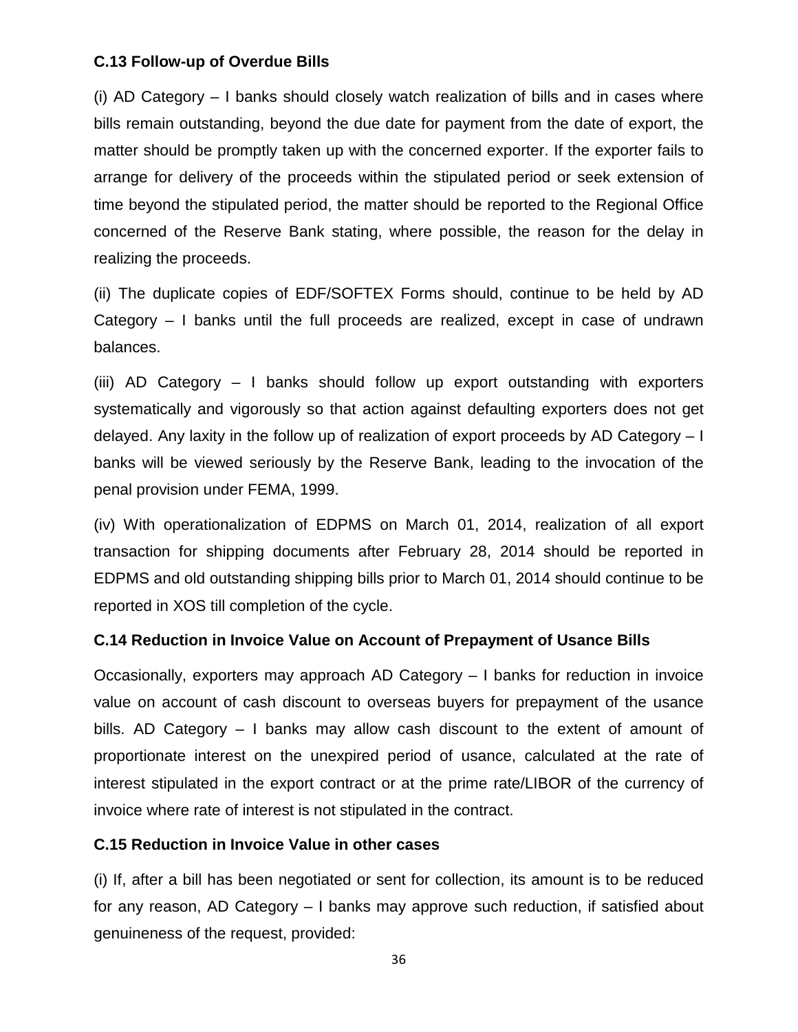**C.13 Follow-up of Overdue Bills**

(i) AD Category – I banks should closely watch realization of bills and in cases where bills remain outstanding, beyond the due date for payment from the date of export, the matter should be promptly taken up with the concerned exporter. If the exporter fails to arrange for delivery of the proceeds within the stipulated period or seek extension of time beyond the stipulated period, the matter should be reported to the Regional Office concerned of the Reserve Bank stating, where possible, the reason for the delay in realizing the proceeds.

(ii) The duplicate copies of EDF/SOFTEX Forms should, continue to be held by AD Category – I banks until the full proceeds are realized, except in case of undrawn balances.

(iii) AD Category – I banks should follow up export outstanding with exporters systematically and vigorously so that action against defaulting exporters does not get delayed. Any laxity in the follow up of realization of export proceeds by AD Category – I banks will be viewed seriously by the Reserve Bank, leading to the invocation of the penal provision under FEMA, 1999.

(iv) With operationalization of EDPMS on March 01, 2014, realization of all export transaction for shipping documents after February 28, 2014 should be reported in EDPMS and old outstanding shipping bills prior to March 01, 2014 should continue to be reported in XOS till completion of the cycle.

**C.14 Reduction in Invoice Value on Account of Prepayment of Usance Bills**

Occasionally, exporters may approach AD Category – I banks for reduction in invoice value on account of cash discount to overseas buyers for prepayment of the usance bills. AD Category – I banks may allow cash discount to the extent of amount of proportionate interest on the unexpired period of usance, calculated at the rate of interest stipulated in the export contract or at the prime rate/LIBOR of the currency of invoice where rate of interest is not stipulated in the contract.

**C.15 Reduction in Invoice Value in other cases**

(i) If, after a bill has been negotiated or sent for collection, its amount is to be reduced for any reason, AD Category – I banks may approve such reduction, if satisfied about genuineness of the request, provided: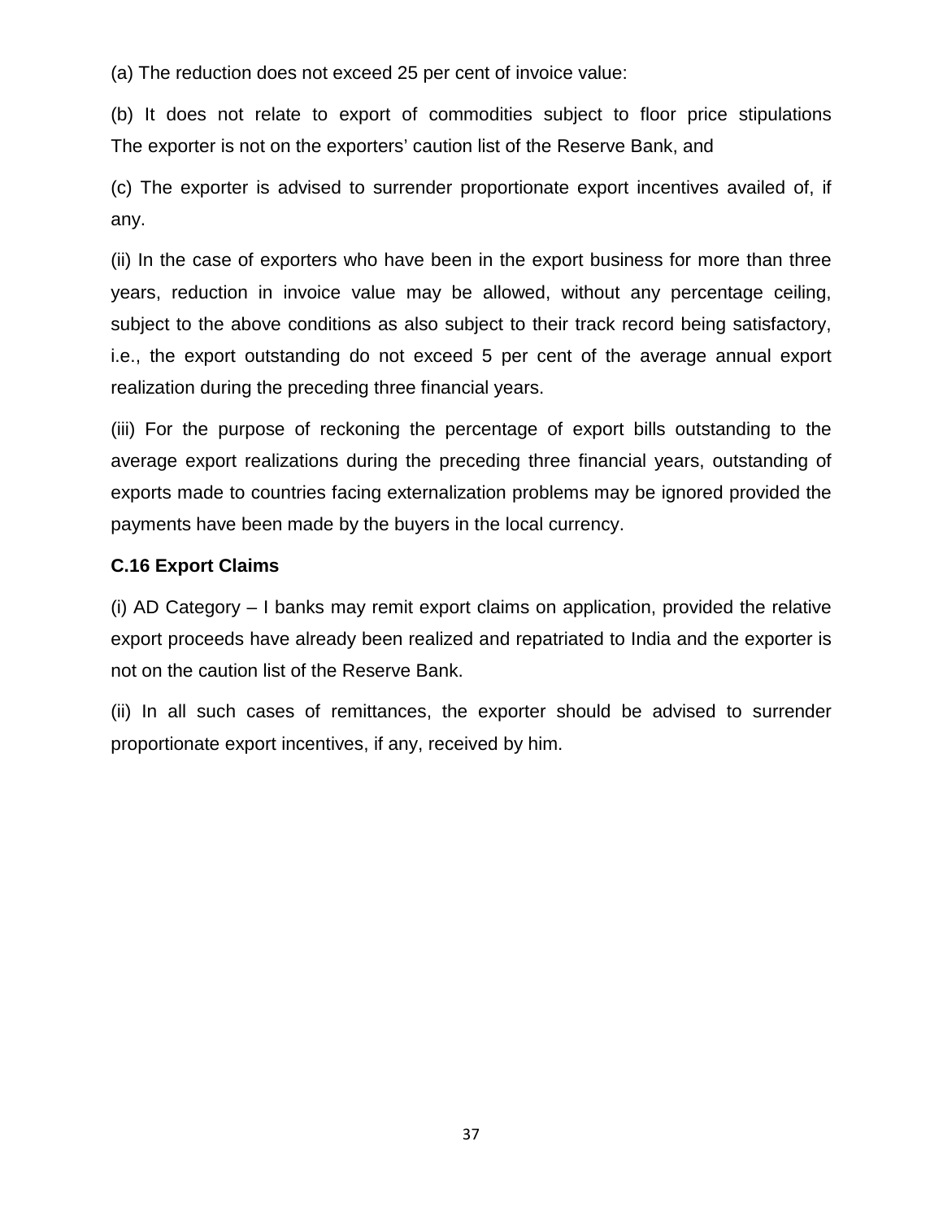(a) The reduction does not exceed 25 per cent of invoice value:

(b) It does not relate to export of commodities subject to floor price stipulations The exporter is not on the exporters' caution list of the Reserve Bank, and

(c) The exporter is advised to surrender proportionate export incentives availed of, if any.

(ii) In the case of exporters who have been in the export business for more than three years, reduction in invoice value may be allowed, without any percentage ceiling, subject to the above conditions as also subject to their track record being satisfactory, i.e., the export outstanding do not exceed 5 per cent of the average annual export realization during the preceding three financial years.

(iii) For the purpose of reckoning the percentage of export bills outstanding to the average export realizations during the preceding three financial years, outstanding of exports made to countries facing externalization problems may be ignored provided the payments have been made by the buyers in the local currency.

**C.16 Export Claims**

(i) AD Category – I banks may remit export claims on application, provided the relative export proceeds have already been realized and repatriated to India and the exporter is not on the caution list of the Reserve Bank.

(ii) In all such cases of remittances, the exporter should be advised to surrender proportionate export incentives, if any, received by him.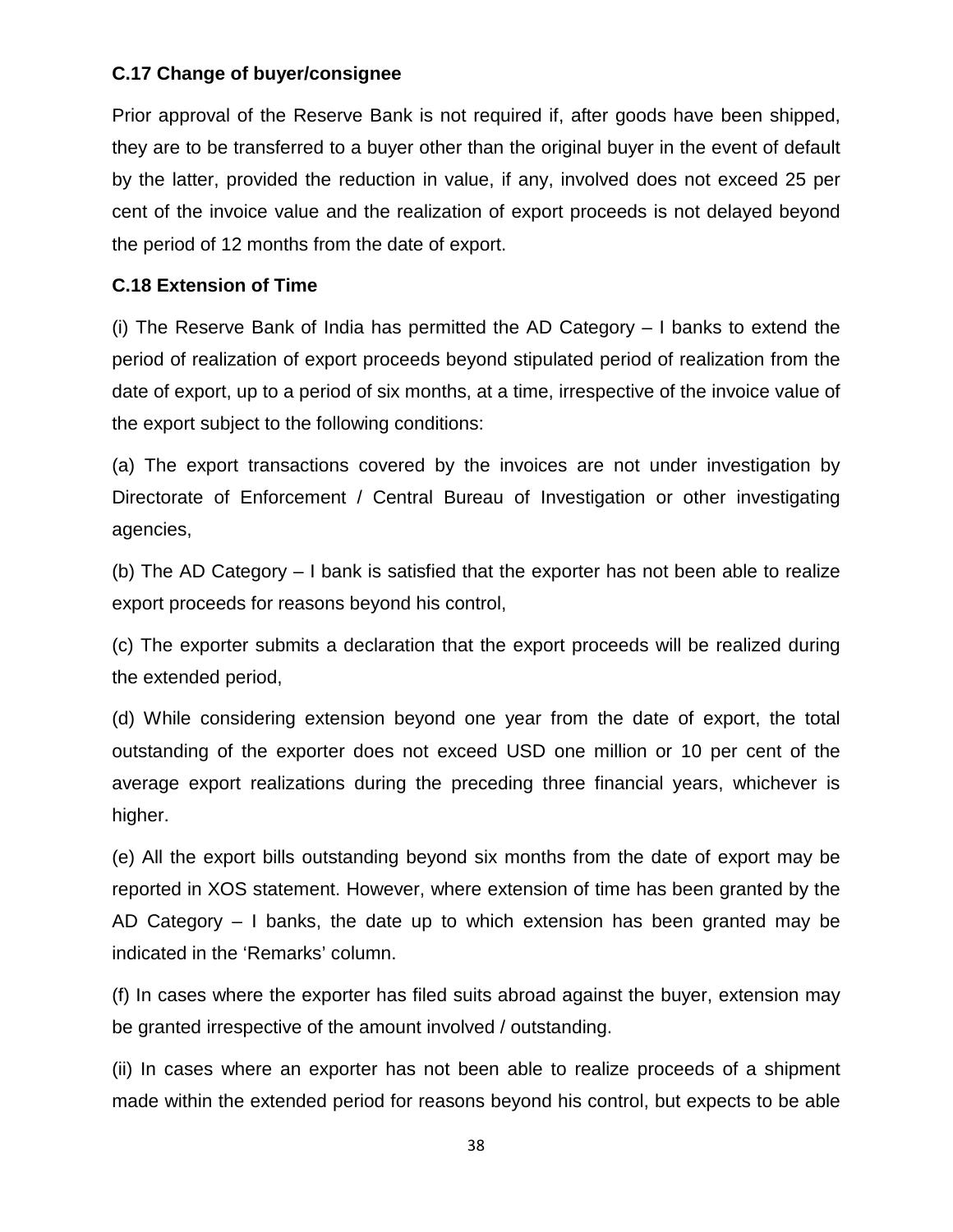**C.17 Change of buyer/consignee**

Prior approval of the Reserve Bank is not required if, after goods have been shipped, they are to be transferred to a buyer other than the original buyer in the event of default by the latter, provided the reduction in value, if any, involved does not exceed 25 per cent of the invoice value and the realization of export proceeds is not delayed beyond the period of 12 months from the date of export.

**C.18 Extension of Time**

(i) The Reserve Bank of India has permitted the AD Category – I banks to extend the period of realization of export proceeds beyond stipulated period of realization from the date of export, up to a period of six months, at a time, irrespective of the invoice value of the export subject to the following conditions:

(a) The export transactions covered by the invoices are not under investigation by Directorate of Enforcement / Central Bureau of Investigation or other investigating agencies,

(b) The AD Category – I bank is satisfied that the exporter has not been able to realize export proceeds for reasons beyond his control,

(c) The exporter submits a declaration that the export proceeds will be realized during the extended period,

(d) While considering extension beyond one year from the date of export, the total outstanding of the exporter does not exceed USD one million or 10 per cent of the average export realizations during the preceding three financial years, whichever is higher.

(e) All the export bills outstanding beyond six months from the date of export may be reported in XOS statement. However, where extension of time has been granted by the AD Category – I banks, the date up to which extension has been granted may be indicated in the 'Remarks' column.

(f) In cases where the exporter has filed suits abroad against the buyer, extension may be granted irrespective of the amount involved / outstanding.

(ii) In cases where an exporter has not been able to realize proceeds of a shipment made within the extended period for reasons beyond his control, but expects to be able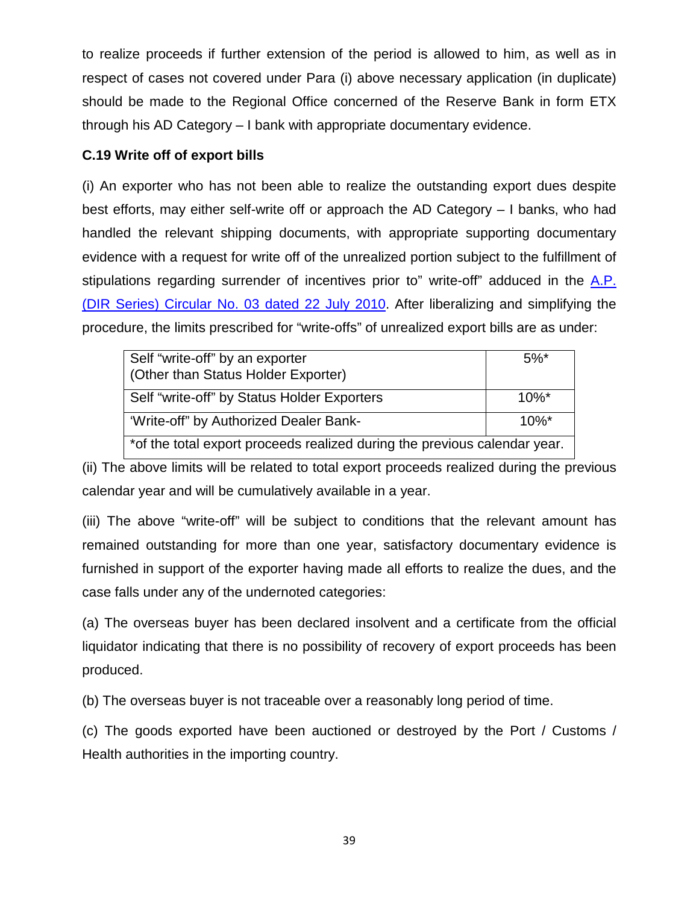to realize proceeds if further extension of the period is allowed to him, as well as in respect of cases not covered under Para (i) above necessary application (in duplicate) should be made to the Regional Office concerned of the Reserve Bank in form ETX through his AD Category – I bank with appropriate documentary evidence.

**C.19 Write off of export bills**

(i) An exporter who has not been able to realize the outstanding export dues despite best efforts, may either self-write off or approach the AD Category – I banks, who had handled the relevant shipping documents, with appropriate supporting documentary evidence with a request for write off of the unrealized portion subject to the fulfillment of stipulations regarding surrender of incentives prior to" write-off" adduced in the A.P. (DIR Series) Circular No. 03 dated 22 July 2010. After liberalizing and simplifying the procedure, the limits prescribed for "write-offs" of unrealized export bills are as under:

| | |
|---|---|
| Self "write-off" by an exporter (Other than Status Holder Exporter) | 5%* |
| Self "write-off" by Status Holder Exporters | 10%* |
| 'Write-off" by Authorized Dealer Bank- | 10%* |
| *of the total export proceeds realized during the previous calendar year. | |

(ii) The above limits will be related to total export proceeds realized during the previous calendar year and will be cumulatively available in a year.

(iii) The above "write-off" will be subject to conditions that the relevant amount has remained outstanding for more than one year, satisfactory documentary evidence is furnished in support of the exporter having made all efforts to realize the dues, and the case falls under any of the undernoted categories:

(a) The overseas buyer has been declared insolvent and a certificate from the official liquidator indicating that there is no possibility of recovery of export proceeds has been produced.

(b) The overseas buyer is not traceable over a reasonably long period of time.

(c) The goods exported have been auctioned or destroyed by the Port / Customs / Health authorities in the importing country.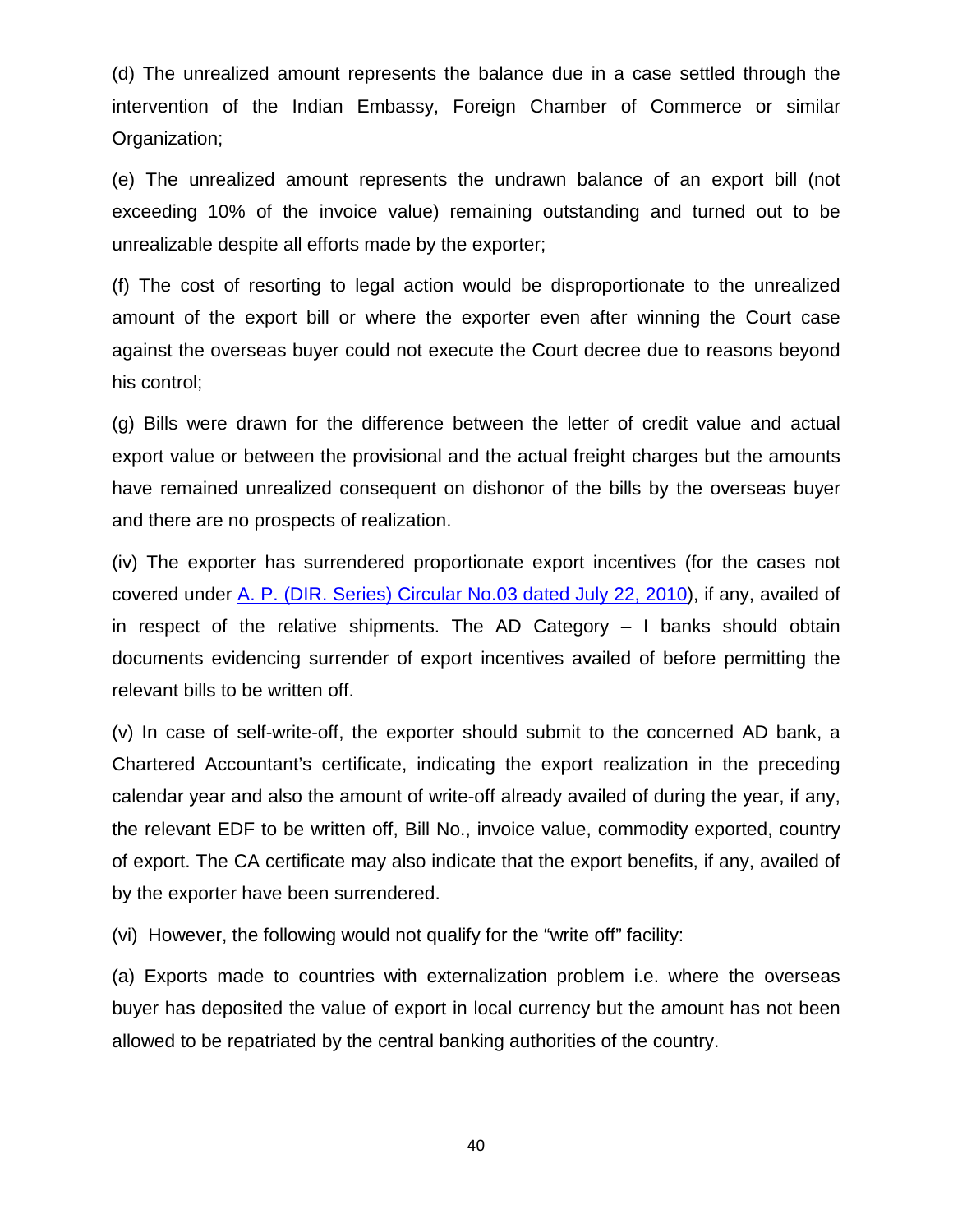(d) The unrealized amount represents the balance due in a case settled through the intervention of the Indian Embassy, Foreign Chamber of Commerce or similar Organization;

(e) The unrealized amount represents the undrawn balance of an export bill (not exceeding 10% of the invoice value) remaining outstanding and turned out to be unrealizable despite all efforts made by the exporter;

(f) The cost of resorting to legal action would be disproportionate to the unrealized amount of the export bill or where the exporter even after winning the Court case against the overseas buyer could not execute the Court decree due to reasons beyond his control;

(g) Bills were drawn for the difference between the letter of credit value and actual export value or between the provisional and the actual freight charges but the amounts have remained unrealized consequent on dishonor of the bills by the overseas buyer and there are no prospects of realization.

(iv) The exporter has surrendered proportionate export incentives (for the cases not covered under A. P. (DIR. Series) Circular No.03 dated July 22, 2010), if any, availed of in respect of the relative shipments. The AD Category – I banks should obtain documents evidencing surrender of export incentives availed of before permitting the relevant bills to be written off.

(v) In case of self-write-off, the exporter should submit to the concerned AD bank, a Chartered Accountant's certificate, indicating the export realization in the preceding calendar year and also the amount of write-off already availed of during the year, if any, the relevant EDF to be written off, Bill No., invoice value, commodity exported, country of export. The CA certificate may also indicate that the export benefits, if any, availed of by the exporter have been surrendered.

(vi) However, the following would not qualify for the "write off" facility:

(a) Exports made to countries with externalization problem i.e. where the overseas buyer has deposited the value of export in local currency but the amount has not been allowed to be repatriated by the central banking authorities of the country.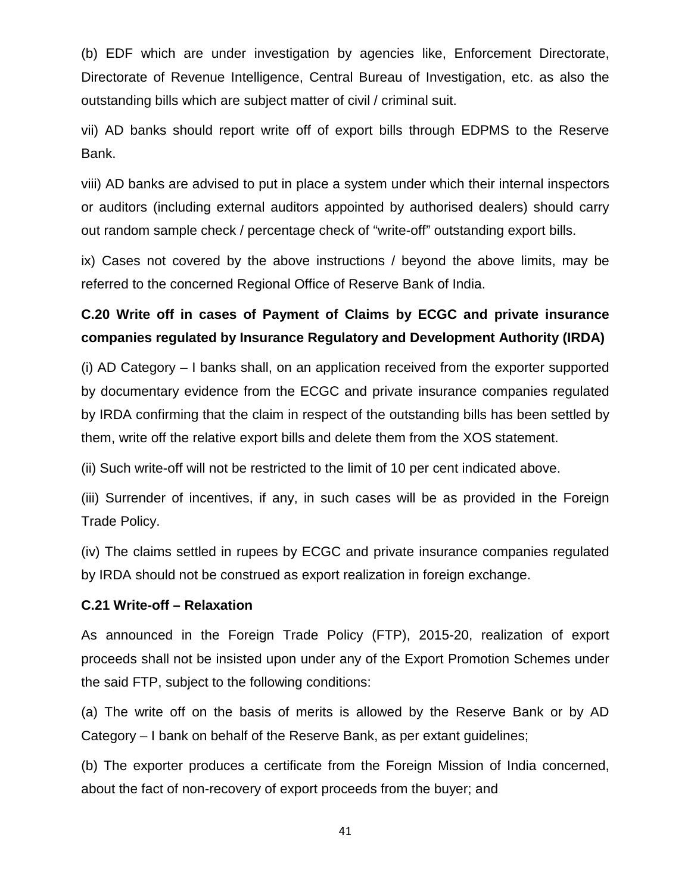(b) EDF which are under investigation by agencies like, Enforcement Directorate, Directorate of Revenue Intelligence, Central Bureau of Investigation, etc. as also the outstanding bills which are subject matter of civil / criminal suit.

vii) AD banks should report write off of export bills through EDPMS to the Reserve Bank.

viii) AD banks are advised to put in place a system under which their internal inspectors or auditors (including external auditors appointed by authorised dealers) should carry out random sample check / percentage check of "write-off" outstanding export bills.

ix) Cases not covered by the above instructions / beyond the above limits, may be referred to the concerned Regional Office of Reserve Bank of India.

**C.20 Write off in cases of Payment of Claims by ECGC and private insurance companies regulated by Insurance Regulatory and Development Authority (IRDA)**

(i) AD Category – I banks shall, on an application received from the exporter supported by documentary evidence from the ECGC and private insurance companies regulated by IRDA confirming that the claim in respect of the outstanding bills has been settled by them, write off the relative export bills and delete them from the XOS statement.

(ii) Such write-off will not be restricted to the limit of 10 per cent indicated above.

(iii) Surrender of incentives, if any, in such cases will be as provided in the Foreign Trade Policy.

(iv) The claims settled in rupees by ECGC and private insurance companies regulated by IRDA should not be construed as export realization in foreign exchange.

**C.21 Write-off – Relaxation**

As announced in the Foreign Trade Policy (FTP), 2015-20, realization of export proceeds shall not be insisted upon under any of the Export Promotion Schemes under the said FTP, subject to the following conditions:

(a) The write off on the basis of merits is allowed by the Reserve Bank or by AD Category – I bank on behalf of the Reserve Bank, as per extant guidelines;

(b) The exporter produces a certificate from the Foreign Mission of India concerned, about the fact of non-recovery of export proceeds from the buyer; and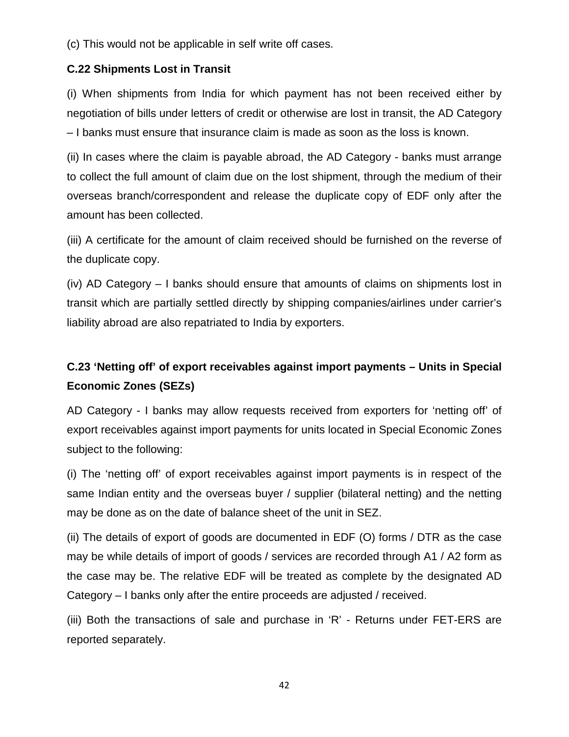(c) This would not be applicable in self write off cases.

### C.22 Shipments Lost in Transit

(i) When shipments from India for which payment has not been received either by negotiation of bills under letters of credit or otherwise are lost in transit, the AD Category – I banks must ensure that insurance claim is made as soon as the loss is known.

(ii) In cases where the claim is payable abroad, the AD Category - banks must arrange to collect the full amount of claim due on the lost shipment, through the medium of their overseas branch/correspondent and release the duplicate copy of EDF only after the amount has been collected.

(iii) A certificate for the amount of claim received should be furnished on the reverse of the duplicate copy.

(iv) AD Category – I banks should ensure that amounts of claims on shipments lost in transit which are partially settled directly by shipping companies/airlines under carrier's liability abroad are also repatriated to India by exporters.

### C.23 'Netting off' of export receivables against import payments – Units in Special Economic Zones (SEZs)

AD Category - I banks may allow requests received from exporters for 'netting off' of export receivables against import payments for units located in Special Economic Zones subject to the following:

(i) The 'netting off' of export receivables against import payments is in respect of the same Indian entity and the overseas buyer / supplier (bilateral netting) and the netting may be done as on the date of balance sheet of the unit in SEZ.

(ii) The details of export of goods are documented in EDF (O) forms / DTR as the case may be while details of import of goods / services are recorded through A1 / A2 form as the case may be. The relative EDF will be treated as complete by the designated AD Category – I banks only after the entire proceeds are adjusted / received.

(iii) Both the transactions of sale and purchase in 'R' - Returns under FET-ERS are reported separately.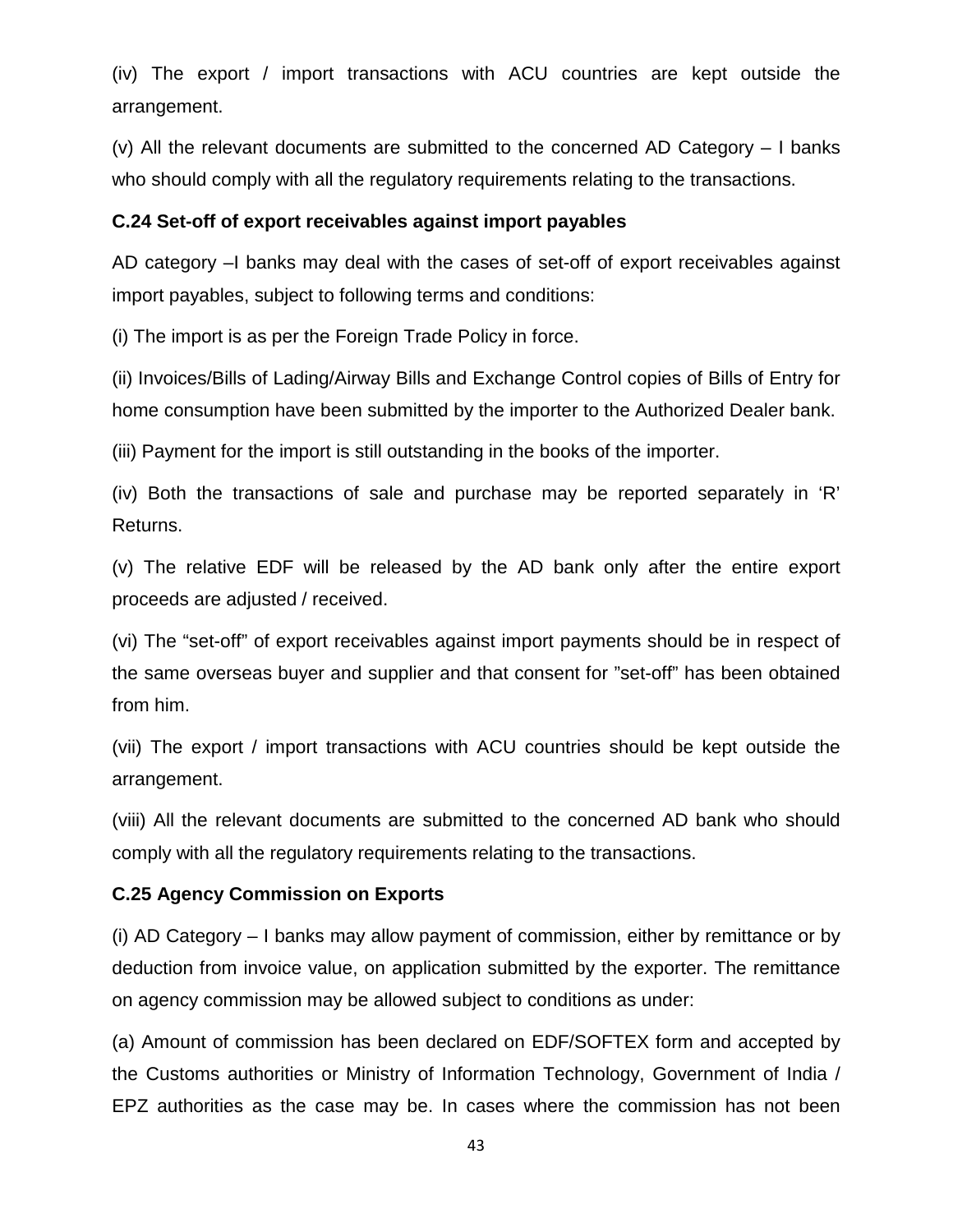(iv) The export / import transactions with ACU countries are kept outside the arrangement.

(v) All the relevant documents are submitted to the concerned AD Category – I banks who should comply with all the regulatory requirements relating to the transactions.

**C.24 Set-off of export receivables against import payables**

AD category –I banks may deal with the cases of set-off of export receivables against import payables, subject to following terms and conditions:

(i) The import is as per the Foreign Trade Policy in force.

(ii) Invoices/Bills of Lading/Airway Bills and Exchange Control copies of Bills of Entry for home consumption have been submitted by the importer to the Authorized Dealer bank.

(iii) Payment for the import is still outstanding in the books of the importer.

(iv) Both the transactions of sale and purchase may be reported separately in 'R' Returns.

(v) The relative EDF will be released by the AD bank only after the entire export proceeds are adjusted / received.

(vi) The "set-off" of export receivables against import payments should be in respect of the same overseas buyer and supplier and that consent for "set-off" has been obtained from him.

(vii) The export / import transactions with ACU countries should be kept outside the arrangement.

(viii) All the relevant documents are submitted to the concerned AD bank who should comply with all the regulatory requirements relating to the transactions.

**C.25 Agency Commission on Exports**

(i) AD Category – I banks may allow payment of commission, either by remittance or by deduction from invoice value, on application submitted by the exporter. The remittance on agency commission may be allowed subject to conditions as under:

(a) Amount of commission has been declared on EDF/SOFTEX form and accepted by the Customs authorities or Ministry of Information Technology, Government of India / EPZ authorities as the case may be. In cases where the commission has not been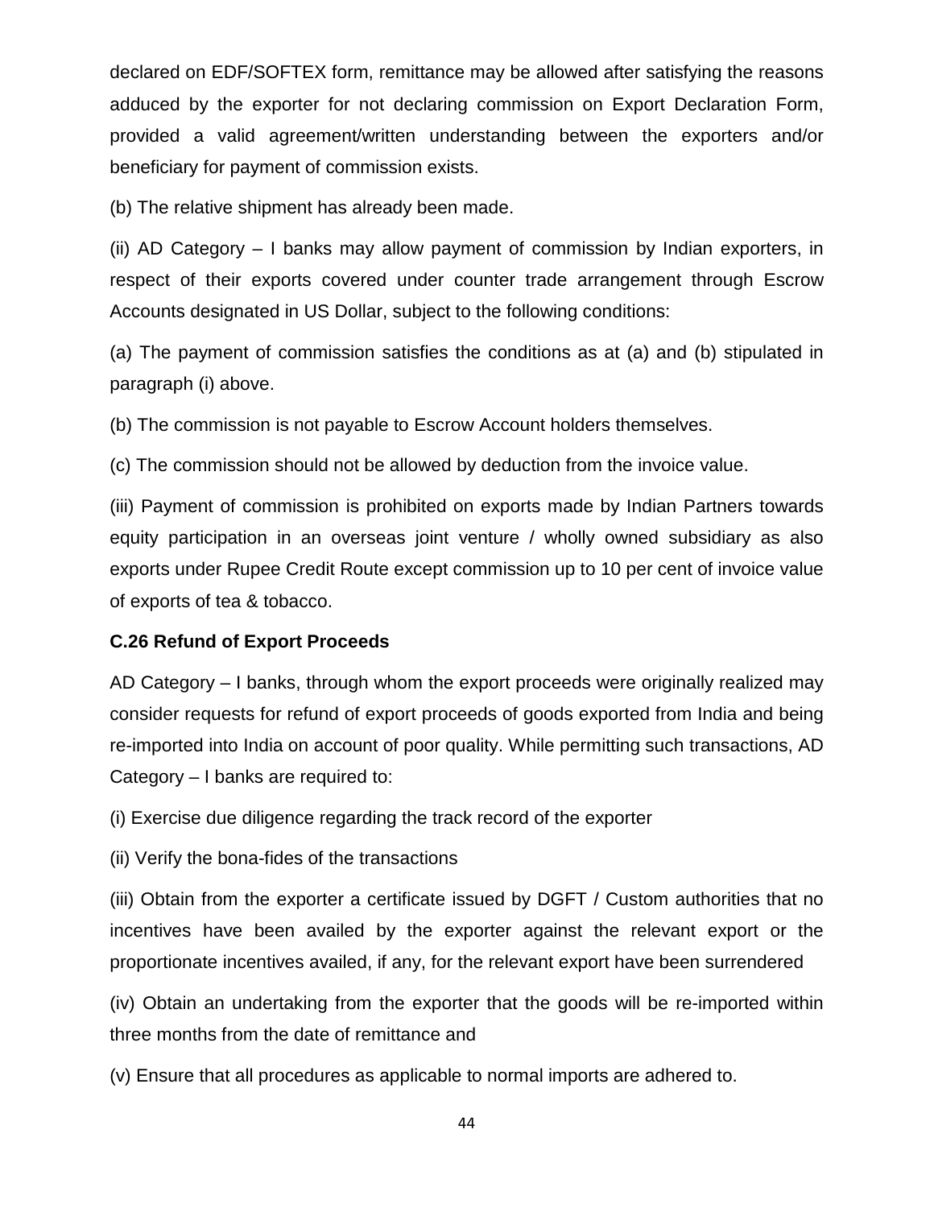declared on EDF/SOFTEX form, remittance may be allowed after satisfying the reasons adduced by the exporter for not declaring commission on Export Declaration Form, provided a valid agreement/written understanding between the exporters and/or beneficiary for payment of commission exists.

(b) The relative shipment has already been made.

(ii) AD Category – I banks may allow payment of commission by Indian exporters, in respect of their exports covered under counter trade arrangement through Escrow Accounts designated in US Dollar, subject to the following conditions:

(a) The payment of commission satisfies the conditions as at (a) and (b) stipulated in paragraph (i) above.

(b) The commission is not payable to Escrow Account holders themselves.

(c) The commission should not be allowed by deduction from the invoice value.

(iii) Payment of commission is prohibited on exports made by Indian Partners towards equity participation in an overseas joint venture / wholly owned subsidiary as also exports under Rupee Credit Route except commission up to 10 per cent of invoice value of exports of tea & tobacco.

**C.26 Refund of Export Proceeds**

AD Category – I banks, through whom the export proceeds were originally realized may consider requests for refund of export proceeds of goods exported from India and being re-imported into India on account of poor quality. While permitting such transactions, AD Category – I banks are required to:

(i) Exercise due diligence regarding the track record of the exporter

(ii) Verify the bona-fides of the transactions

(iii) Obtain from the exporter a certificate issued by DGFT / Custom authorities that no incentives have been availed by the exporter against the relevant export or the proportionate incentives availed, if any, for the relevant export have been surrendered

(iv) Obtain an undertaking from the exporter that the goods will be re-imported within three months from the date of remittance and

(v) Ensure that all procedures as applicable to normal imports are adhered to.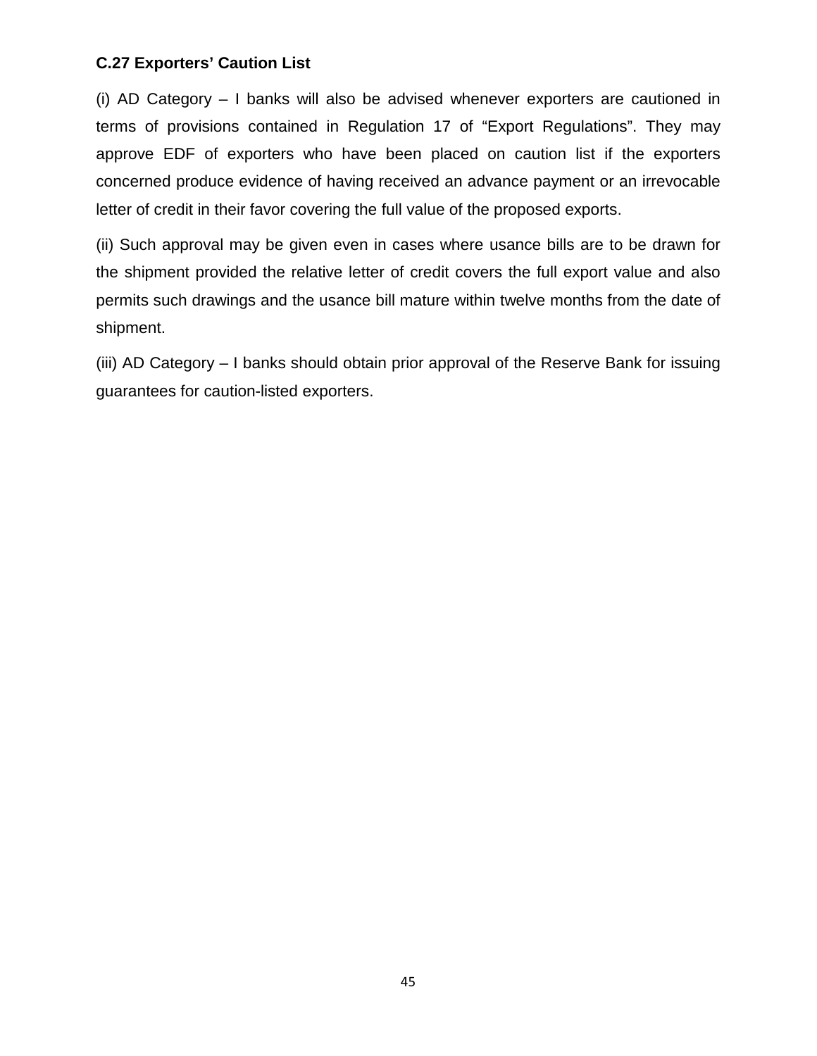**C.27 Exporters’ Caution List**

(i) AD Category – I banks will also be advised whenever exporters are cautioned in terms of provisions contained in Regulation 17 of “Export Regulations”. They may approve EDF of exporters who have been placed on caution list if the exporters concerned produce evidence of having received an advance payment or an irrevocable letter of credit in their favor covering the full value of the proposed exports.

(ii) Such approval may be given even in cases where usance bills are to be drawn for the shipment provided the relative letter of credit covers the full export value and also permits such drawings and the usance bill mature within twelve months from the date of shipment.

(iii) AD Category – I banks should obtain prior approval of the Reserve Bank for issuing guarantees for caution-listed exporters.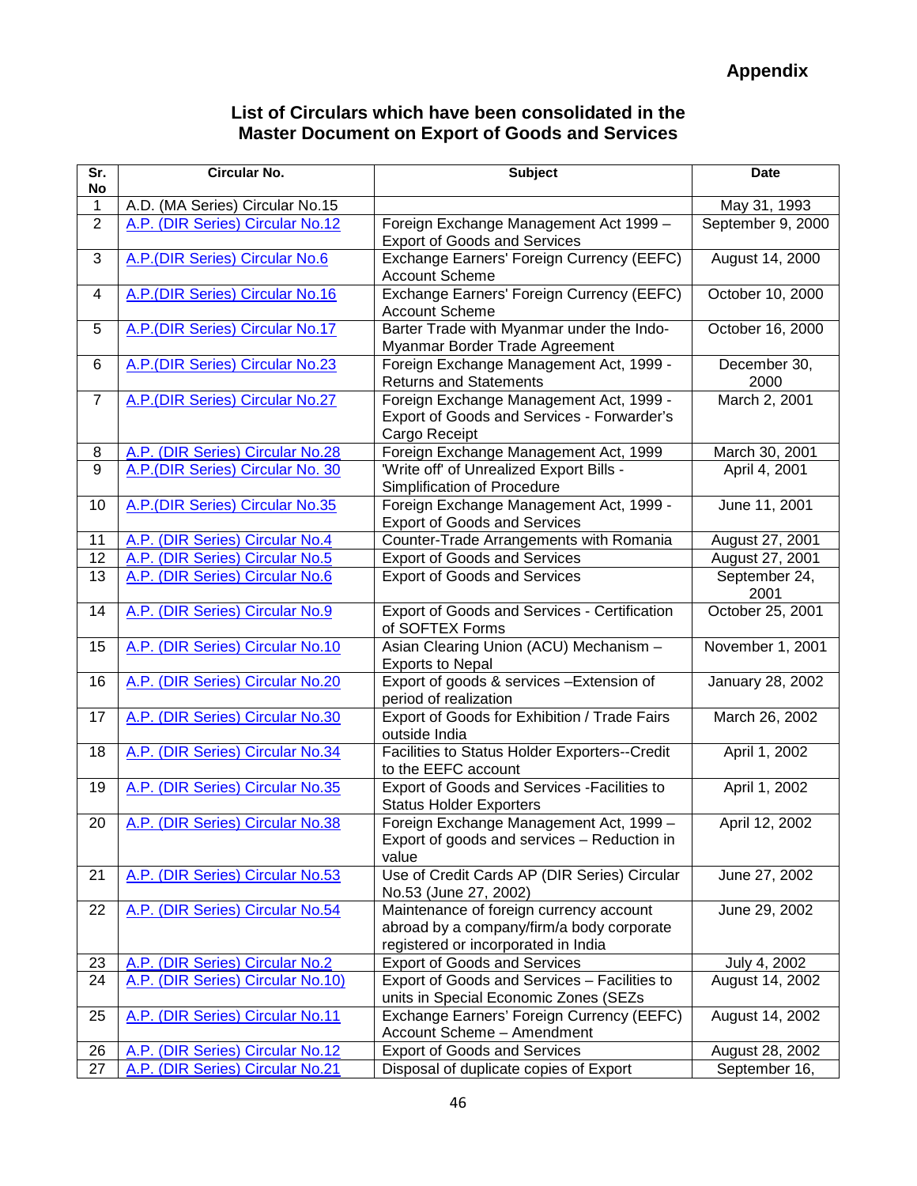**Appendix**

## List of Circulars which have been consolidated in the Master Document on Export of Goods and Services

| Sr. No | Circular No. | Subject | Date |
|---|---|---|---|
| 1 | A.D. (MA Series) Circular No.15 | | May 31, 1993 |
| 2 | A.P. (DIR Series) Circular No.12 | Foreign Exchange Management Act 1999 – Export of Goods and Services | September 9, 2000 |
| 3 | A.P.(DIR Series) Circular No.6 | Exchange Earners' Foreign Currency (EEFC) Account Scheme | August 14, 2000 |
| 4 | A.P.(DIR Series) Circular No.16 | Exchange Earners' Foreign Currency (EEFC) Account Scheme | October 10, 2000 |
| 5 | A.P.(DIR Series) Circular No.17 | Barter Trade with Myanmar under the Indo-Myanmar Border Trade Agreement | October 16, 2000 |
| 6 | A.P.(DIR Series) Circular No.23 | Foreign Exchange Management Act, 1999 - Returns and Statements | December 30, 2000 |
| 7 | A.P.(DIR Series) Circular No.27 | Foreign Exchange Management Act, 1999 - Export of Goods and Services - Forwarder's Cargo Receipt | March 2, 2001 |
| 8 | A.P. (DIR Series) Circular No.28 | Foreign Exchange Management Act, 1999 | March 30, 2001 |
| 9 | A.P.(DIR Series) Circular No. 30 | 'Write off' of Unrealized Export Bills - Simplification of Procedure | April 4, 2001 |
| 10 | A.P.(DIR Series) Circular No.35 | Foreign Exchange Management Act, 1999 - Export of Goods and Services | June 11, 2001 |
| 11 | A.P. (DIR Series) Circular No.4 | Counter-Trade Arrangements with Romania | August 27, 2001 |
| 12 | A.P. (DIR Series) Circular No.5 | Export of Goods and Services | August 27, 2001 |
| 13 | A.P. (DIR Series) Circular No.6 | Export of Goods and Services | September 24, 2001 |
| 14 | A.P. (DIR Series) Circular No.9 | Export of Goods and Services - Certification of SOFTEX Forms | October 25, 2001 |
| 15 | A.P. (DIR Series) Circular No.10 | Asian Clearing Union (ACU) Mechanism – Exports to Nepal | November 1, 2001 |
| 16 | A.P. (DIR Series) Circular No.20 | Export of goods & services –Extension of period of realization | January 28, 2002 |
| 17 | A.P. (DIR Series) Circular No.30 | Export of Goods for Exhibition / Trade Fairs outside India | March 26, 2002 |
| 18 | A.P. (DIR Series) Circular No.34 | Facilities to Status Holder Exporters--Credit to the EEFC account | April 1, 2002 |
| 19 | A.P. (DIR Series) Circular No.35 | Export of Goods and Services -Facilities to Status Holder Exporters | April 1, 2002 |
| 20 | A.P. (DIR Series) Circular No.38 | Foreign Exchange Management Act, 1999 – Export of goods and services – Reduction in value | April 12, 2002 |
| 21 | A.P. (DIR Series) Circular No.53 | Use of Credit Cards AP (DIR Series) Circular No.53 (June 27, 2002) | June 27, 2002 |
| 22 | A.P. (DIR Series) Circular No.54 | Maintenance of foreign currency account abroad by a company/firm/a body corporate registered or incorporated in India | June 29, 2002 |
| 23 | A.P. (DIR Series) Circular No.2 | Export of Goods and Services | July 4, 2002 |
| 24 | A.P. (DIR Series) Circular No.10) | Export of Goods and Services – Facilities to units in Special Economic Zones (SEZs | August 14, 2002 |
| 25 | A.P. (DIR Series) Circular No.11 | Exchange Earners' Foreign Currency (EEFC) Account Scheme – Amendment | August 14, 2002 |
| 26 | A.P. (DIR Series) Circular No.12 | Export of Goods and Services | August 28, 2002 |
| 27 | A.P. (DIR Series) Circular No.21 | Disposal of duplicate copies of Export | September 16, |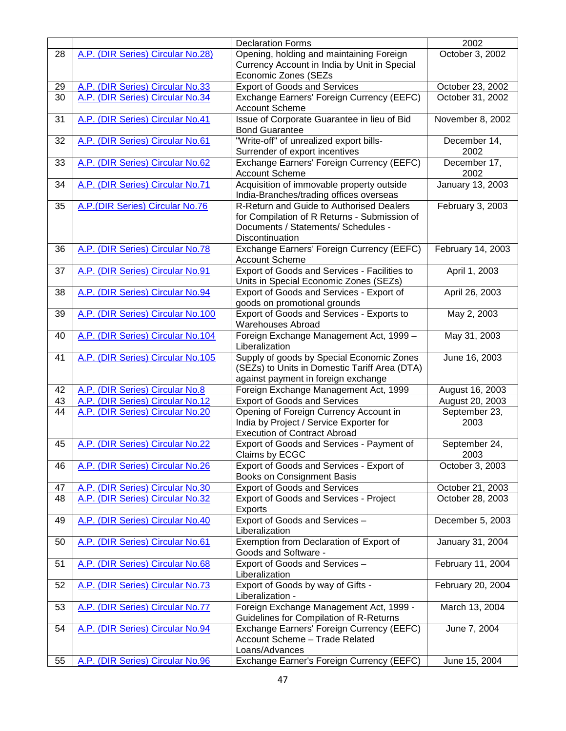| | | | |
|---|---|---|---|
| | | Declaration Forms | 2002 |
| 28 | A.P. (DIR Series) Circular No.28) | Opening, holding and maintaining Foreign Currency Account in India by Unit in Special Economic Zones (SEZs | October 3, 2002 |
| 29 | A.P. (DIR Series) Circular No.33 | Export of Goods and Services | October 23, 2002 |
| 30 | A.P. (DIR Series) Circular No.34 | Exchange Earners' Foreign Currency (EEFC) Account Scheme | October 31, 2002 |
| 31 | A.P. (DIR Series) Circular No.41 | Issue of Corporate Guarantee in lieu of Bid Bond Guarantee | November 8, 2002 |
| 32 | A.P. (DIR Series) Circular No.61 | "Write-off" of unrealized export bills-Surrender of export incentives | December 14, 2002 |
| 33 | A.P. (DIR Series) Circular No.62 | Exchange Earners' Foreign Currency (EEFC) Account Scheme | December 17, 2002 |
| 34 | A.P. (DIR Series) Circular No.71 | Acquisition of immovable property outside India-Branches/trading offices overseas | January 13, 2003 |
| 35 | A.P.(DIR Series) Circular No.76 | R-Return and Guide to Authorised Dealers for Compilation of R Returns - Submission of Documents / Statements/ Schedules - Discontinuation | February 3, 2003 |
| 36 | A.P. (DIR Series) Circular No.78 | Exchange Earners' Foreign Currency (EEFC) Account Scheme | February 14, 2003 |
| 37 | A.P. (DIR Series) Circular No.91 | Export of Goods and Services - Facilities to Units in Special Economic Zones (SEZs) | April 1, 2003 |
| 38 | A.P. (DIR Series) Circular No.94 | Export of Goods and Services - Export of goods on promotional grounds | April 26, 2003 |
| 39 | A.P. (DIR Series) Circular No.100 | Export of Goods and Services - Exports to Warehouses Abroad | May 2, 2003 |
| 40 | A.P. (DIR Series) Circular No.104 | Foreign Exchange Management Act, 1999 – Liberalization | May 31, 2003 |
| 41 | A.P. (DIR Series) Circular No.105 | Supply of goods by Special Economic Zones (SEZs) to Units in Domestic Tariff Area (DTA) against payment in foreign exchange | June 16, 2003 |
| 42 | A.P. (DIR Series) Circular No.8 | Foreign Exchange Management Act, 1999 | August 16, 2003 |
| 43 | A.P. (DIR Series) Circular No.12 | Export of Goods and Services | August 20, 2003 |
| 44 | A.P. (DIR Series) Circular No.20 | Opening of Foreign Currency Account in India by Project / Service Exporter for Execution of Contract Abroad | September 23, 2003 |
| 45 | A.P. (DIR Series) Circular No.22 | Export of Goods and Services - Payment of Claims by ECGC | September 24, 2003 |
| 46 | A.P. (DIR Series) Circular No.26 | Export of Goods and Services - Export of Books on Consignment Basis | October 3, 2003 |
| 47 | A.P. (DIR Series) Circular No.30 | Export of Goods and Services | October 21, 2003 |
| 48 | A.P. (DIR Series) Circular No.32 | Export of Goods and Services - Project Exports | October 28, 2003 |
| 49 | A.P. (DIR Series) Circular No.40 | Export of Goods and Services – Liberalization | December 5, 2003 |
| 50 | A.P. (DIR Series) Circular No.61 | Exemption from Declaration of Export of Goods and Software - | January 31, 2004 |
| 51 | A.P. (DIR Series) Circular No.68 | Export of Goods and Services – Liberalization | February 11, 2004 |
| 52 | A.P. (DIR Series) Circular No.73 | Export of Goods by way of Gifts - Liberalization - | February 20, 2004 |
| 53 | A.P. (DIR Series) Circular No.77 | Foreign Exchange Management Act, 1999 - Guidelines for Compilation of R-Returns | March 13, 2004 |
| 54 | A.P. (DIR Series) Circular No.94 | Exchange Earners' Foreign Currency (EEFC) Account Scheme – Trade Related Loans/Advances | June 7, 2004 |
| 55 | A.P. (DIR Series) Circular No.96 | Exchange Earner's Foreign Currency (EEFC) | June 15, 2004 |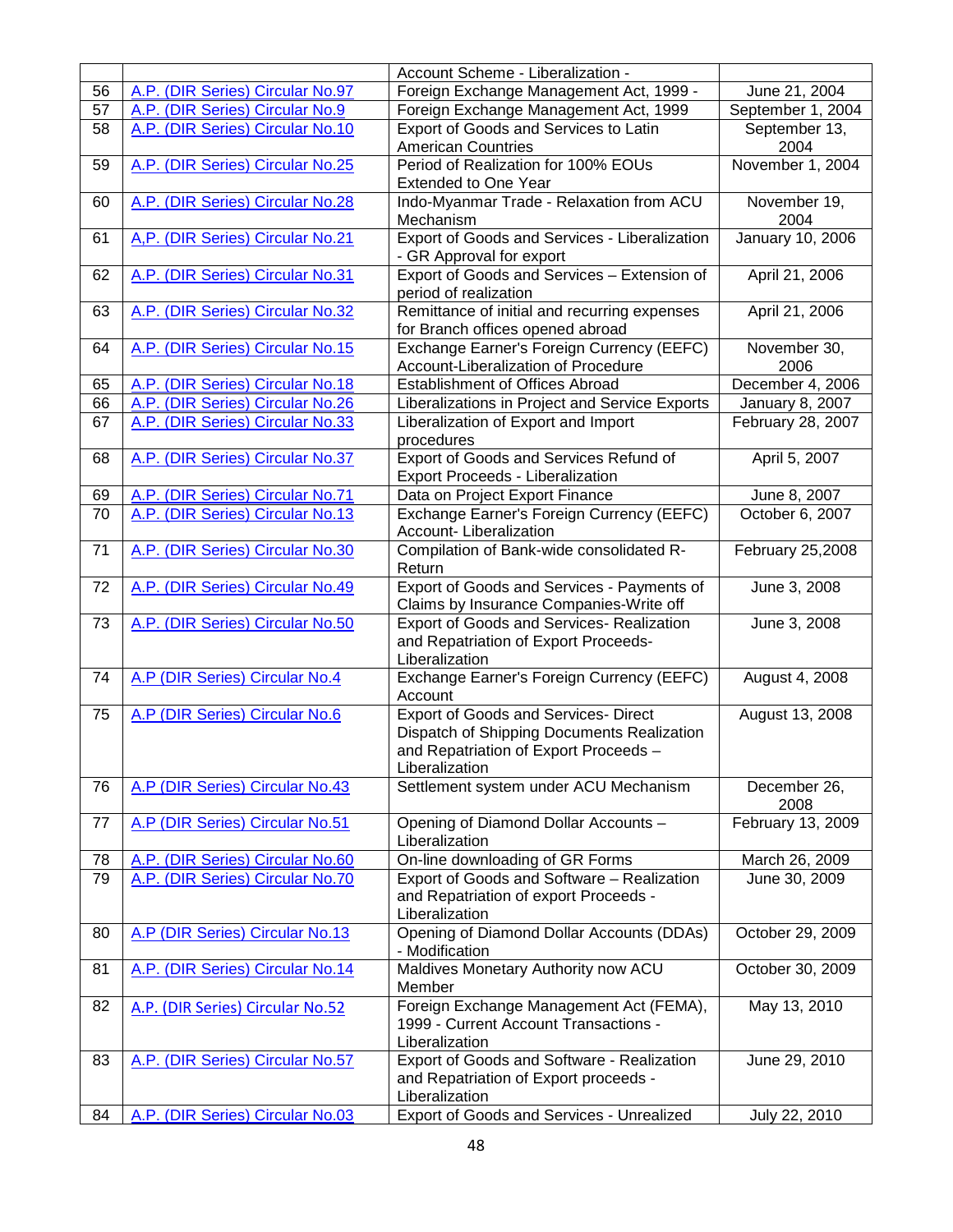| | | | |
|---|---|---|---|
| | | Account Scheme - Liberalization - | |
| 56 | A.P. (DIR Series) Circular No.97 | Foreign Exchange Management Act, 1999 - | June 21, 2004 |
| 57 | A.P. (DIR Series) Circular No.9 | Foreign Exchange Management Act, 1999 | September 1, 2004 |
| 58 | A.P. (DIR Series) Circular No.10 | Export of Goods and Services to Latin American Countries | September 13, 2004 |
| 59 | A.P. (DIR Series) Circular No.25 | Period of Realization for 100% EOUs Extended to One Year | November 1, 2004 |
| 60 | A.P. (DIR Series) Circular No.28 | Indo-Myanmar Trade - Relaxation from ACU Mechanism | November 19, 2004 |
| 61 | A,P. (DIR Series) Circular No.21 | Export of Goods and Services - Liberalization - GR Approval for export | January 10, 2006 |
| 62 | A.P. (DIR Series) Circular No.31 | Export of Goods and Services – Extension of period of realization | April 21, 2006 |
| 63 | A.P. (DIR Series) Circular No.32 | Remittance of initial and recurring expenses for Branch offices opened abroad | April 21, 2006 |
| 64 | A.P. (DIR Series) Circular No.15 | Exchange Earner's Foreign Currency (EEFC) Account-Liberalization of Procedure | November 30, 2006 |
| 65 | A.P. (DIR Series) Circular No.18 | Establishment of Offices Abroad | December 4, 2006 |
| 66 | A.P. (DIR Series) Circular No.26 | Liberalizations in Project and Service Exports | January 8, 2007 |
| 67 | A.P. (DIR Series) Circular No.33 | Liberalization of Export and Import procedures | February 28, 2007 |
| 68 | A.P. (DIR Series) Circular No.37 | Export of Goods and Services Refund of Export Proceeds - Liberalization | April 5, 2007 |
| 69 | A.P. (DIR Series) Circular No.71 | Data on Project Export Finance | June 8, 2007 |
| 70 | A.P. (DIR Series) Circular No.13 | Exchange Earner's Foreign Currency (EEFC) Account- Liberalization | October 6, 2007 |
| 71 | A.P. (DIR Series) Circular No.30 | Compilation of Bank-wide consolidated R-Return | February 25,2008 |
| 72 | A.P. (DIR Series) Circular No.49 | Export of Goods and Services - Payments of Claims by Insurance Companies-Write off | June 3, 2008 |
| 73 | A.P. (DIR Series) Circular No.50 | Export of Goods and Services- Realization and Repatriation of Export Proceeds- Liberalization | June 3, 2008 |
| 74 | A.P (DIR Series) Circular No.4 | Exchange Earner's Foreign Currency (EEFC) Account | August 4, 2008 |
| 75 | A.P (DIR Series) Circular No.6 | Export of Goods and Services- Direct Dispatch of Shipping Documents Realization and Repatriation of Export Proceeds – Liberalization | August 13, 2008 |
| 76 | A.P (DIR Series) Circular No.43 | Settlement system under ACU Mechanism | December 26, 2008 |
| 77 | A.P (DIR Series) Circular No.51 | Opening of Diamond Dollar Accounts – Liberalization | February 13, 2009 |
| 78 | A.P. (DIR Series) Circular No.60 | On-line downloading of GR Forms | March 26, 2009 |
| 79 | A.P. (DIR Series) Circular No.70 | Export of Goods and Software – Realization and Repatriation of export Proceeds - Liberalization | June 30, 2009 |
| 80 | A.P (DIR Series) Circular No.13 | Opening of Diamond Dollar Accounts (DDAs) - Modification | October 29, 2009 |
| 81 | A.P. (DIR Series) Circular No.14 | Maldives Monetary Authority now ACU Member | October 30, 2009 |
| 82 | A.P. (DIR Series) Circular No.52 | Foreign Exchange Management Act (FEMA), 1999 - Current Account Transactions - Liberalization | May 13, 2010 |
| 83 | A.P. (DIR Series) Circular No.57 | Export of Goods and Software - Realization and Repatriation of Export proceeds - Liberalization | June 29, 2010 |
| 84 | A.P. (DIR Series) Circular No.03 | Export of Goods and Services - Unrealized | July 22, 2010 |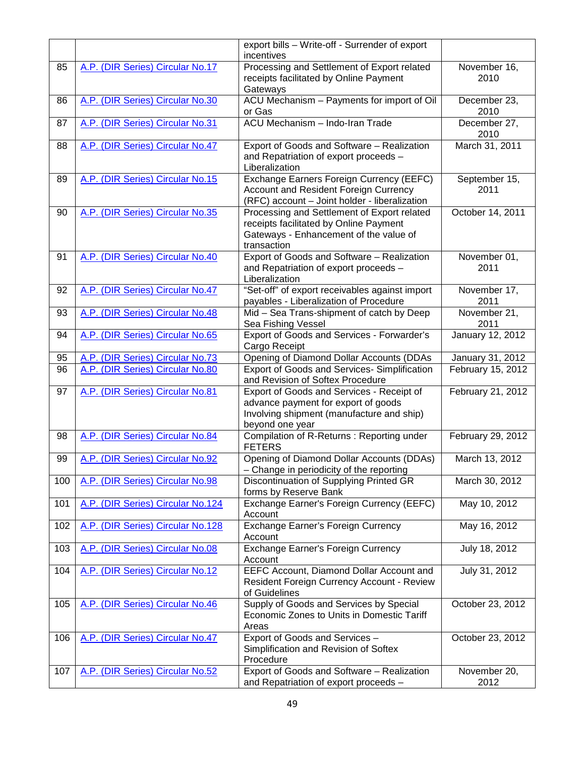| | | | |
|---|---|---|---|
| | | export bills – Write-off - Surrender of export incentives | |
| 85 | A.P. (DIR Series) Circular No.17 | Processing and Settlement of Export related receipts facilitated by Online Payment Gateways | November 16, 2010 |
| 86 | A.P. (DIR Series) Circular No.30 | ACU Mechanism – Payments for import of Oil or Gas | December 23, 2010 |
| 87 | A.P. (DIR Series) Circular No.31 | ACU Mechanism – Indo-Iran Trade | December 27, 2010 |
| 88 | A.P. (DIR Series) Circular No.47 | Export of Goods and Software – Realization and Repatriation of export proceeds – Liberalization | March 31, 2011 |
| 89 | A.P. (DIR Series) Circular No.15 | Exchange Earners Foreign Currency (EEFC) Account and Resident Foreign Currency (RFC) account – Joint holder - liberalization | September 15, 2011 |
| 90 | A.P. (DIR Series) Circular No.35 | Processing and Settlement of Export related receipts facilitated by Online Payment Gateways - Enhancement of the value of transaction | October 14, 2011 |
| 91 | A.P. (DIR Series) Circular No.40 | Export of Goods and Software – Realization and Repatriation of export proceeds – Liberalization | November 01, 2011 |
| 92 | A.P. (DIR Series) Circular No.47 | "Set-off" of export receivables against import payables - Liberalization of Procedure | November 17, 2011 |
| 93 | A.P. (DIR Series) Circular No.48 | Mid – Sea Trans-shipment of catch by Deep Sea Fishing Vessel | November 21, 2011 |
| 94 | A.P. (DIR Series) Circular No.65 | Export of Goods and Services - Forwarder's Cargo Receipt | January 12, 2012 |
| 95 | A.P. (DIR Series) Circular No.73 | Opening of Diamond Dollar Accounts (DDAs | January 31, 2012 |
| 96 | A.P. (DIR Series) Circular No.80 | Export of Goods and Services- Simplification and Revision of Softex Procedure | February 15, 2012 |
| 97 | A.P. (DIR Series) Circular No.81 | Export of Goods and Services - Receipt of advance payment for export of goods Involving shipment (manufacture and ship) beyond one year | February 21, 2012 |
| 98 | A.P. (DIR Series) Circular No.84 | Compilation of R-Returns : Reporting under FETERS | February 29, 2012 |
| 99 | A.P. (DIR Series) Circular No.92 | Opening of Diamond Dollar Accounts (DDAs) – Change in periodicity of the reporting | March 13, 2012 |
| 100 | A.P. (DIR Series) Circular No.98 | Discontinuation of Supplying Printed GR forms by Reserve Bank | March 30, 2012 |
| 101 | A.P. (DIR Series) Circular No.124 | Exchange Earner's Foreign Currency (EEFC) Account | May 10, 2012 |
| 102 | A.P. (DIR Series) Circular No.128 | Exchange Earner's Foreign Currency Account | May 16, 2012 |
| 103 | A.P. (DIR Series) Circular No.08 | Exchange Earner's Foreign Currency Account | July 18, 2012 |
| 104 | A.P. (DIR Series) Circular No.12 | EEFC Account, Diamond Dollar Account and Resident Foreign Currency Account - Review of Guidelines | July 31, 2012 |
| 105 | A.P. (DIR Series) Circular No.46 | Supply of Goods and Services by Special Economic Zones to Units in Domestic Tariff Areas | October 23, 2012 |
| 106 | A.P. (DIR Series) Circular No.47 | Export of Goods and Services – Simplification and Revision of Softex Procedure | October 23, 2012 |
| 107 | A.P. (DIR Series) Circular No.52 | Export of Goods and Software – Realization and Repatriation of export proceeds – | November 20, 2012 |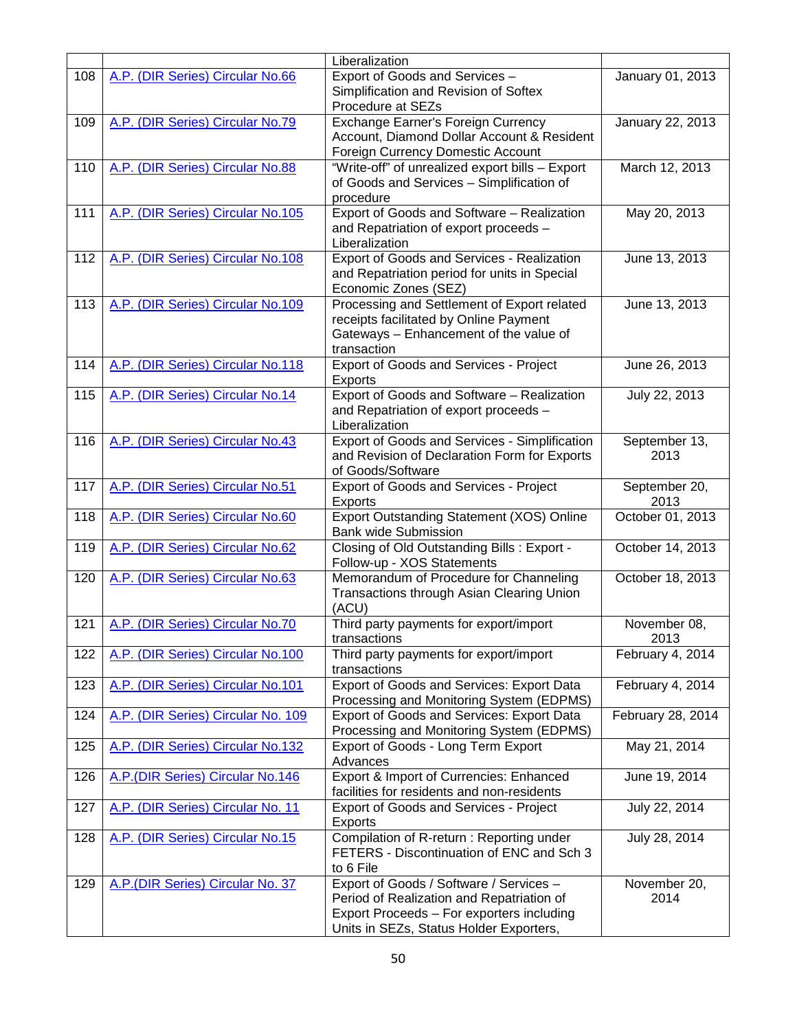|  |  | Liberalization |  |
|---|---|---|---|
| 108 | A.P. (DIR Series) Circular No.66 | Export of Goods and Services – Simplification and Revision of Softex Procedure at SEZs | January 01, 2013 |
| 109 | A.P. (DIR Series) Circular No.79 | Exchange Earner's Foreign Currency Account, Diamond Dollar Account & Resident Foreign Currency Domestic Account | January 22, 2013 |
| 110 | A.P. (DIR Series) Circular No.88 | "Write-off" of unrealized export bills – Export of Goods and Services – Simplification of procedure | March 12, 2013 |
| 111 | A.P. (DIR Series) Circular No.105 | Export of Goods and Software – Realization and Repatriation of export proceeds – Liberalization | May 20, 2013 |
| 112 | A.P. (DIR Series) Circular No.108 | Export of Goods and Services - Realization and Repatriation period for units in Special Economic Zones (SEZ) | June 13, 2013 |
| 113 | A.P. (DIR Series) Circular No.109 | Processing and Settlement of Export related receipts facilitated by Online Payment Gateways – Enhancement of the value of transaction | June 13, 2013 |
| 114 | A.P. (DIR Series) Circular No.118 | Export of Goods and Services - Project Exports | June 26, 2013 |
| 115 | A.P. (DIR Series) Circular No.14 | Export of Goods and Software – Realization and Repatriation of export proceeds – Liberalization | July 22, 2013 |
| 116 | A.P. (DIR Series) Circular No.43 | Export of Goods and Services - Simplification and Revision of Declaration Form for Exports of Goods/Software | September 13, 2013 |
| 117 | A.P. (DIR Series) Circular No.51 | Export of Goods and Services - Project Exports | September 20, 2013 |
| 118 | A.P. (DIR Series) Circular No.60 | Export Outstanding Statement (XOS) Online Bank wide Submission | October 01, 2013 |
| 119 | A.P. (DIR Series) Circular No.62 | Closing of Old Outstanding Bills : Export - Follow-up - XOS Statements | October 14, 2013 |
| 120 | A.P. (DIR Series) Circular No.63 | Memorandum of Procedure for Channeling Transactions through Asian Clearing Union (ACU) | October 18, 2013 |
| 121 | A.P. (DIR Series) Circular No.70 | Third party payments for export/import transactions | November 08, 2013 |
| 122 | A.P. (DIR Series) Circular No.100 | Third party payments for export/import transactions | February 4, 2014 |
| 123 | A.P. (DIR Series) Circular No.101 | Export of Goods and Services: Export Data Processing and Monitoring System (EDPMS) | February 4, 2014 |
| 124 | A.P. (DIR Series) Circular No. 109 | Export of Goods and Services: Export Data Processing and Monitoring System (EDPMS) | February 28, 2014 |
| 125 | A.P. (DIR Series) Circular No.132 | Export of Goods - Long Term Export Advances | May 21, 2014 |
| 126 | A.P.(DIR Series) Circular No.146 | Export & Import of Currencies: Enhanced facilities for residents and non-residents | June 19, 2014 |
| 127 | A.P. (DIR Series) Circular No. 11 | Export of Goods and Services - Project Exports | July 22, 2014 |
| 128 | A.P. (DIR Series) Circular No.15 | Compilation of R-return : Reporting under FETERS - Discontinuation of ENC and Sch 3 to 6 File | July 28, 2014 |
| 129 | A.P.(DIR Series) Circular No. 37 | Export of Goods / Software / Services – Period of Realization and Repatriation of Export Proceeds – For exporters including Units in SEZs, Status Holder Exporters, | November 20, 2014 |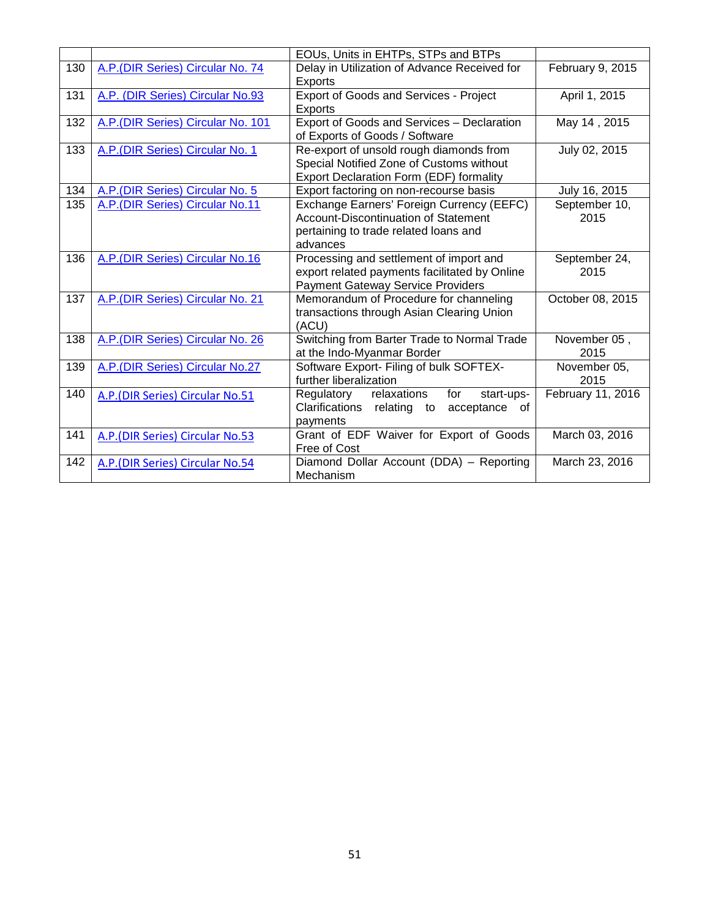| | | | |
|---|---|---|---|
| | | EOUs, Units in EHTPs, STPs and BTPs | |
| 130 | A.P.(DIR Series) Circular No. 74 | Delay in Utilization of Advance Received for Exports | February 9, 2015 |
| 131 | A.P. (DIR Series) Circular No.93 | Export of Goods and Services - Project Exports | April 1, 2015 |
| 132 | A.P.(DIR Series) Circular No. 101 | Export of Goods and Services – Declaration of Exports of Goods / Software | May 14 , 2015 |
| 133 | A.P.(DIR Series) Circular No. 1 | Re-export of unsold rough diamonds from Special Notified Zone of Customs without Export Declaration Form (EDF) formality | July 02, 2015 |
| 134 | A.P.(DIR Series) Circular No. 5 | Export factoring on non-recourse basis | July 16, 2015 |
| 135 | A.P.(DIR Series) Circular No.11 | Exchange Earners' Foreign Currency (EEFC) Account-Discontinuation of Statement pertaining to trade related loans and advances | September 10, 2015 |
| 136 | A.P.(DIR Series) Circular No.16 | Processing and settlement of import and export related payments facilitated by Online Payment Gateway Service Providers | September 24, 2015 |
| 137 | A.P.(DIR Series) Circular No. 21 | Memorandum of Procedure for channeling transactions through Asian Clearing Union (ACU) | October 08, 2015 |
| 138 | A.P.(DIR Series) Circular No. 26 | Switching from Barter Trade to Normal Trade at the Indo-Myanmar Border | November 05 , 2015 |
| 139 | A.P.(DIR Series) Circular No.27 | Software Export- Filing of bulk SOFTEX- further liberalization | November 05, 2015 |
| 140 | A.P.(DIR Series) Circular No.51 | Regulatory relaxations for start-ups- Clarifications relating to acceptance of payments | February 11, 2016 |
| 141 | A.P.(DIR Series) Circular No.53 | Grant of EDF Waiver for Export of Goods Free of Cost | March 03, 2016 |
| 142 | A.P.(DIR Series) Circular No.54 | Diamond Dollar Account (DDA) – Reporting Mechanism | March 23, 2016 |